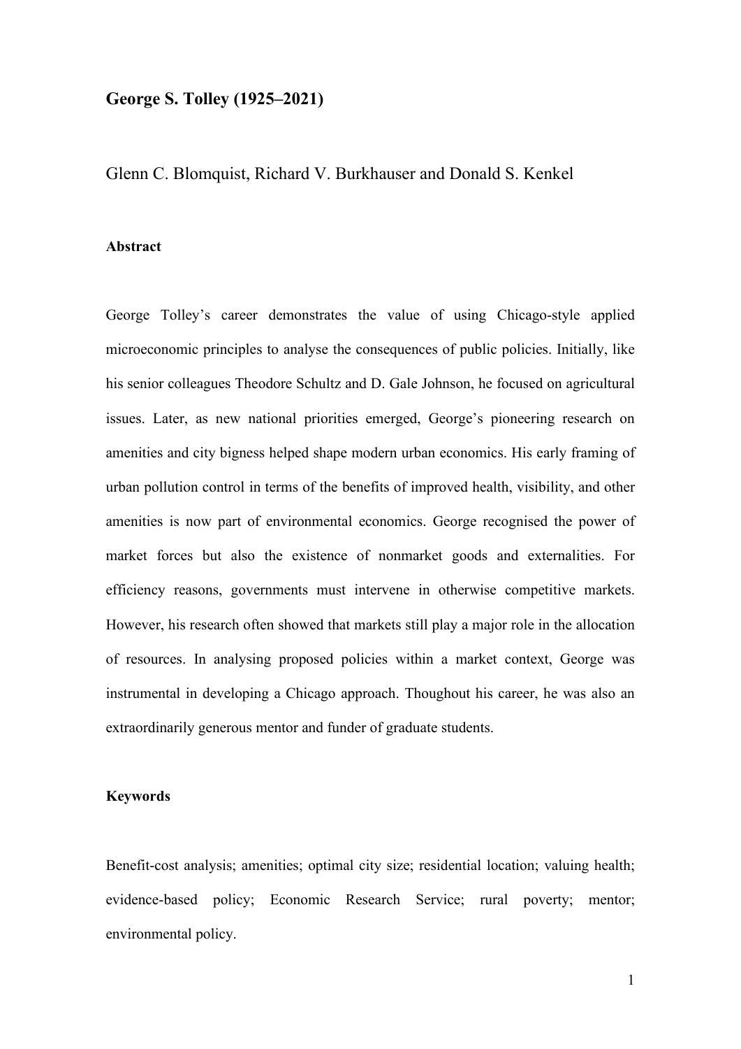# George S. Tolley (1925–2021)

Glenn C. Blomquist, Richard V. Burkhauser and Donald S. Kenkel

### Abstract

George Tolley's career demonstrates the value of using Chicago-style applied microeconomic principles to analyse the consequences of public policies. Initially, like his senior colleagues Theodore Schultz and D. Gale Johnson, he focused on agricultural issues. Later, as new national priorities emerged, George's pioneering research on amenities and city bigness helped shape modern urban economics. His early framing of urban pollution control in terms of the benefits of improved health, visibility, and other amenities is now part of environmental economics. George recognised the power of market forces but also the existence of nonmarket goods and externalities. For efficiency reasons, governments must intervene in otherwise competitive markets. However, his research often showed that markets still play a major role in the allocation of resources. In analysing proposed policies within a market context, George was instrumental in developing a Chicago approach. Thoughout his career, he was also an extraordinarily generous mentor and funder of graduate students.

### Keywords

Benefit-cost analysis; amenities; optimal city size; residential location; valuing health; evidence-based policy; Economic Research Service; rural poverty; mentor; environmental policy.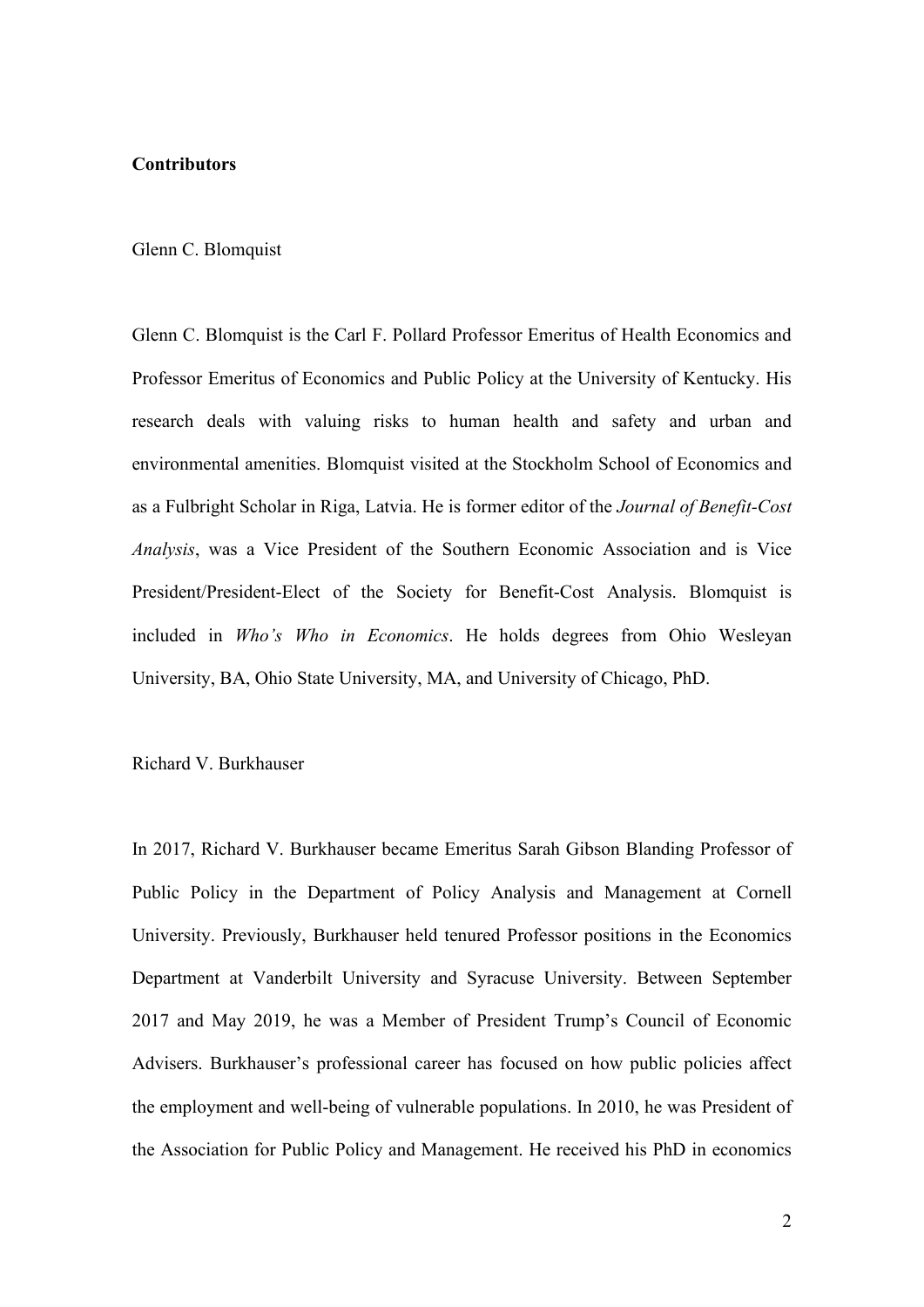**Contributors**

Glenn C. Blomquist

Glenn C. Blomquist is the Carl F. Pollard Professor Emeritus of Health Economics and Professor Emeritus of Economics and Public Policy at the University of Kentucky. His research deals with valuing risks to human health and safety and urban and environmental amenities. Blomquist visited at the Stockholm School of Economics and as a Fulbright Scholar in Riga, Latvia. He is former editor of the *Journal of Benefit-Cost Analysis*, was a Vice President of the Southern Economic Association and is Vice President/President-Elect of the Society for Benefit-Cost Analysis. Blomquist is included in *Who's Who in Economics*. He holds degrees from Ohio Wesleyan University, BA, Ohio State University, MA, and University of Chicago, PhD.

Richard V. Burkhauser

In 2017, Richard V. Burkhauser became Emeritus Sarah Gibson Blanding Professor of Public Policy in the Department of Policy Analysis and Management at Cornell University. Previously, Burkhauser held tenured Professor positions in the Economics Department at Vanderbilt University and Syracuse University. Between September 2017 and May 2019, he was a Member of President Trump's Council of Economic Advisers. Burkhauser's professional career has focused on how public policies affect the employment and well-being of vulnerable populations. In 2010, he was President of the Association for Public Policy and Management. He received his PhD in economics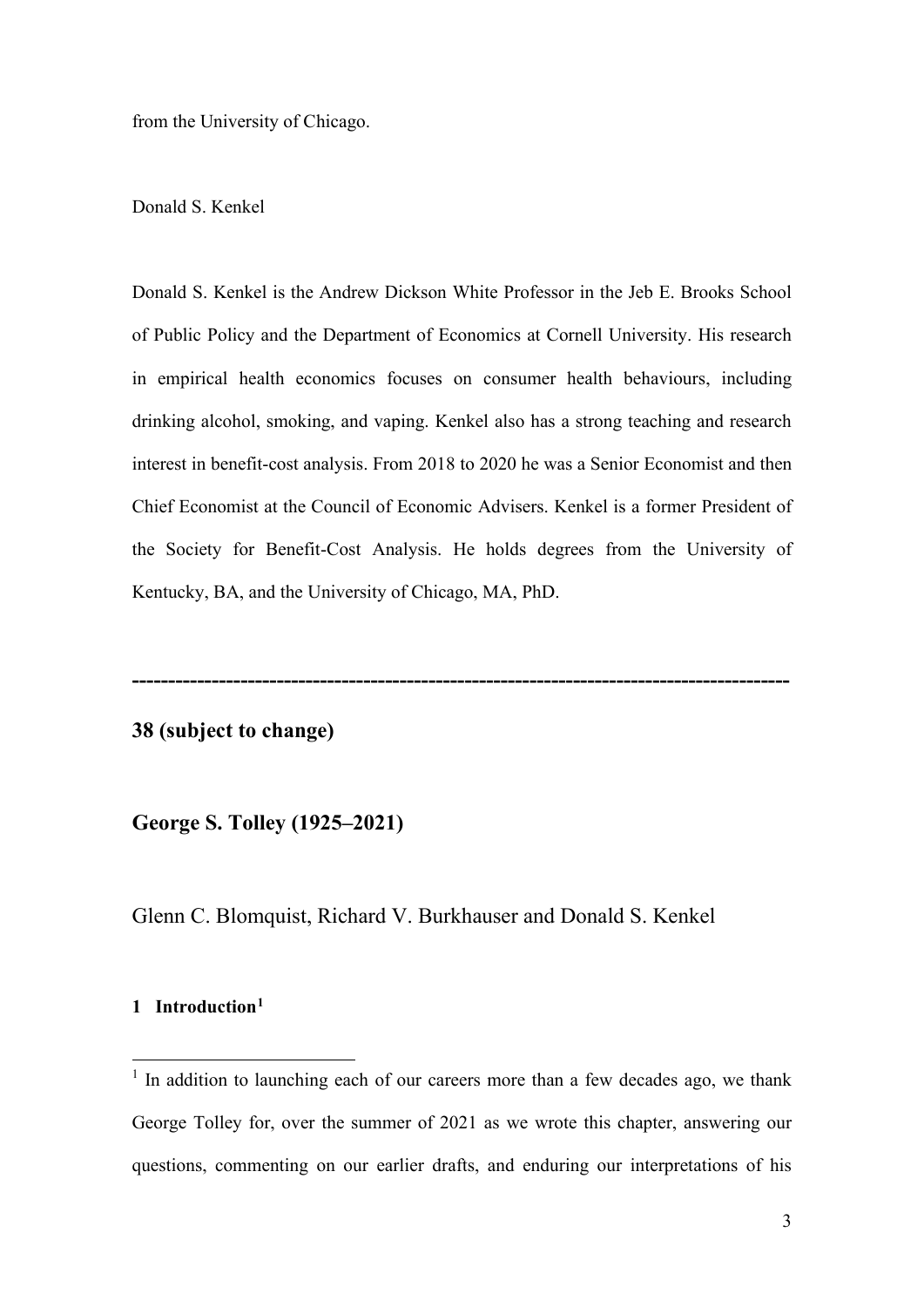from the University of Chicago.

Donald S. Kenkel

Donald S. Kenkel is the Andrew Dickson White Professor in the Jeb E. Brooks School of Public Policy and the Department of Economics at Cornell University. His research in empirical health economics focuses on consumer health behaviours, including drinking alcohol, smoking, and vaping. Kenkel also has a strong teaching and research interest in benefit-cost analysis. From 2018 to 2020 he was a Senior Economist and then Chief Economist at the Council of Economic Advisers. Kenkel is a former President of the Society for Benefit-Cost Analysis. He holds degrees from the University of Kentucky, BA, and the University of Chicago, MA, PhD.

---------------------------------------------------------------------------------------

**38 (subject to change)**

# George S. Tolley (1925–2021)

Glenn C. Blomquist, Richard V. Burkhauser and Donald S. Kenkel

## 1 Introduction[1]

[1] In addition to launching each of our careers more than a few decades ago, we thank George Tolley for, over the summer of 2021 as we wrote this chapter, answering our questions, commenting on our earlier drafts, and enduring our interpretations of his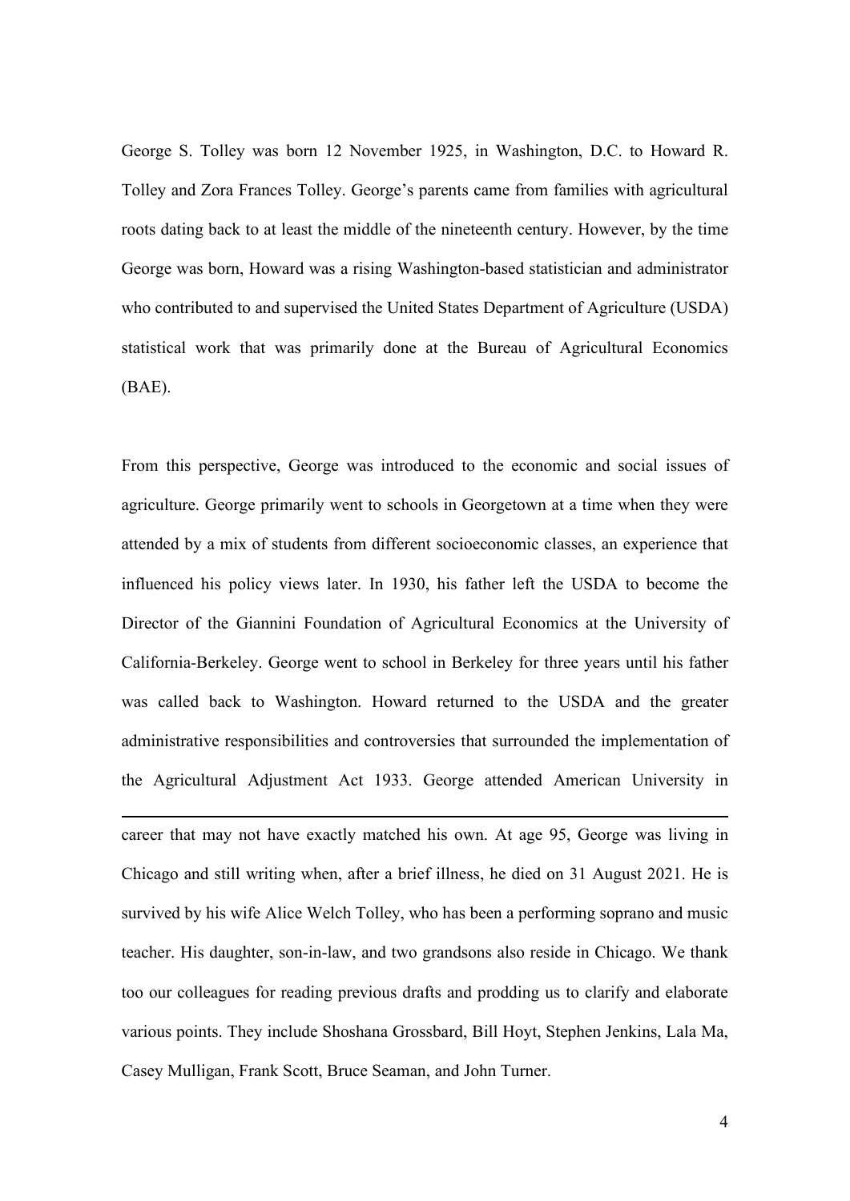George S. Tolley was born 12 November 1925, in Washington, D.C. to Howard R. Tolley and Zora Frances Tolley. George's parents came from families with agricultural roots dating back to at least the middle of the nineteenth century. However, by the time George was born, Howard was a rising Washington-based statistician and administrator who contributed to and supervised the United States Department of Agriculture (USDA) statistical work that was primarily done at the Bureau of Agricultural Economics (BAE).

From this perspective, George was introduced to the economic and social issues of agriculture. George primarily went to schools in Georgetown at a time when they were attended by a mix of students from different socioeconomic classes, an experience that influenced his policy views later. In 1930, his father left the USDA to become the Director of the Giannini Foundation of Agricultural Economics at the University of California-Berkeley. George went to school in Berkeley for three years until his father was called back to Washington. Howard returned to the USDA and the greater administrative responsibilities and controversies that surrounded the implementation of the Agricultural Adjustment Act 1933. George attended American University in

---

career that may not have exactly matched his own. At age 95, George was living in Chicago and still writing when, after a brief illness, he died on 31 August 2021. He is survived by his wife Alice Welch Tolley, who has been a performing soprano and music teacher. His daughter, son-in-law, and two grandsons also reside in Chicago. We thank too our colleagues for reading previous drafts and prodding us to clarify and elaborate various points. They include Shoshana Grossbard, Bill Hoyt, Stephen Jenkins, Lala Ma, Casey Mulligan, Frank Scott, Bruce Seaman, and John Turner.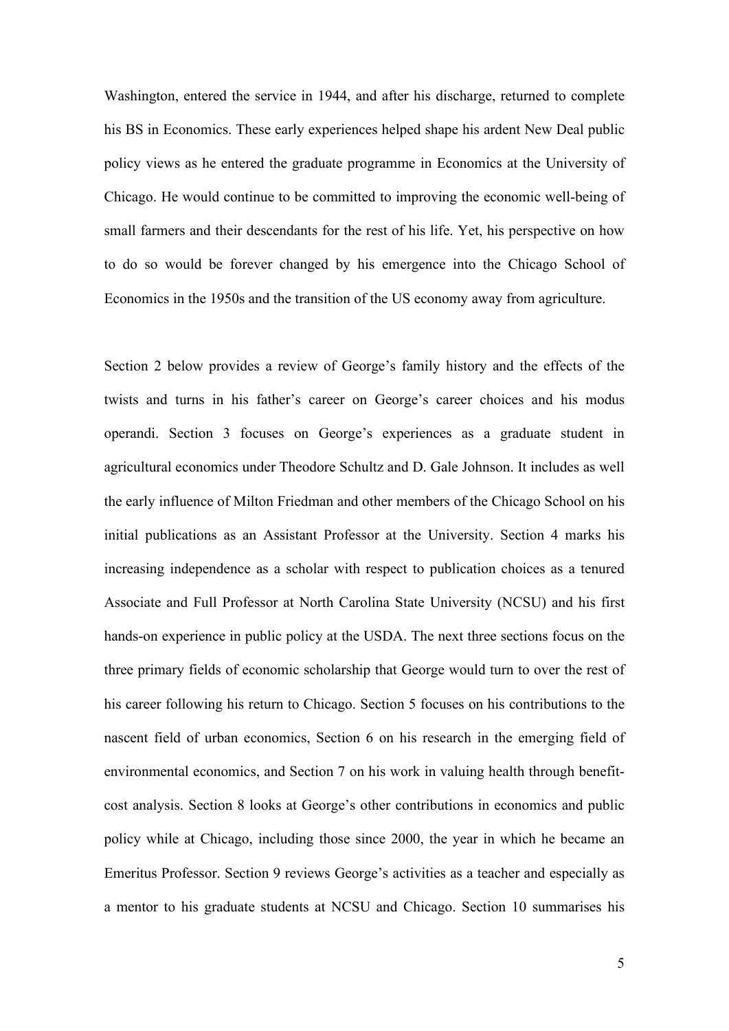Washington, entered the service in 1944, and after his discharge, returned to complete his BS in Economics. These early experiences helped shape his ardent New Deal public policy views as he entered the graduate programme in Economics at the University of Chicago. He would continue to be committed to improving the economic well-being of small farmers and their descendants for the rest of his life. Yet, his perspective on how to do so would be forever changed by his emergence into the Chicago School of Economics in the 1950s and the transition of the US economy away from agriculture.

Section 2 below provides a review of George's family history and the effects of the twists and turns in his father's career on George's career choices and his modus operandi. Section 3 focuses on George's experiences as a graduate student in agricultural economics under Theodore Schultz and D. Gale Johnson. It includes as well the early influence of Milton Friedman and other members of the Chicago School on his initial publications as an Assistant Professor at the University. Section 4 marks his increasing independence as a scholar with respect to publication choices as a tenured Associate and Full Professor at North Carolina State University (NCSU) and his first hands-on experience in public policy at the USDA. The next three sections focus on the three primary fields of economic scholarship that George would turn to over the rest of his career following his return to Chicago. Section 5 focuses on his contributions to the nascent field of urban economics, Section 6 on his research in the emerging field of environmental economics, and Section 7 on his work in valuing health through benefit-cost analysis. Section 8 looks at George's other contributions in economics and public policy while at Chicago, including those since 2000, the year in which he became an Emeritus Professor. Section 9 reviews George's activities as a teacher and especially as a mentor to his graduate students at NCSU and Chicago. Section 10 summarises his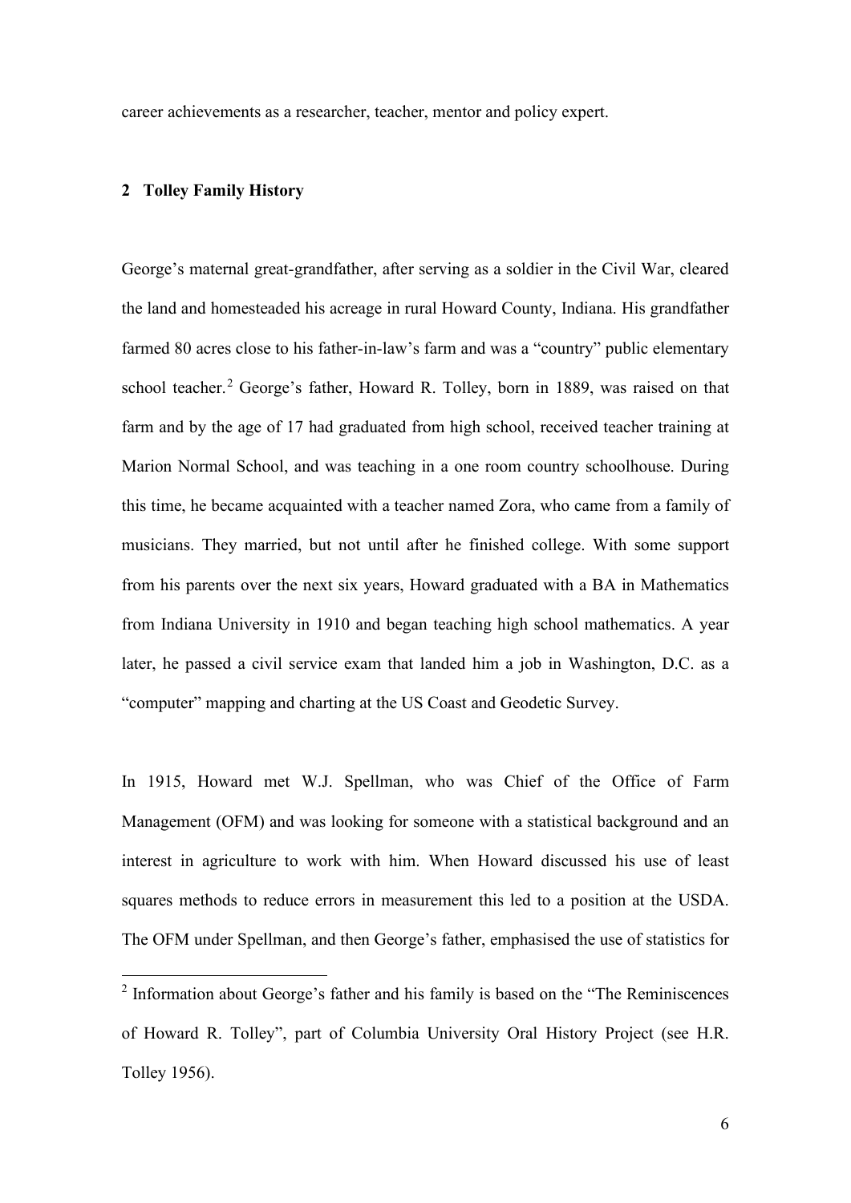career achievements as a researcher, teacher, mentor and policy expert.

## 2 Tolley Family History

George's maternal great-grandfather, after serving as a soldier in the Civil War, cleared the land and homesteaded his acreage in rural Howard County, Indiana. His grandfather farmed 80 acres close to his father-in-law's farm and was a "country" public elementary school teacher.[2] George's father, Howard R. Tolley, born in 1889, was raised on that farm and by the age of 17 had graduated from high school, received teacher training at Marion Normal School, and was teaching in a one room country schoolhouse. During this time, he became acquainted with a teacher named Zora, who came from a family of musicians. They married, but not until after he finished college. With some support from his parents over the next six years, Howard graduated with a BA in Mathematics from Indiana University in 1910 and began teaching high school mathematics. A year later, he passed a civil service exam that landed him a job in Washington, D.C. as a "computer" mapping and charting at the US Coast and Geodetic Survey.

In 1915, Howard met W.J. Spellman, who was Chief of the Office of Farm Management (OFM) and was looking for someone with a statistical background and an interest in agriculture to work with him. When Howard discussed his use of least squares methods to reduce errors in measurement this led to a position at the USDA. The OFM under Spellman, and then George's father, emphasised the use of statistics for

[2] Information about George's father and his family is based on the "The Reminiscences of Howard R. Tolley", part of Columbia University Oral History Project (see H.R. Tolley 1956).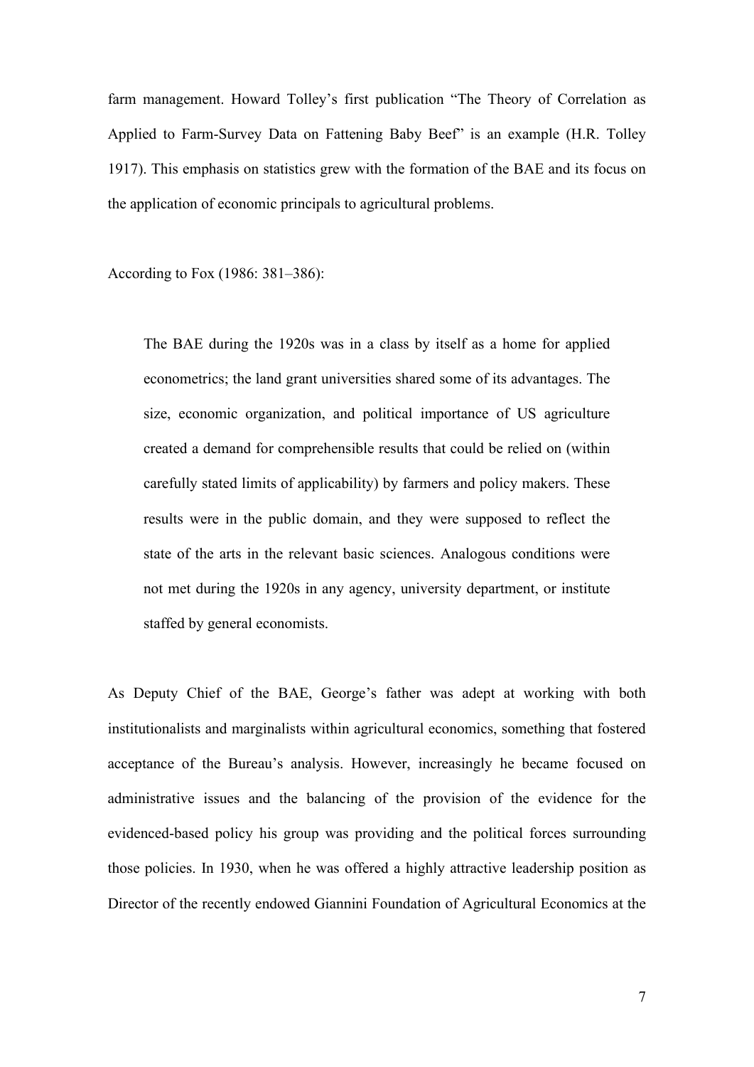farm management. Howard Tolley's first publication "The Theory of Correlation as Applied to Farm-Survey Data on Fattening Baby Beef" is an example (H.R. Tolley 1917). This emphasis on statistics grew with the formation of the BAE and its focus on the application of economic principals to agricultural problems.

According to Fox (1986: 381–386):

> The BAE during the 1920s was in a class by itself as a home for applied econometrics; the land grant universities shared some of its advantages. The size, economic organization, and political importance of US agriculture created a demand for comprehensible results that could be relied on (within carefully stated limits of applicability) by farmers and policy makers. These results were in the public domain, and they were supposed to reflect the state of the arts in the relevant basic sciences. Analogous conditions were not met during the 1920s in any agency, university department, or institute staffed by general economists.

As Deputy Chief of the BAE, George's father was adept at working with both institutionalists and marginalists within agricultural economics, something that fostered acceptance of the Bureau's analysis. However, increasingly he became focused on administrative issues and the balancing of the provision of the evidence for the evidenced-based policy his group was providing and the political forces surrounding those policies. In 1930, when he was offered a highly attractive leadership position as Director of the recently endowed Giannini Foundation of Agricultural Economics at the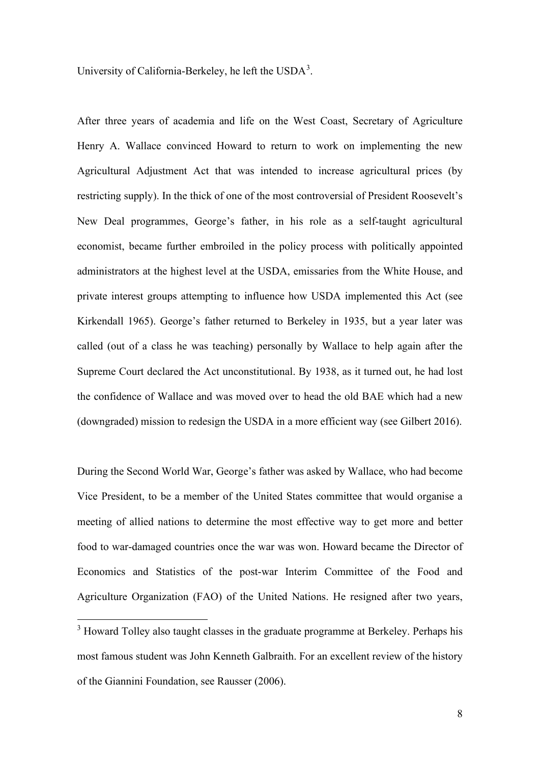University of California-Berkeley, he left the USDA[3].

After three years of academia and life on the West Coast, Secretary of Agriculture Henry A. Wallace convinced Howard to return to work on implementing the new Agricultural Adjustment Act that was intended to increase agricultural prices (by restricting supply). In the thick of one of the most controversial of President Roosevelt's New Deal programmes, George's father, in his role as a self-taught agricultural economist, became further embroiled in the policy process with politically appointed administrators at the highest level at the USDA, emissaries from the White House, and private interest groups attempting to influence how USDA implemented this Act (see Kirkendall 1965). George's father returned to Berkeley in 1935, but a year later was called (out of a class he was teaching) personally by Wallace to help again after the Supreme Court declared the Act unconstitutional. By 1938, as it turned out, he had lost the confidence of Wallace and was moved over to head the old BAE which had a new (downgraded) mission to redesign the USDA in a more efficient way (see Gilbert 2016).

During the Second World War, George's father was asked by Wallace, who had become Vice President, to be a member of the United States committee that would organise a meeting of allied nations to determine the most effective way to get more and better food to war-damaged countries once the war was won. Howard became the Director of Economics and Statistics of the post-war Interim Committee of the Food and Agriculture Organization (FAO) of the United Nations. He resigned after two years,

[3] Howard Tolley also taught classes in the graduate programme at Berkeley. Perhaps his most famous student was John Kenneth Galbraith. For an excellent review of the history of the Giannini Foundation, see Rausser (2006).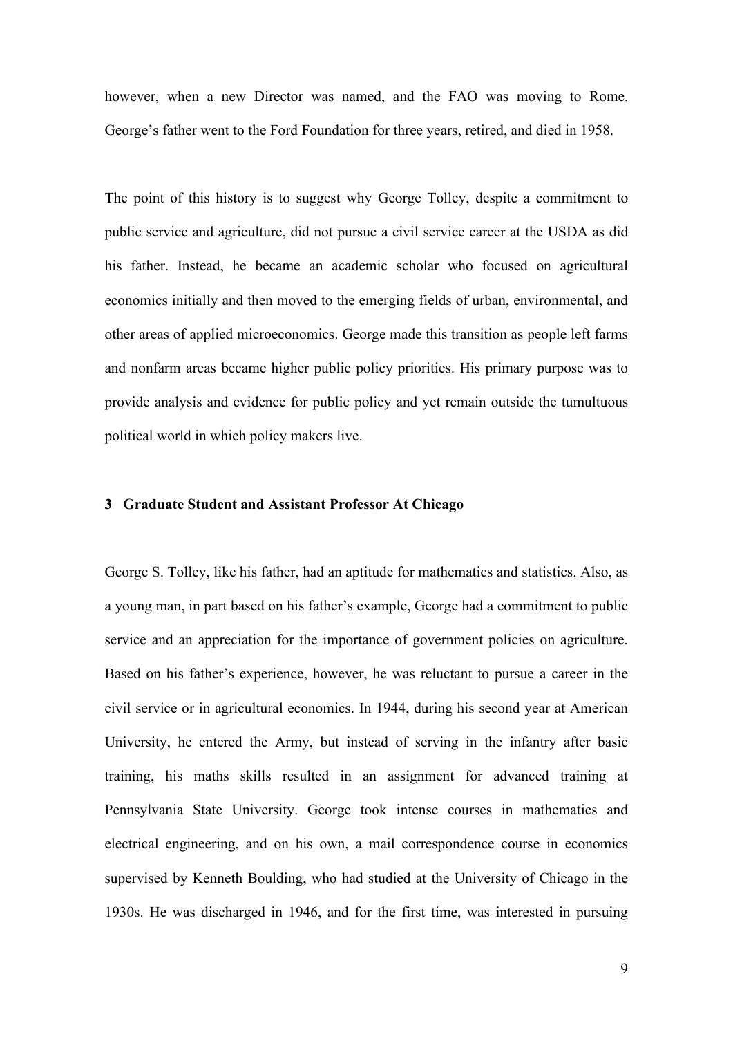however, when a new Director was named, and the FAO was moving to Rome. George's father went to the Ford Foundation for three years, retired, and died in 1958.

The point of this history is to suggest why George Tolley, despite a commitment to public service and agriculture, did not pursue a civil service career at the USDA as did his father. Instead, he became an academic scholar who focused on agricultural economics initially and then moved to the emerging fields of urban, environmental, and other areas of applied microeconomics. George made this transition as people left farms and nonfarm areas became higher public policy priorities. His primary purpose was to provide analysis and evidence for public policy and yet remain outside the tumultuous political world in which policy makers live.

## 3 Graduate Student and Assistant Professor At Chicago

George S. Tolley, like his father, had an aptitude for mathematics and statistics. Also, as a young man, in part based on his father's example, George had a commitment to public service and an appreciation for the importance of government policies on agriculture. Based on his father's experience, however, he was reluctant to pursue a career in the civil service or in agricultural economics. In 1944, during his second year at American University, he entered the Army, but instead of serving in the infantry after basic training, his maths skills resulted in an assignment for advanced training at Pennsylvania State University. George took intense courses in mathematics and electrical engineering, and on his own, a mail correspondence course in economics supervised by Kenneth Boulding, who had studied at the University of Chicago in the 1930s. He was discharged in 1946, and for the first time, was interested in pursuing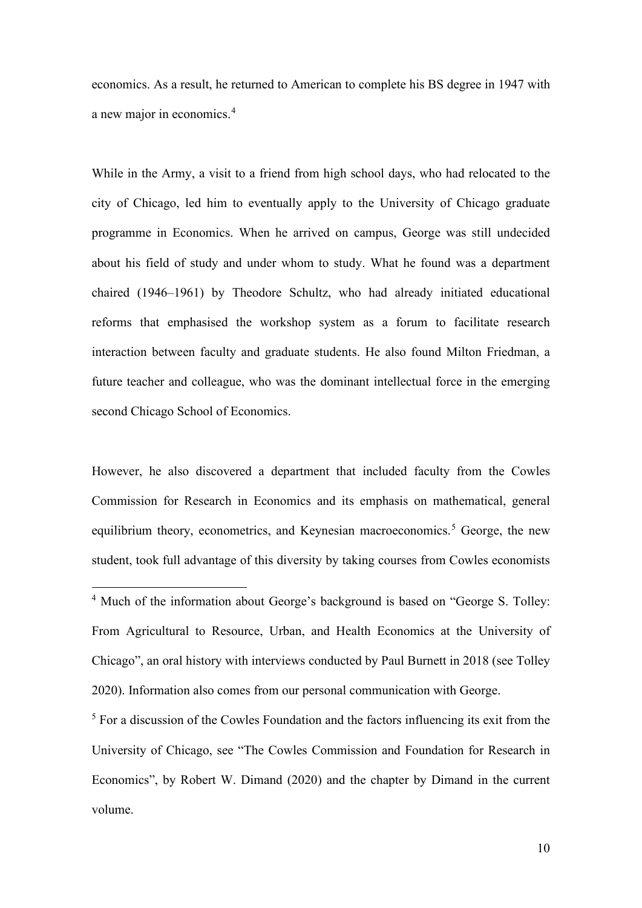economics. As a result, he returned to American to complete his BS degree in 1947 with a new major in economics.[4]

While in the Army, a visit to a friend from high school days, who had relocated to the city of Chicago, led him to eventually apply to the University of Chicago graduate programme in Economics. When he arrived on campus, George was still undecided about his field of study and under whom to study. What he found was a department chaired (1946–1961) by Theodore Schultz, who had already initiated educational reforms that emphasised the workshop system as a forum to facilitate research interaction between faculty and graduate students. He also found Milton Friedman, a future teacher and colleague, who was the dominant intellectual force in the emerging second Chicago School of Economics.

However, he also discovered a department that included faculty from the Cowles Commission for Research in Economics and its emphasis on mathematical, general equilibrium theory, econometrics, and Keynesian macroeconomics.[5] George, the new student, took full advantage of this diversity by taking courses from Cowles economists

---

[4] Much of the information about George's background is based on "George S. Tolley: From Agricultural to Resource, Urban, and Health Economics at the University of Chicago", an oral history with interviews conducted by Paul Burnett in 2018 (see Tolley 2020). Information also comes from our personal communication with George.

[5] For a discussion of the Cowles Foundation and the factors influencing its exit from the University of Chicago, see "The Cowles Commission and Foundation for Research in Economics", by Robert W. Dimand (2020) and the chapter by Dimand in the current volume.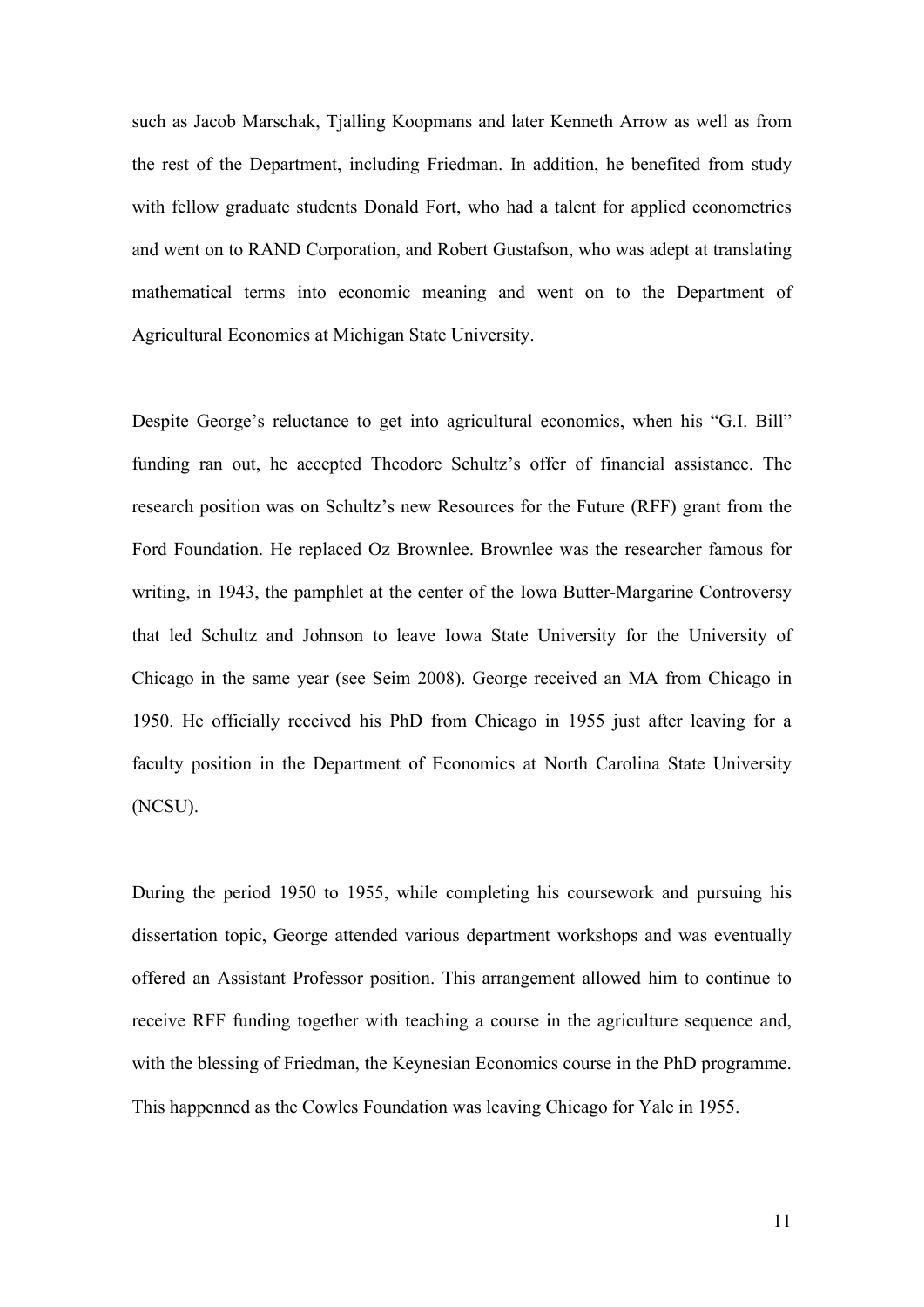such as Jacob Marschak, Tjalling Koopmans and later Kenneth Arrow as well as from the rest of the Department, including Friedman. In addition, he benefited from study with fellow graduate students Donald Fort, who had a talent for applied econometrics and went on to RAND Corporation, and Robert Gustafson, who was adept at translating mathematical terms into economic meaning and went on to the Department of Agricultural Economics at Michigan State University.

Despite George's reluctance to get into agricultural economics, when his "G.I. Bill" funding ran out, he accepted Theodore Schultz's offer of financial assistance. The research position was on Schultz's new Resources for the Future (RFF) grant from the Ford Foundation. He replaced Oz Brownlee. Brownlee was the researcher famous for writing, in 1943, the pamphlet at the center of the Iowa Butter-Margarine Controversy that led Schultz and Johnson to leave Iowa State University for the University of Chicago in the same year (see Seim 2008). George received an MA from Chicago in 1950. He officially received his PhD from Chicago in 1955 just after leaving for a faculty position in the Department of Economics at North Carolina State University (NCSU).

During the period 1950 to 1955, while completing his coursework and pursuing his dissertation topic, George attended various department workshops and was eventually offered an Assistant Professor position. This arrangement allowed him to continue to receive RFF funding together with teaching a course in the agriculture sequence and, with the blessing of Friedman, the Keynesian Economics course in the PhD programme. This happenned as the Cowles Foundation was leaving Chicago for Yale in 1955.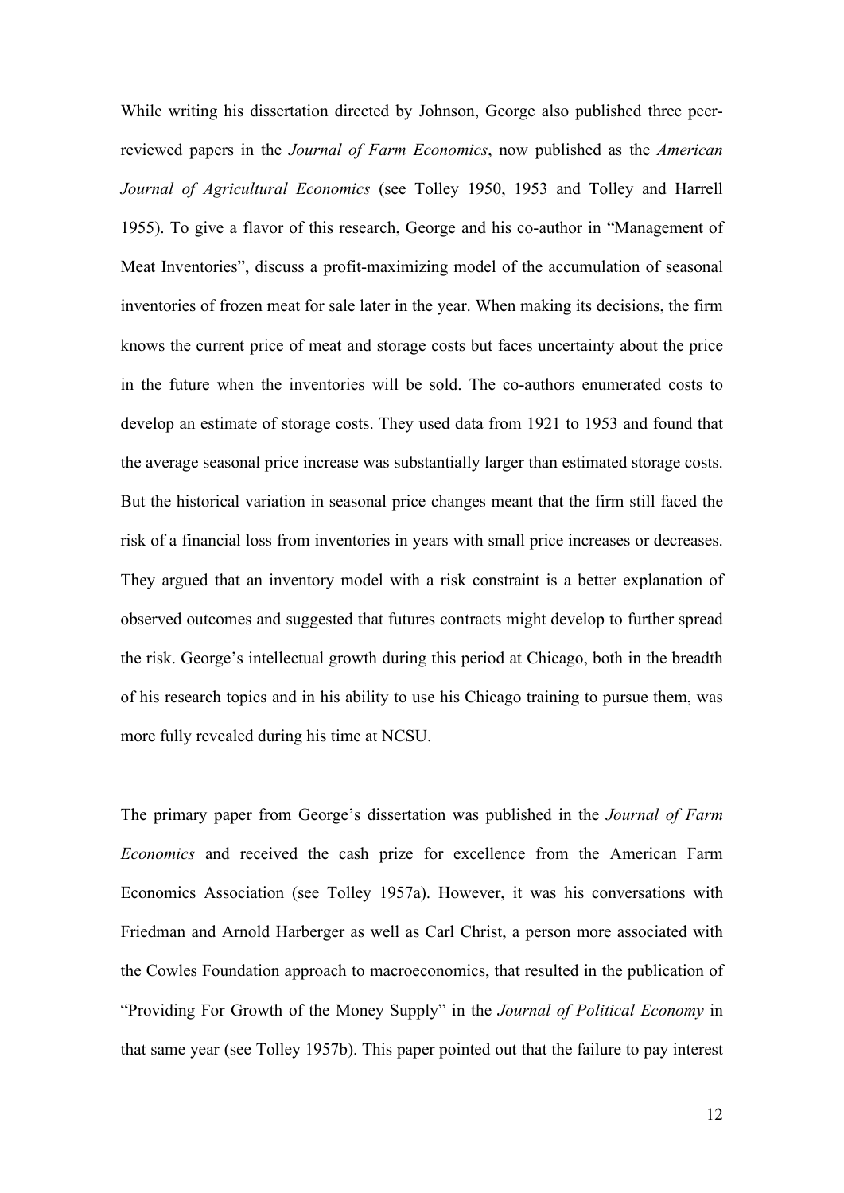While writing his dissertation directed by Johnson, George also published three peer-reviewed papers in the *Journal of Farm Economics*, now published as the *American Journal of Agricultural Economics* (see Tolley 1950, 1953 and Tolley and Harrell 1955). To give a flavor of this research, George and his co-author in "Management of Meat Inventories", discuss a profit-maximizing model of the accumulation of seasonal inventories of frozen meat for sale later in the year. When making its decisions, the firm knows the current price of meat and storage costs but faces uncertainty about the price in the future when the inventories will be sold. The co-authors enumerated costs to develop an estimate of storage costs. They used data from 1921 to 1953 and found that the average seasonal price increase was substantially larger than estimated storage costs. But the historical variation in seasonal price changes meant that the firm still faced the risk of a financial loss from inventories in years with small price increases or decreases. They argued that an inventory model with a risk constraint is a better explanation of observed outcomes and suggested that futures contracts might develop to further spread the risk. George's intellectual growth during this period at Chicago, both in the breadth of his research topics and in his ability to use his Chicago training to pursue them, was more fully revealed during his time at NCSU.

The primary paper from George's dissertation was published in the *Journal of Farm Economics* and received the cash prize for excellence from the American Farm Economics Association (see Tolley 1957a). However, it was his conversations with Friedman and Arnold Harberger as well as Carl Christ, a person more associated with the Cowles Foundation approach to macroeconomics, that resulted in the publication of "Providing For Growth of the Money Supply" in the *Journal of Political Economy* in that same year (see Tolley 1957b). This paper pointed out that the failure to pay interest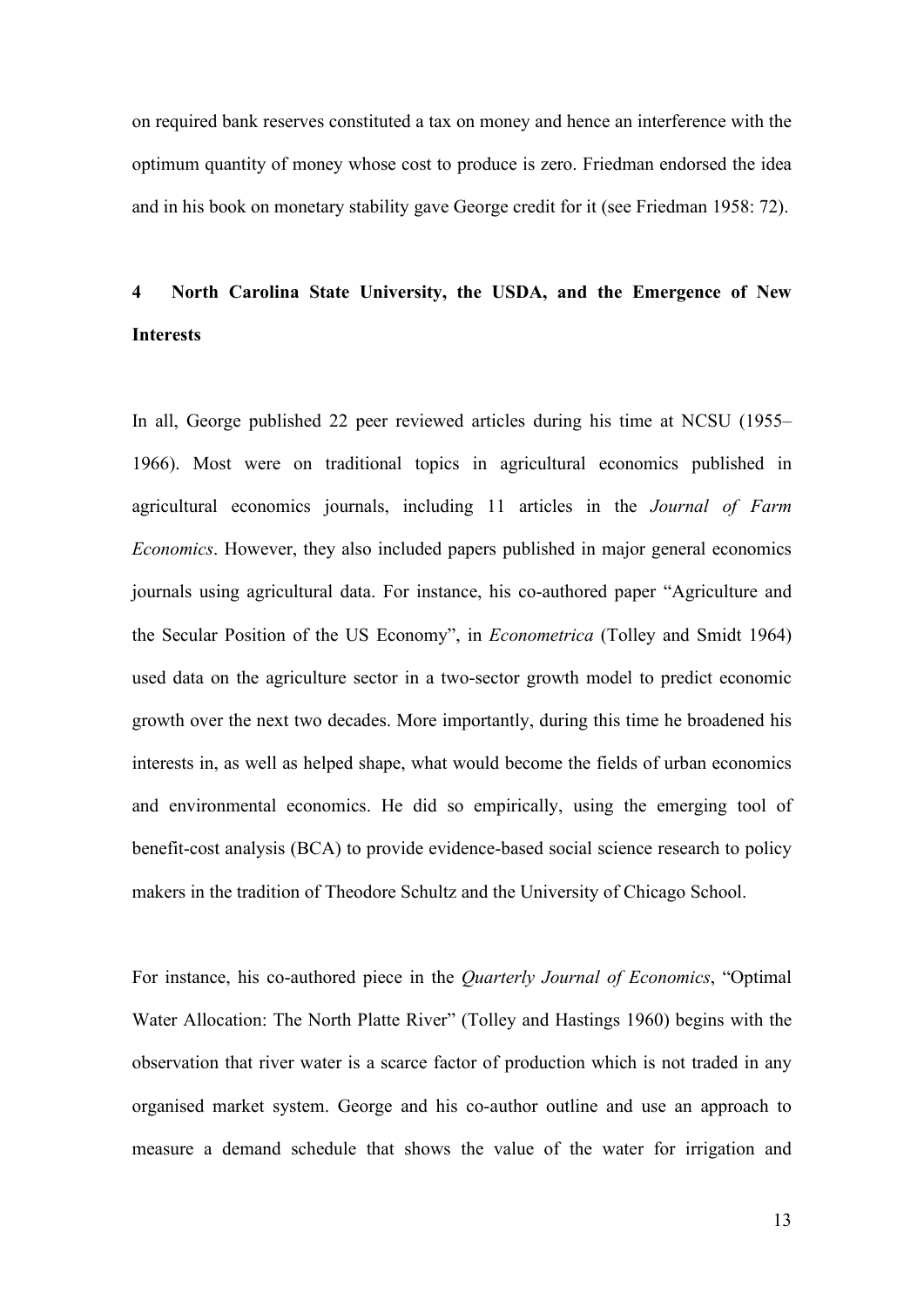on required bank reserves constituted a tax on money and hence an interference with the optimum quantity of money whose cost to produce is zero. Friedman endorsed the idea and in his book on monetary stability gave George credit for it (see Friedman 1958: 72).

## 4 North Carolina State University, the USDA, and the Emergence of New Interests

In all, George published 22 peer reviewed articles during his time at NCSU (1955–1966). Most were on traditional topics in agricultural economics published in agricultural economics journals, including 11 articles in the *Journal of Farm Economics*. However, they also included papers published in major general economics journals using agricultural data. For instance, his co-authored paper "Agriculture and the Secular Position of the US Economy", in *Econometrica* (Tolley and Smidt 1964) used data on the agriculture sector in a two-sector growth model to predict economic growth over the next two decades. More importantly, during this time he broadened his interests in, as well as helped shape, what would become the fields of urban economics and environmental economics. He did so empirically, using the emerging tool of benefit-cost analysis (BCA) to provide evidence-based social science research to policy makers in the tradition of Theodore Schultz and the University of Chicago School.

For instance, his co-authored piece in the *Quarterly Journal of Economics*, "Optimal Water Allocation: The North Platte River" (Tolley and Hastings 1960) begins with the observation that river water is a scarce factor of production which is not traded in any organised market system. George and his co-author outline and use an approach to measure a demand schedule that shows the value of the water for irrigation and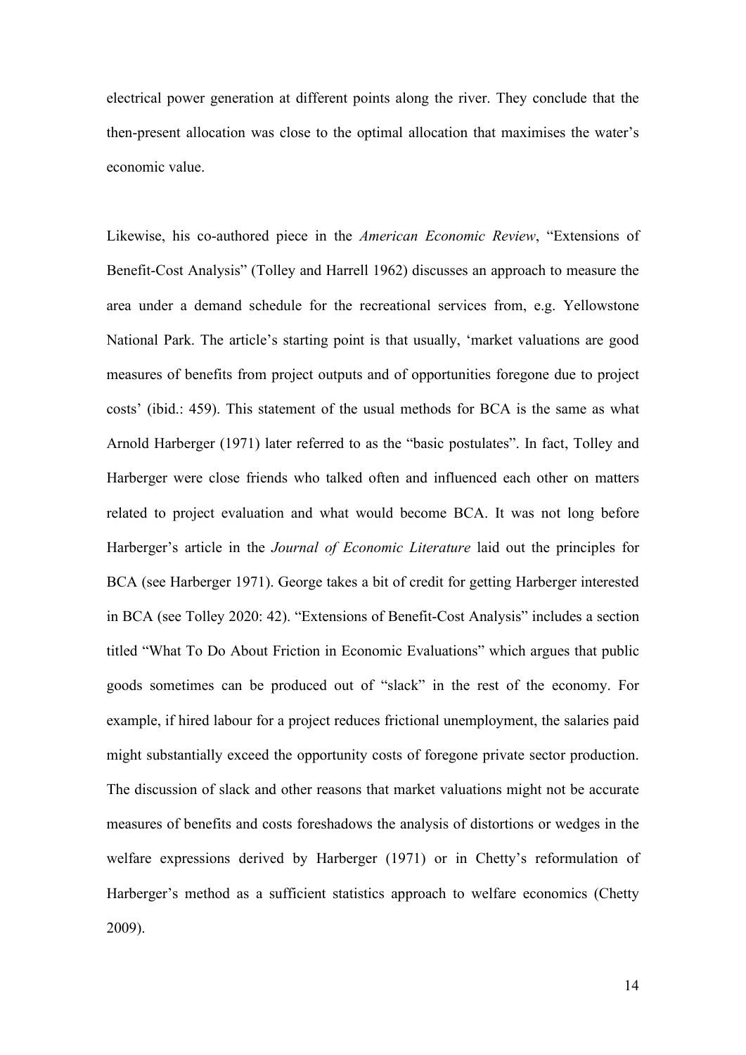electrical power generation at different points along the river. They conclude that the then-present allocation was close to the optimal allocation that maximises the water's economic value.

Likewise, his co-authored piece in the *American Economic Review*, "Extensions of Benefit-Cost Analysis" (Tolley and Harrell 1962) discusses an approach to measure the area under a demand schedule for the recreational services from, e.g. Yellowstone National Park. The article's starting point is that usually, 'market valuations are good measures of benefits from project outputs and of opportunities foregone due to project costs' (ibid.: 459). This statement of the usual methods for BCA is the same as what Arnold Harberger (1971) later referred to as the "basic postulates". In fact, Tolley and Harberger were close friends who talked often and influenced each other on matters related to project evaluation and what would become BCA. It was not long before Harberger's article in the *Journal of Economic Literature* laid out the principles for BCA (see Harberger 1971). George takes a bit of credit for getting Harberger interested in BCA (see Tolley 2020: 42). "Extensions of Benefit-Cost Analysis" includes a section titled "What To Do About Friction in Economic Evaluations" which argues that public goods sometimes can be produced out of "slack" in the rest of the economy. For example, if hired labour for a project reduces frictional unemployment, the salaries paid might substantially exceed the opportunity costs of foregone private sector production. The discussion of slack and other reasons that market valuations might not be accurate measures of benefits and costs foreshadows the analysis of distortions or wedges in the welfare expressions derived by Harberger (1971) or in Chetty's reformulation of Harberger's method as a sufficient statistics approach to welfare economics (Chetty 2009).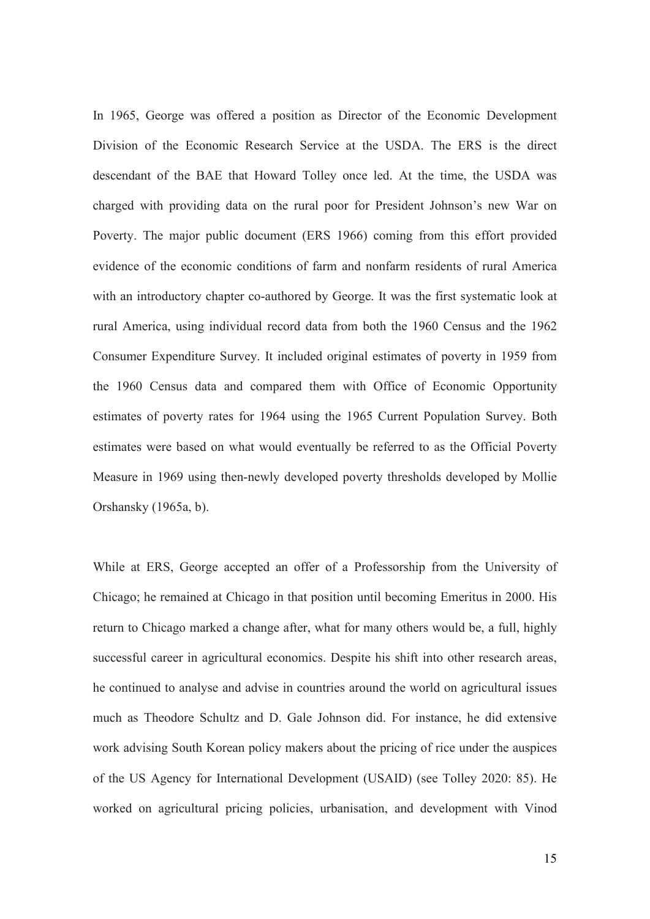In 1965, George was offered a position as Director of the Economic Development Division of the Economic Research Service at the USDA. The ERS is the direct descendant of the BAE that Howard Tolley once led. At the time, the USDA was charged with providing data on the rural poor for President Johnson's new War on Poverty. The major public document (ERS 1966) coming from this effort provided evidence of the economic conditions of farm and nonfarm residents of rural America with an introductory chapter co-authored by George. It was the first systematic look at rural America, using individual record data from both the 1960 Census and the 1962 Consumer Expenditure Survey. It included original estimates of poverty in 1959 from the 1960 Census data and compared them with Office of Economic Opportunity estimates of poverty rates for 1964 using the 1965 Current Population Survey. Both estimates were based on what would eventually be referred to as the Official Poverty Measure in 1969 using then-newly developed poverty thresholds developed by Mollie Orshansky (1965a, b).

While at ERS, George accepted an offer of a Professorship from the University of Chicago; he remained at Chicago in that position until becoming Emeritus in 2000. His return to Chicago marked a change after, what for many others would be, a full, highly successful career in agricultural economics. Despite his shift into other research areas, he continued to analyse and advise in countries around the world on agricultural issues much as Theodore Schultz and D. Gale Johnson did. For instance, he did extensive work advising South Korean policy makers about the pricing of rice under the auspices of the US Agency for International Development (USAID) (see Tolley 2020: 85). He worked on agricultural pricing policies, urbanisation, and development with Vinod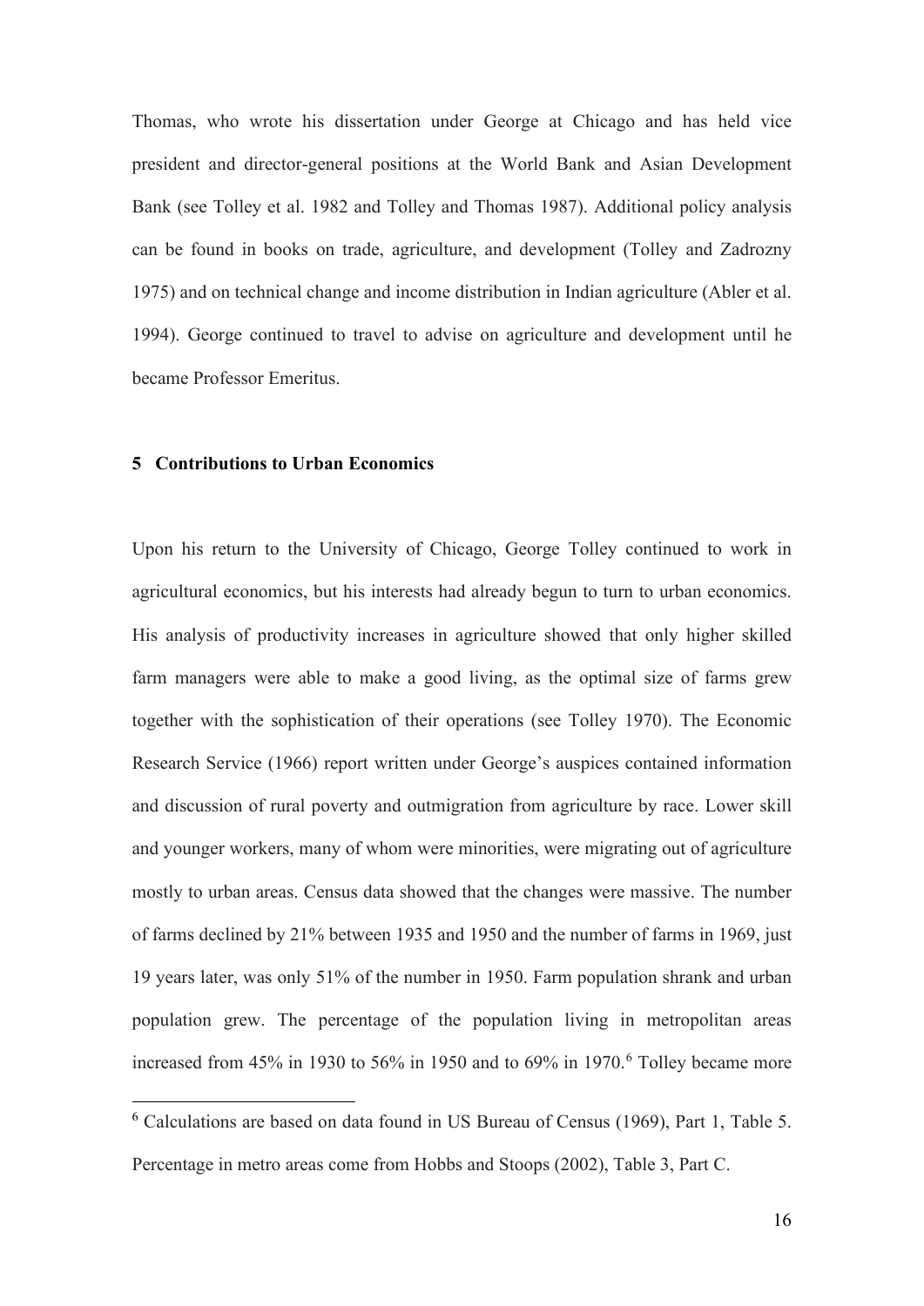Thomas, who wrote his dissertation under George at Chicago and has held vice president and director-general positions at the World Bank and Asian Development Bank (see Tolley et al. 1982 and Tolley and Thomas 1987). Additional policy analysis can be found in books on trade, agriculture, and development (Tolley and Zadrozny 1975) and on technical change and income distribution in Indian agriculture (Abler et al. 1994). George continued to travel to advise on agriculture and development until he became Professor Emeritus.

## 5 Contributions to Urban Economics

Upon his return to the University of Chicago, George Tolley continued to work in agricultural economics, but his interests had already begun to turn to urban economics. His analysis of productivity increases in agriculture showed that only higher skilled farm managers were able to make a good living, as the optimal size of farms grew together with the sophistication of their operations (see Tolley 1970). The Economic Research Service (1966) report written under George's auspices contained information and discussion of rural poverty and outmigration from agriculture by race. Lower skill and younger workers, many of whom were minorities, were migrating out of agriculture mostly to urban areas. Census data showed that the changes were massive. The number of farms declined by 21% between 1935 and 1950 and the number of farms in 1969, just 19 years later, was only 51% of the number in 1950. Farm population shrank and urban population grew. The percentage of the population living in metropolitan areas increased from 45% in 1930 to 56% in 1950 and to 69% in 1970.[6] Tolley became more

[6] Calculations are based on data found in US Bureau of Census (1969), Part 1, Table 5. Percentage in metro areas come from Hobbs and Stoops (2002), Table 3, Part C.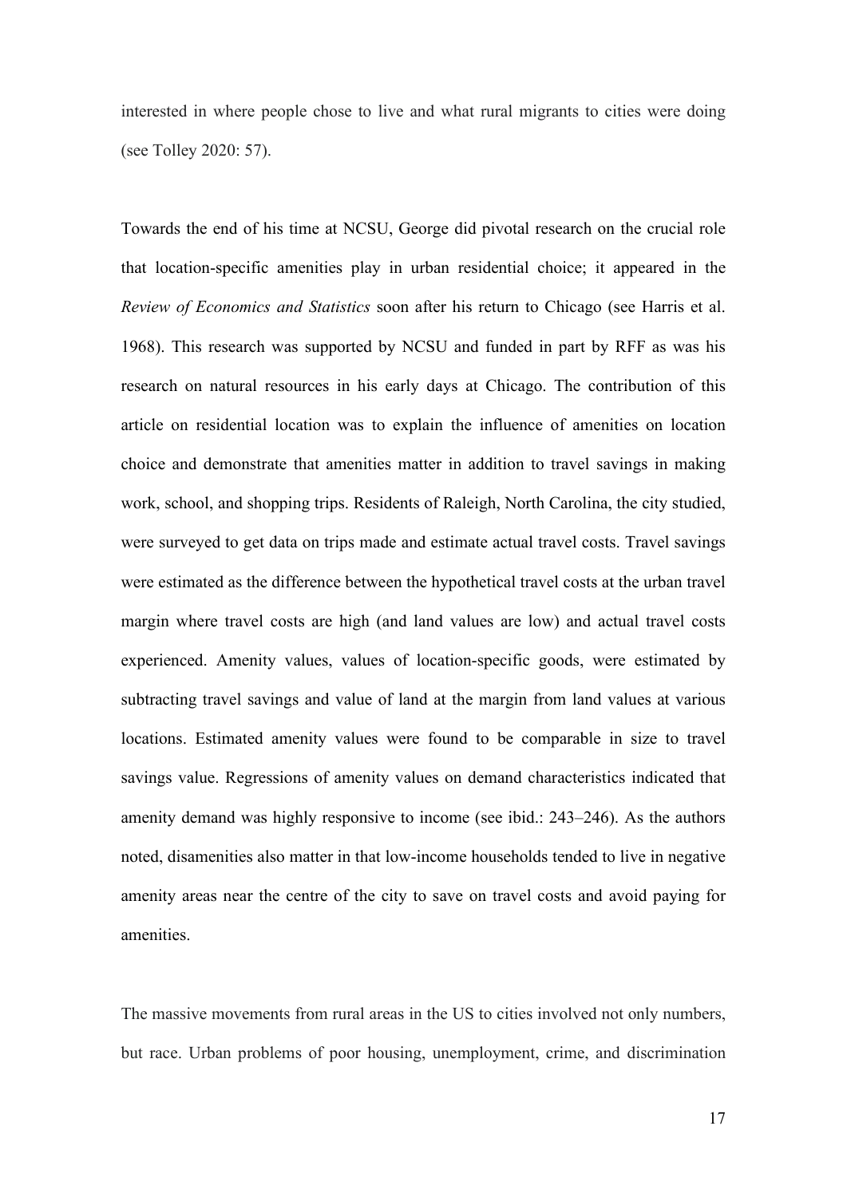interested in where people chose to live and what rural migrants to cities were doing (see Tolley 2020: 57).

Towards the end of his time at NCSU, George did pivotal research on the crucial role that location-specific amenities play in urban residential choice; it appeared in the *Review of Economics and Statistics* soon after his return to Chicago (see Harris et al. 1968). This research was supported by NCSU and funded in part by RFF as was his research on natural resources in his early days at Chicago. The contribution of this article on residential location was to explain the influence of amenities on location choice and demonstrate that amenities matter in addition to travel savings in making work, school, and shopping trips. Residents of Raleigh, North Carolina, the city studied, were surveyed to get data on trips made and estimate actual travel costs. Travel savings were estimated as the difference between the hypothetical travel costs at the urban travel margin where travel costs are high (and land values are low) and actual travel costs experienced. Amenity values, values of location-specific goods, were estimated by subtracting travel savings and value of land at the margin from land values at various locations. Estimated amenity values were found to be comparable in size to travel savings value. Regressions of amenity values on demand characteristics indicated that amenity demand was highly responsive to income (see ibid.: 243–246). As the authors noted, disamenities also matter in that low-income households tended to live in negative amenity areas near the centre of the city to save on travel costs and avoid paying for amenities.

The massive movements from rural areas in the US to cities involved not only numbers, but race. Urban problems of poor housing, unemployment, crime, and discrimination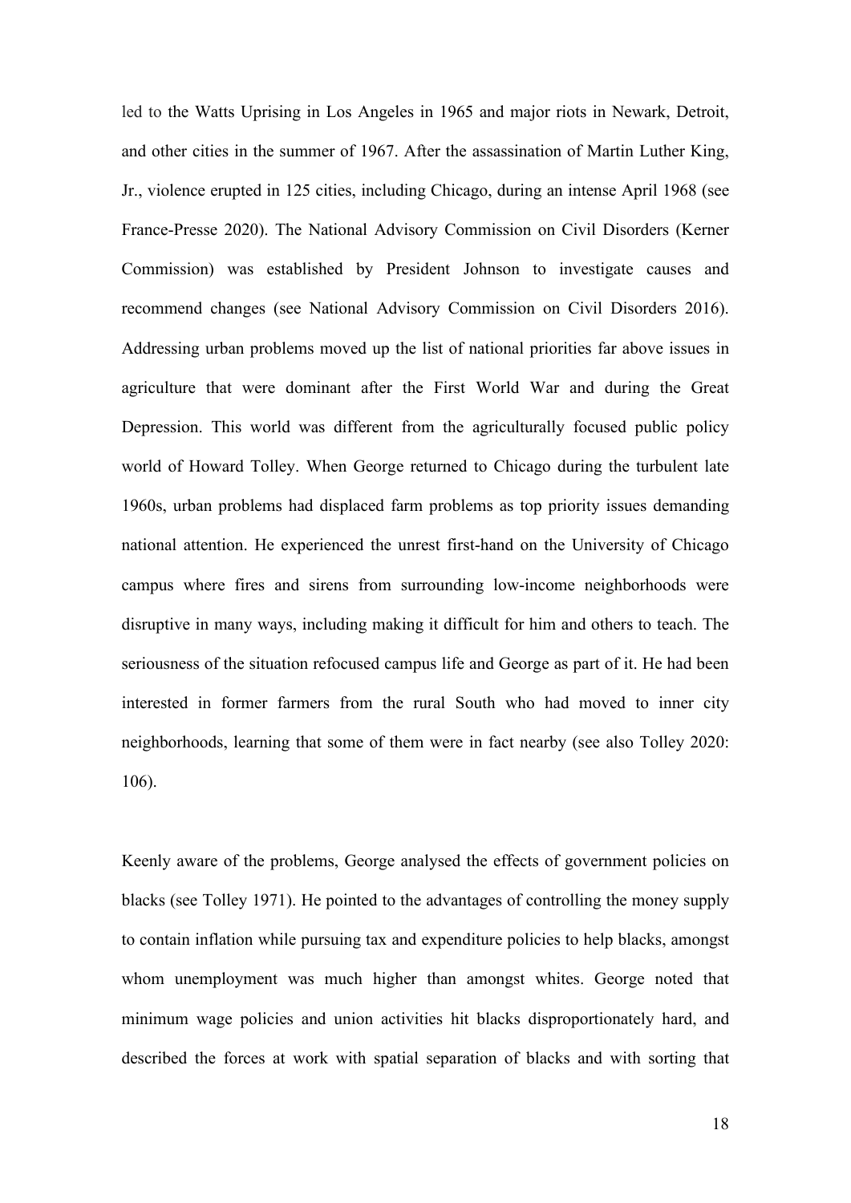led to the Watts Uprising in Los Angeles in 1965 and major riots in Newark, Detroit, and other cities in the summer of 1967. After the assassination of Martin Luther King, Jr., violence erupted in 125 cities, including Chicago, during an intense April 1968 (see France-Presse 2020). The National Advisory Commission on Civil Disorders (Kerner Commission) was established by President Johnson to investigate causes and recommend changes (see National Advisory Commission on Civil Disorders 2016). Addressing urban problems moved up the list of national priorities far above issues in agriculture that were dominant after the First World War and during the Great Depression. This world was different from the agriculturally focused public policy world of Howard Tolley. When George returned to Chicago during the turbulent late 1960s, urban problems had displaced farm problems as top priority issues demanding national attention. He experienced the unrest first-hand on the University of Chicago campus where fires and sirens from surrounding low-income neighborhoods were disruptive in many ways, including making it difficult for him and others to teach. The seriousness of the situation refocused campus life and George as part of it. He had been interested in former farmers from the rural South who had moved to inner city neighborhoods, learning that some of them were in fact nearby (see also Tolley 2020: 106).

Keenly aware of the problems, George analysed the effects of government policies on blacks (see Tolley 1971). He pointed to the advantages of controlling the money supply to contain inflation while pursuing tax and expenditure policies to help blacks, amongst whom unemployment was much higher than amongst whites. George noted that minimum wage policies and union activities hit blacks disproportionately hard, and described the forces at work with spatial separation of blacks and with sorting that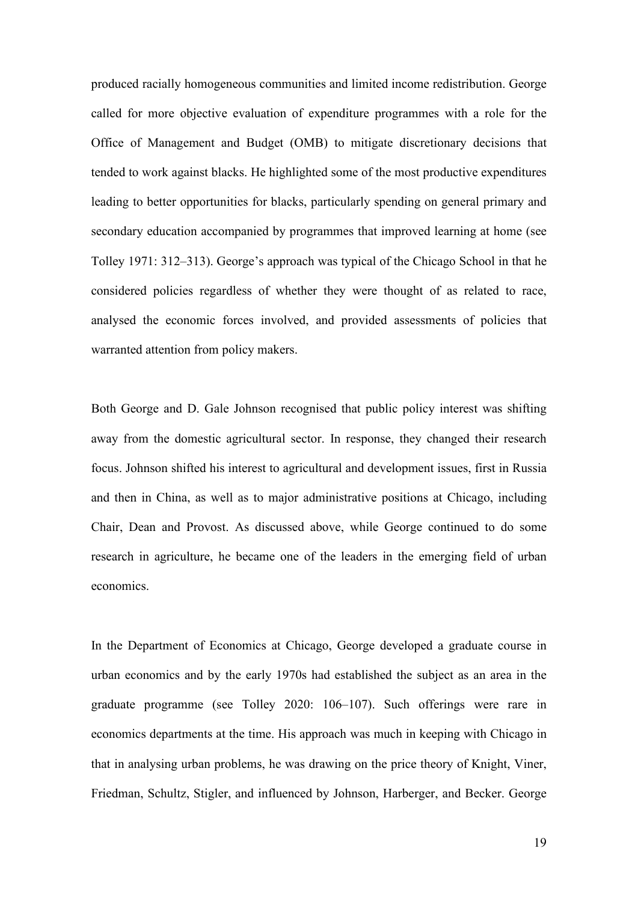produced racially homogeneous communities and limited income redistribution. George called for more objective evaluation of expenditure programmes with a role for the Office of Management and Budget (OMB) to mitigate discretionary decisions that tended to work against blacks. He highlighted some of the most productive expenditures leading to better opportunities for blacks, particularly spending on general primary and secondary education accompanied by programmes that improved learning at home (see Tolley 1971: 312–313). George's approach was typical of the Chicago School in that he considered policies regardless of whether they were thought of as related to race, analysed the economic forces involved, and provided assessments of policies that warranted attention from policy makers.

Both George and D. Gale Johnson recognised that public policy interest was shifting away from the domestic agricultural sector. In response, they changed their research focus. Johnson shifted his interest to agricultural and development issues, first in Russia and then in China, as well as to major administrative positions at Chicago, including Chair, Dean and Provost. As discussed above, while George continued to do some research in agriculture, he became one of the leaders in the emerging field of urban economics.

In the Department of Economics at Chicago, George developed a graduate course in urban economics and by the early 1970s had established the subject as an area in the graduate programme (see Tolley 2020: 106–107). Such offerings were rare in economics departments at the time. His approach was much in keeping with Chicago in that in analysing urban problems, he was drawing on the price theory of Knight, Viner, Friedman, Schultz, Stigler, and influenced by Johnson, Harberger, and Becker. George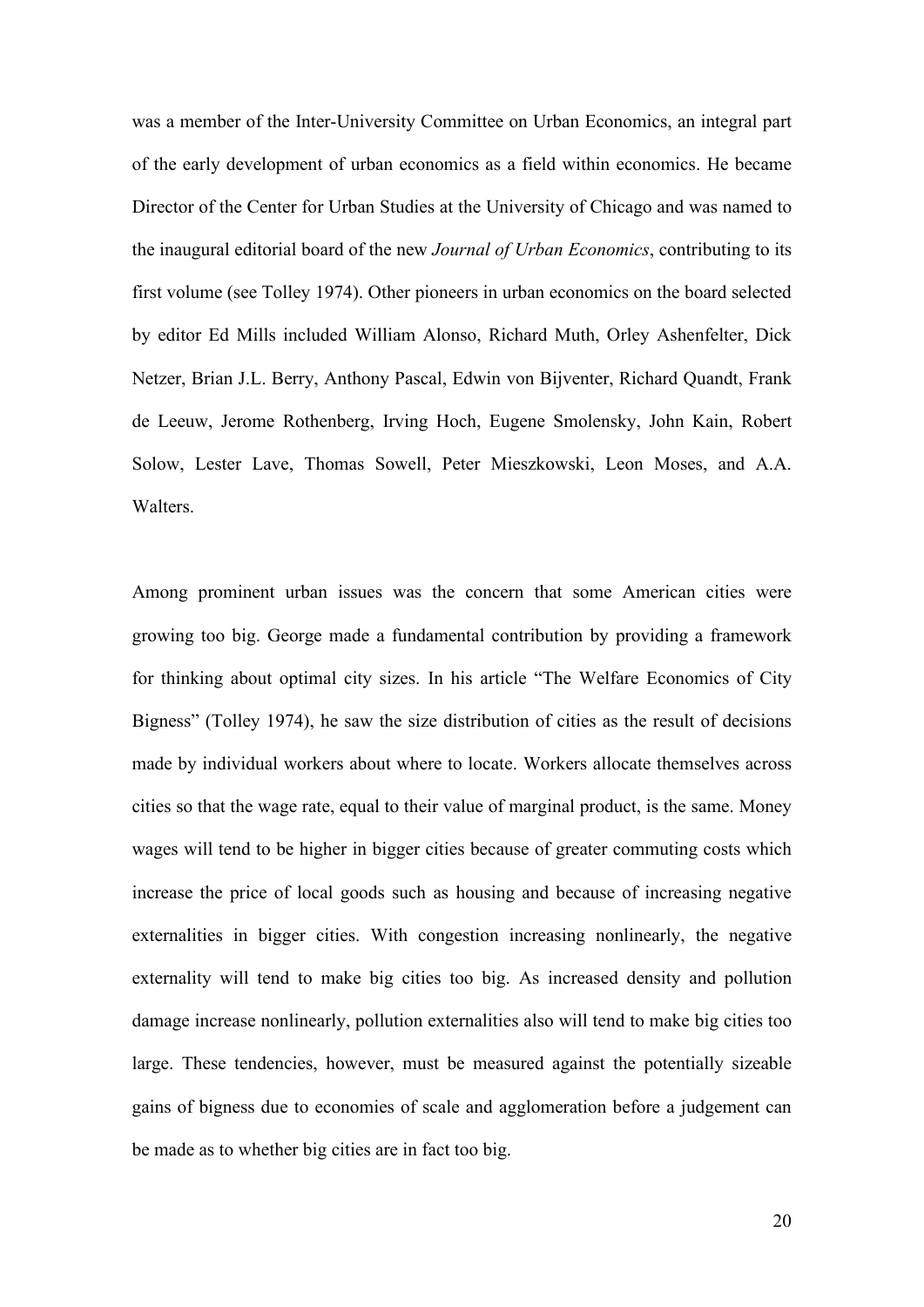was a member of the Inter-University Committee on Urban Economics, an integral part of the early development of urban economics as a field within economics. He became Director of the Center for Urban Studies at the University of Chicago and was named to the inaugural editorial board of the new *Journal of Urban Economics*, contributing to its first volume (see Tolley 1974). Other pioneers in urban economics on the board selected by editor Ed Mills included William Alonso, Richard Muth, Orley Ashenfelter, Dick Netzer, Brian J.L. Berry, Anthony Pascal, Edwin von Bijventer, Richard Quandt, Frank de Leeuw, Jerome Rothenberg, Irving Hoch, Eugene Smolensky, John Kain, Robert Solow, Lester Lave, Thomas Sowell, Peter Mieszkowski, Leon Moses, and A.A. Walters.

Among prominent urban issues was the concern that some American cities were growing too big. George made a fundamental contribution by providing a framework for thinking about optimal city sizes. In his article "The Welfare Economics of City Bigness" (Tolley 1974), he saw the size distribution of cities as the result of decisions made by individual workers about where to locate. Workers allocate themselves across cities so that the wage rate, equal to their value of marginal product, is the same. Money wages will tend to be higher in bigger cities because of greater commuting costs which increase the price of local goods such as housing and because of increasing negative externalities in bigger cities. With congestion increasing nonlinearly, the negative externality will tend to make big cities too big. As increased density and pollution damage increase nonlinearly, pollution externalities also will tend to make big cities too large. These tendencies, however, must be measured against the potentially sizeable gains of bigness due to economies of scale and agglomeration before a judgement can be made as to whether big cities are in fact too big.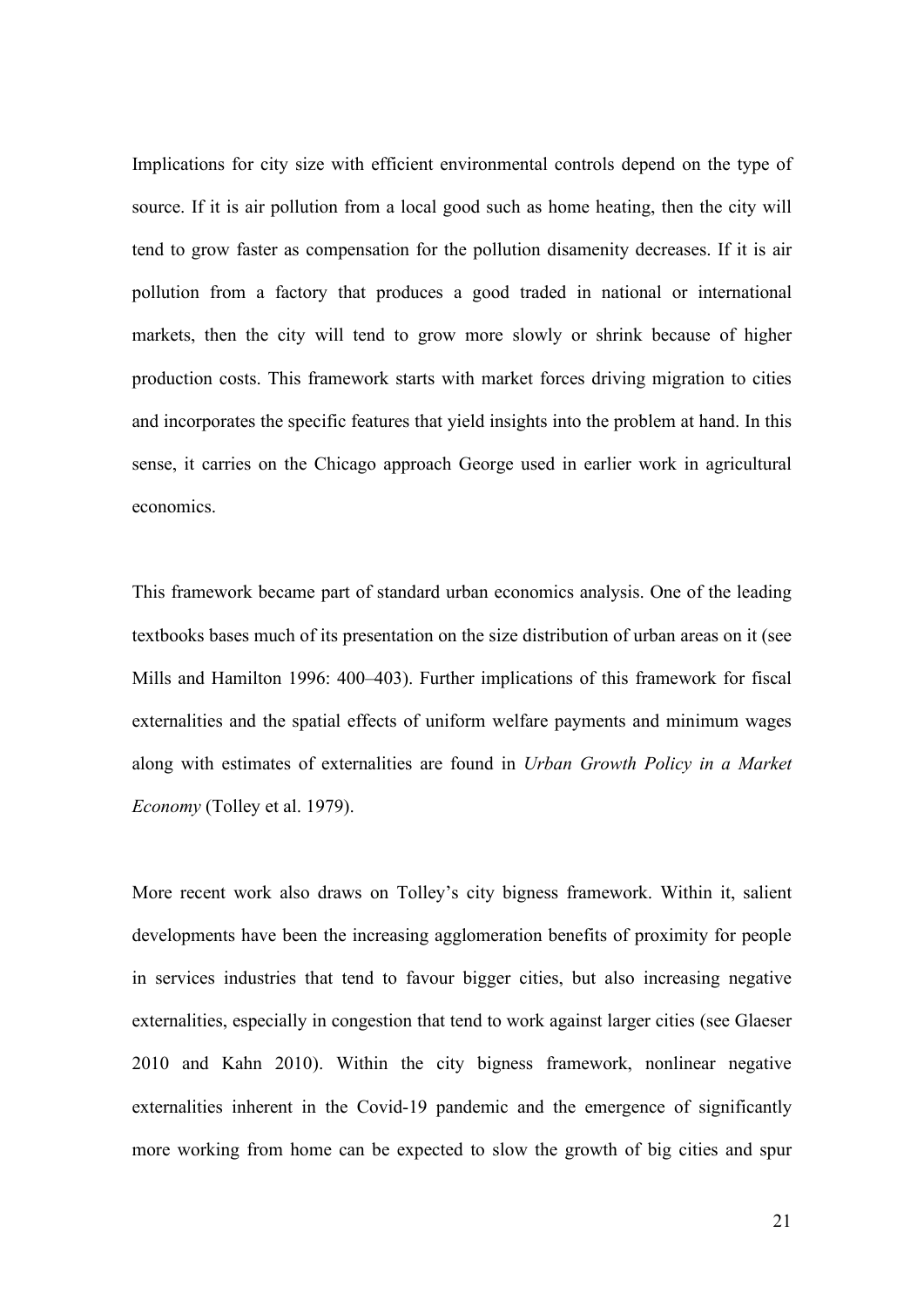Implications for city size with efficient environmental controls depend on the type of source. If it is air pollution from a local good such as home heating, then the city will tend to grow faster as compensation for the pollution disamenity decreases. If it is air pollution from a factory that produces a good traded in national or international markets, then the city will tend to grow more slowly or shrink because of higher production costs. This framework starts with market forces driving migration to cities and incorporates the specific features that yield insights into the problem at hand. In this sense, it carries on the Chicago approach George used in earlier work in agricultural economics.

This framework became part of standard urban economics analysis. One of the leading textbooks bases much of its presentation on the size distribution of urban areas on it (see Mills and Hamilton 1996: 400–403). Further implications of this framework for fiscal externalities and the spatial effects of uniform welfare payments and minimum wages along with estimates of externalities are found in *Urban Growth Policy in a Market Economy* (Tolley et al. 1979).

More recent work also draws on Tolley's city bigness framework. Within it, salient developments have been the increasing agglomeration benefits of proximity for people in services industries that tend to favour bigger cities, but also increasing negative externalities, especially in congestion that tend to work against larger cities (see Glaeser 2010 and Kahn 2010). Within the city bigness framework, nonlinear negative externalities inherent in the Covid-19 pandemic and the emergence of significantly more working from home can be expected to slow the growth of big cities and spur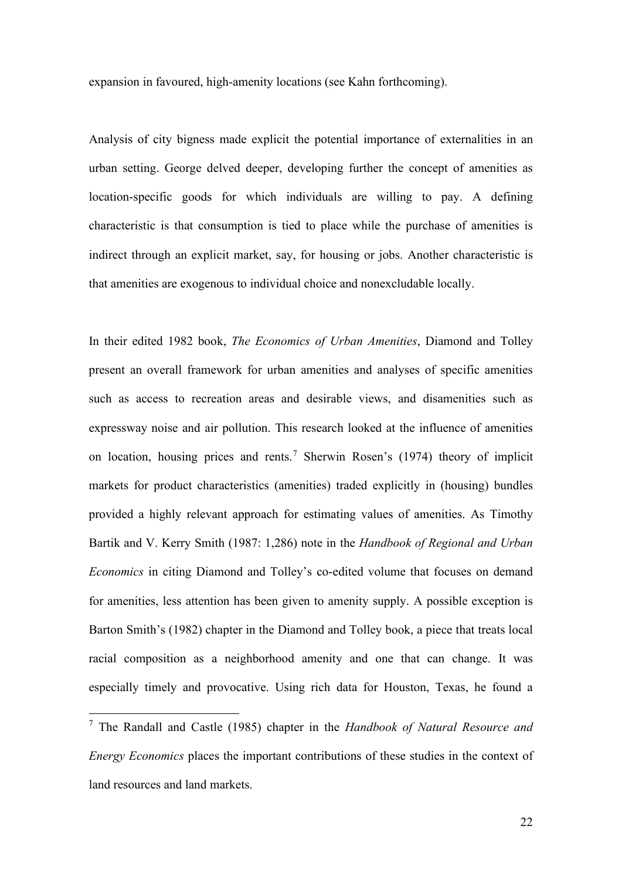expansion in favoured, high-amenity locations (see Kahn forthcoming).

Analysis of city bigness made explicit the potential importance of externalities in an urban setting. George delved deeper, developing further the concept of amenities as location-specific goods for which individuals are willing to pay. A defining characteristic is that consumption is tied to place while the purchase of amenities is indirect through an explicit market, say, for housing or jobs. Another characteristic is that amenities are exogenous to individual choice and nonexcludable locally.

In their edited 1982 book, *The Economics of Urban Amenities*, Diamond and Tolley present an overall framework for urban amenities and analyses of specific amenities such as access to recreation areas and desirable views, and disamenities such as expressway noise and air pollution. This research looked at the influence of amenities on location, housing prices and rents.[7] Sherwin Rosen's (1974) theory of implicit markets for product characteristics (amenities) traded explicitly in (housing) bundles provided a highly relevant approach for estimating values of amenities. As Timothy Bartik and V. Kerry Smith (1987: 1,286) note in the *Handbook of Regional and Urban Economics* in citing Diamond and Tolley's co-edited volume that focuses on demand for amenities, less attention has been given to amenity supply. A possible exception is Barton Smith's (1982) chapter in the Diamond and Tolley book, a piece that treats local racial composition as a neighborhood amenity and one that can change. It was especially timely and provocative. Using rich data for Houston, Texas, he found a

[7] The Randall and Castle (1985) chapter in the *Handbook of Natural Resource and Energy Economics* places the important contributions of these studies in the context of land resources and land markets.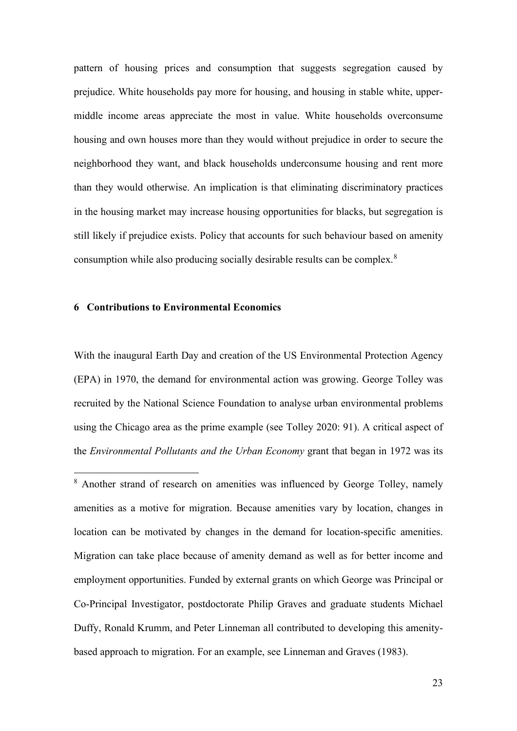pattern of housing prices and consumption that suggests segregation caused by prejudice. White households pay more for housing, and housing in stable white, upper-middle income areas appreciate the most in value. White households overconsume housing and own houses more than they would without prejudice in order to secure the neighborhood they want, and black households underconsume housing and rent more than they would otherwise. An implication is that eliminating discriminatory practices in the housing market may increase housing opportunities for blacks, but segregation is still likely if prejudice exists. Policy that accounts for such behaviour based on amenity consumption while also producing socially desirable results can be complex.[8]

## 6 Contributions to Environmental Economics

With the inaugural Earth Day and creation of the US Environmental Protection Agency (EPA) in 1970, the demand for environmental action was growing. George Tolley was recruited by the National Science Foundation to analyse urban environmental problems using the Chicago area as the prime example (see Tolley 2020: 91). A critical aspect of the *Environmental Pollutants and the Urban Economy* grant that began in 1972 was its

[8] Another strand of research on amenities was influenced by George Tolley, namely amenities as a motive for migration. Because amenities vary by location, changes in location can be motivated by changes in the demand for location-specific amenities. Migration can take place because of amenity demand as well as for better income and employment opportunities. Funded by external grants on which George was Principal or Co-Principal Investigator, postdoctorate Philip Graves and graduate students Michael Duffy, Ronald Krumm, and Peter Linneman all contributed to developing this amenity-based approach to migration. For an example, see Linneman and Graves (1983).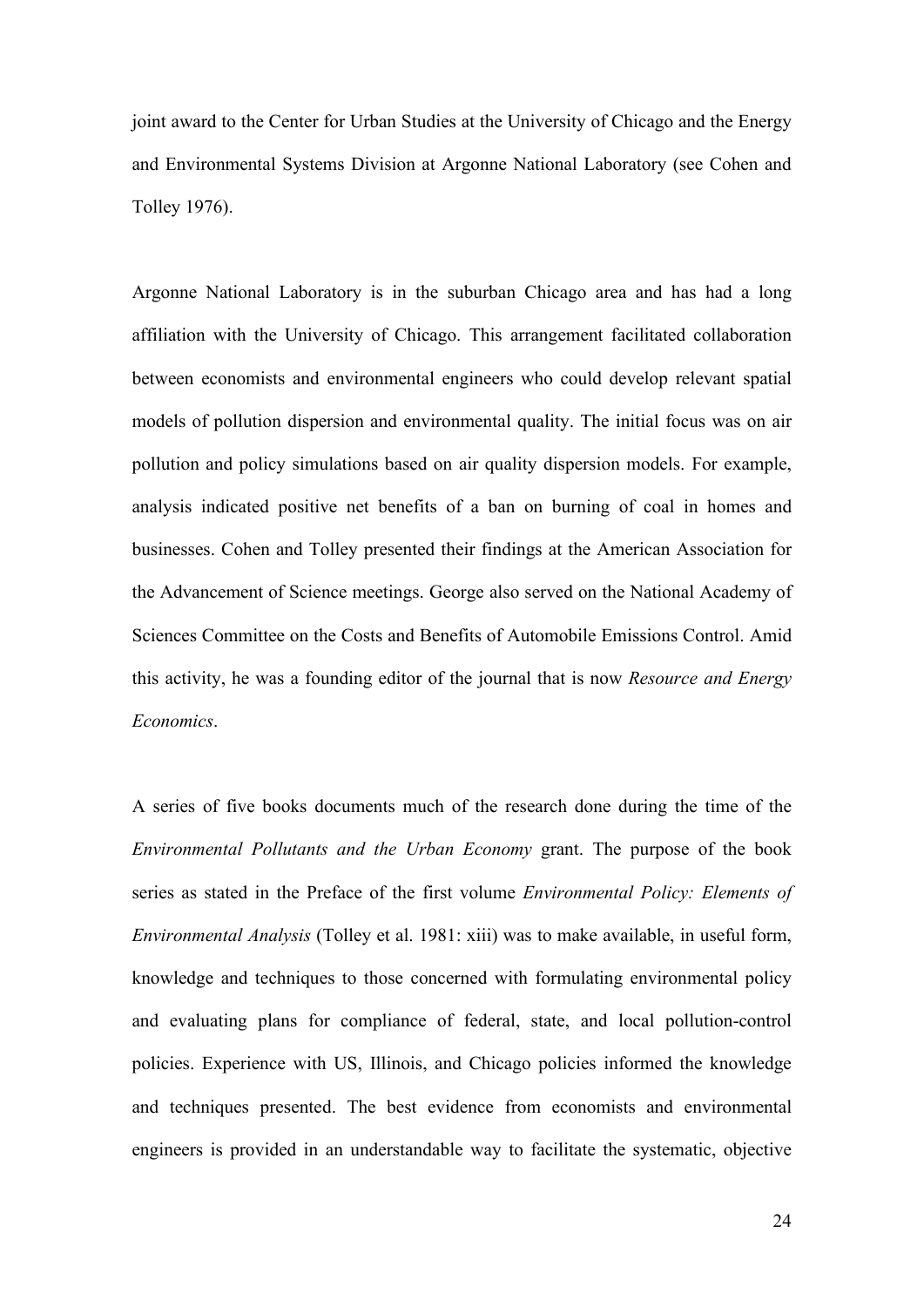joint award to the Center for Urban Studies at the University of Chicago and the Energy and Environmental Systems Division at Argonne National Laboratory (see Cohen and Tolley 1976).

Argonne National Laboratory is in the suburban Chicago area and has had a long affiliation with the University of Chicago. This arrangement facilitated collaboration between economists and environmental engineers who could develop relevant spatial models of pollution dispersion and environmental quality. The initial focus was on air pollution and policy simulations based on air quality dispersion models. For example, analysis indicated positive net benefits of a ban on burning of coal in homes and businesses. Cohen and Tolley presented their findings at the American Association for the Advancement of Science meetings. George also served on the National Academy of Sciences Committee on the Costs and Benefits of Automobile Emissions Control. Amid this activity, he was a founding editor of the journal that is now *Resource and Energy Economics*.

A series of five books documents much of the research done during the time of the *Environmental Pollutants and the Urban Economy* grant. The purpose of the book series as stated in the Preface of the first volume *Environmental Policy: Elements of Environmental Analysis* (Tolley et al. 1981: xiii) was to make available, in useful form, knowledge and techniques to those concerned with formulating environmental policy and evaluating plans for compliance of federal, state, and local pollution-control policies. Experience with US, Illinois, and Chicago policies informed the knowledge and techniques presented. The best evidence from economists and environmental engineers is provided in an understandable way to facilitate the systematic, objective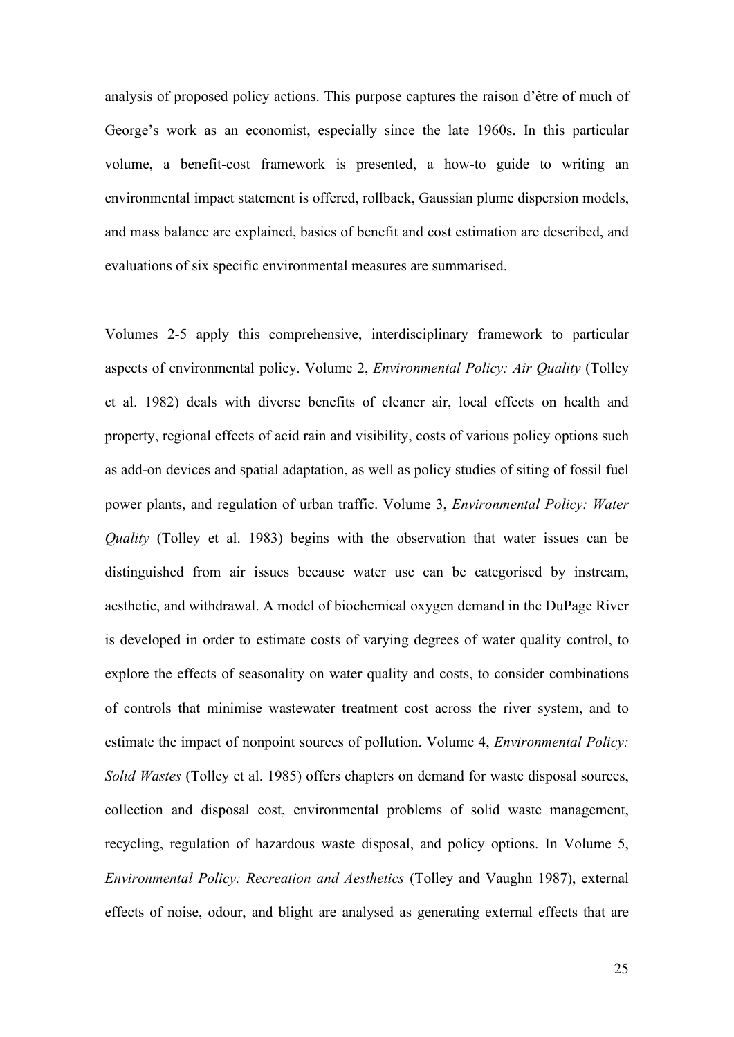analysis of proposed policy actions. This purpose captures the raison d'être of much of George's work as an economist, especially since the late 1960s. In this particular volume, a benefit-cost framework is presented, a how-to guide to writing an environmental impact statement is offered, rollback, Gaussian plume dispersion models, and mass balance are explained, basics of benefit and cost estimation are described, and evaluations of six specific environmental measures are summarised.

Volumes 2-5 apply this comprehensive, interdisciplinary framework to particular aspects of environmental policy. Volume 2, *Environmental Policy: Air Quality* (Tolley et al. 1982) deals with diverse benefits of cleaner air, local effects on health and property, regional effects of acid rain and visibility, costs of various policy options such as add-on devices and spatial adaptation, as well as policy studies of siting of fossil fuel power plants, and regulation of urban traffic. Volume 3, *Environmental Policy: Water Quality* (Tolley et al. 1983) begins with the observation that water issues can be distinguished from air issues because water use can be categorised by instream, aesthetic, and withdrawal. A model of biochemical oxygen demand in the DuPage River is developed in order to estimate costs of varying degrees of water quality control, to explore the effects of seasonality on water quality and costs, to consider combinations of controls that minimise wastewater treatment cost across the river system, and to estimate the impact of nonpoint sources of pollution. Volume 4, *Environmental Policy: Solid Wastes* (Tolley et al. 1985) offers chapters on demand for waste disposal sources, collection and disposal cost, environmental problems of solid waste management, recycling, regulation of hazardous waste disposal, and policy options. In Volume 5, *Environmental Policy: Recreation and Aesthetics* (Tolley and Vaughn 1987), external effects of noise, odour, and blight are analysed as generating external effects that are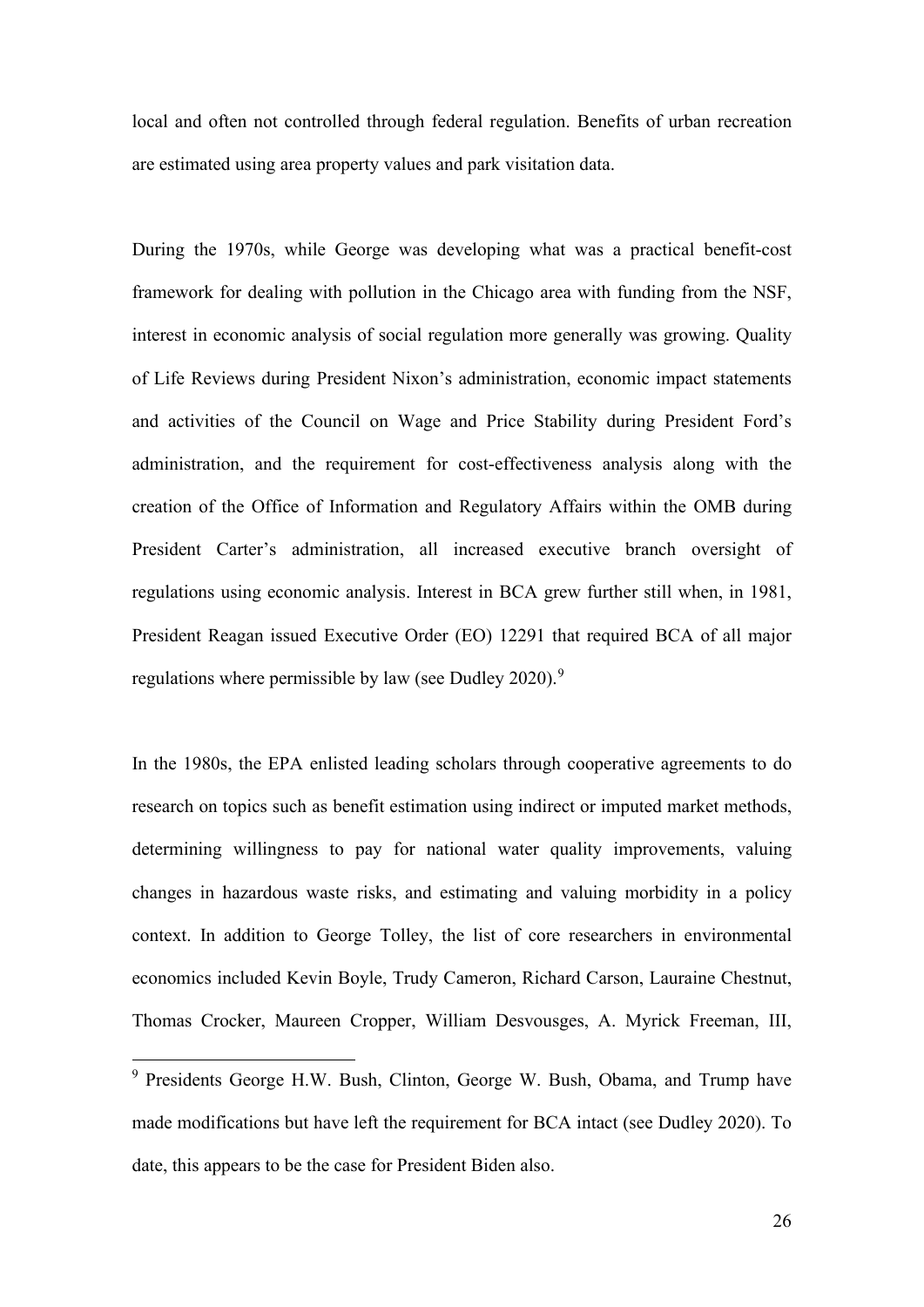local and often not controlled through federal regulation. Benefits of urban recreation are estimated using area property values and park visitation data.

During the 1970s, while George was developing what was a practical benefit-cost framework for dealing with pollution in the Chicago area with funding from the NSF, interest in economic analysis of social regulation more generally was growing. Quality of Life Reviews during President Nixon's administration, economic impact statements and activities of the Council on Wage and Price Stability during President Ford's administration, and the requirement for cost-effectiveness analysis along with the creation of the Office of Information and Regulatory Affairs within the OMB during President Carter's administration, all increased executive branch oversight of regulations using economic analysis. Interest in BCA grew further still when, in 1981, President Reagan issued Executive Order (EO) 12291 that required BCA of all major regulations where permissible by law (see Dudley 2020).[9]

In the 1980s, the EPA enlisted leading scholars through cooperative agreements to do research on topics such as benefit estimation using indirect or imputed market methods, determining willingness to pay for national water quality improvements, valuing changes in hazardous waste risks, and estimating and valuing morbidity in a policy context. In addition to George Tolley, the list of core researchers in environmental economics included Kevin Boyle, Trudy Cameron, Richard Carson, Lauraine Chestnut, Thomas Crocker, Maureen Cropper, William Desvousges, A. Myrick Freeman, III,

[9] Presidents George H.W. Bush, Clinton, George W. Bush, Obama, and Trump have made modifications but have left the requirement for BCA intact (see Dudley 2020). To date, this appears to be the case for President Biden also.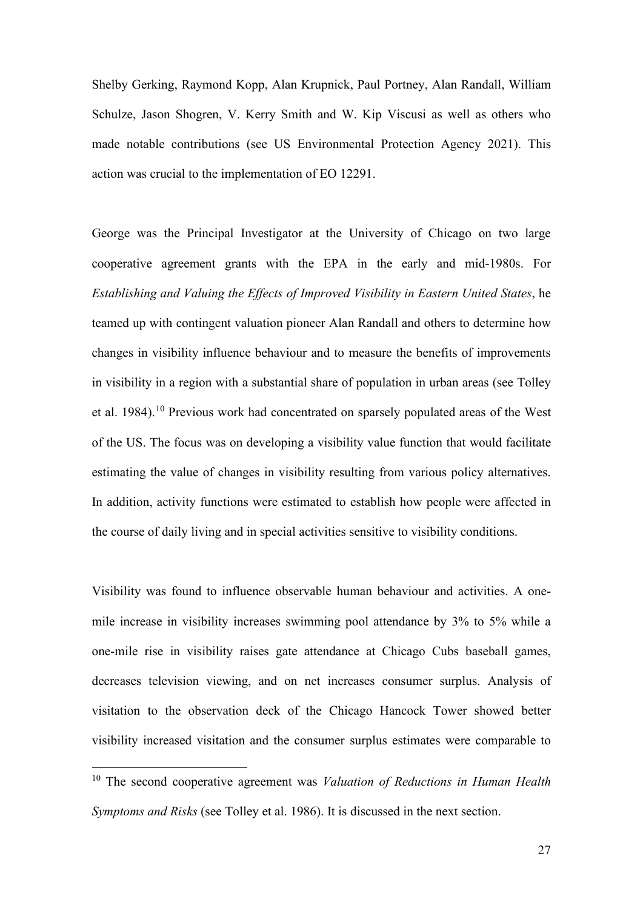Shelby Gerking, Raymond Kopp, Alan Krupnick, Paul Portney, Alan Randall, William Schulze, Jason Shogren, V. Kerry Smith and W. Kip Viscusi as well as others who made notable contributions (see US Environmental Protection Agency 2021). This action was crucial to the implementation of EO 12291.

George was the Principal Investigator at the University of Chicago on two large cooperative agreement grants with the EPA in the early and mid-1980s. For *Establishing and Valuing the Effects of Improved Visibility in Eastern United States*, he teamed up with contingent valuation pioneer Alan Randall and others to determine how changes in visibility influence behaviour and to measure the benefits of improvements in visibility in a region with a substantial share of population in urban areas (see Tolley et al. 1984).[10] Previous work had concentrated on sparsely populated areas of the West of the US. The focus was on developing a visibility value function that would facilitate estimating the value of changes in visibility resulting from various policy alternatives. In addition, activity functions were estimated to establish how people were affected in the course of daily living and in special activities sensitive to visibility conditions.

Visibility was found to influence observable human behaviour and activities. A one-mile increase in visibility increases swimming pool attendance by 3% to 5% while a one-mile rise in visibility raises gate attendance at Chicago Cubs baseball games, decreases television viewing, and on net increases consumer surplus. Analysis of visitation to the observation deck of the Chicago Hancock Tower showed better visibility increased visitation and the consumer surplus estimates were comparable to

[10] The second cooperative agreement was *Valuation of Reductions in Human Health Symptoms and Risks* (see Tolley et al. 1986). It is discussed in the next section.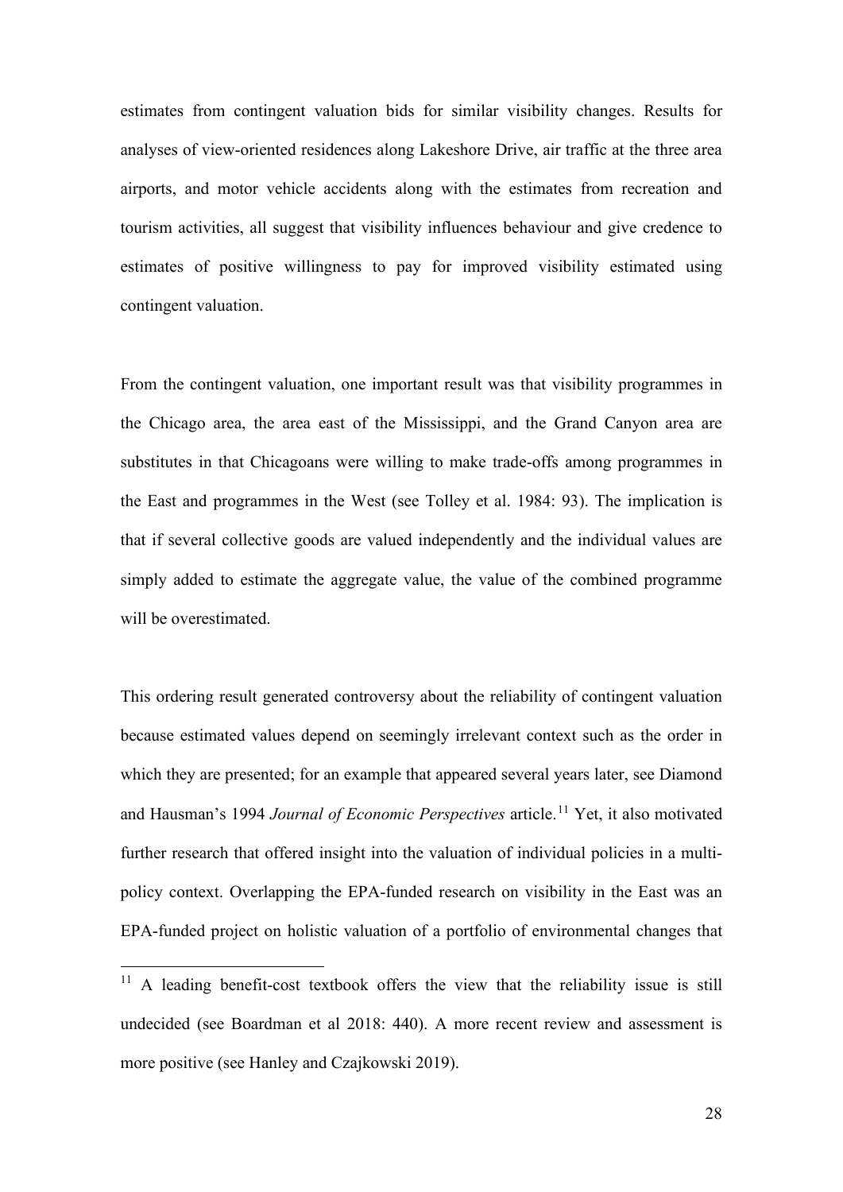estimates from contingent valuation bids for similar visibility changes. Results for analyses of view-oriented residences along Lakeshore Drive, air traffic at the three area airports, and motor vehicle accidents along with the estimates from recreation and tourism activities, all suggest that visibility influences behaviour and give credence to estimates of positive willingness to pay for improved visibility estimated using contingent valuation.

From the contingent valuation, one important result was that visibility programmes in the Chicago area, the area east of the Mississippi, and the Grand Canyon area are substitutes in that Chicagoans were willing to make trade-offs among programmes in the East and programmes in the West (see Tolley et al. 1984: 93). The implication is that if several collective goods are valued independently and the individual values are simply added to estimate the aggregate value, the value of the combined programme will be overestimated.

This ordering result generated controversy about the reliability of contingent valuation because estimated values depend on seemingly irrelevant context such as the order in which they are presented; for an example that appeared several years later, see Diamond and Hausman's 1994 *Journal of Economic Perspectives* article.[11] Yet, it also motivated further research that offered insight into the valuation of individual policies in a multi-policy context. Overlapping the EPA-funded research on visibility in the East was an EPA-funded project on holistic valuation of a portfolio of environmental changes that

[11] A leading benefit-cost textbook offers the view that the reliability issue is still undecided (see Boardman et al 2018: 440). A more recent review and assessment is more positive (see Hanley and Czajkowski 2019).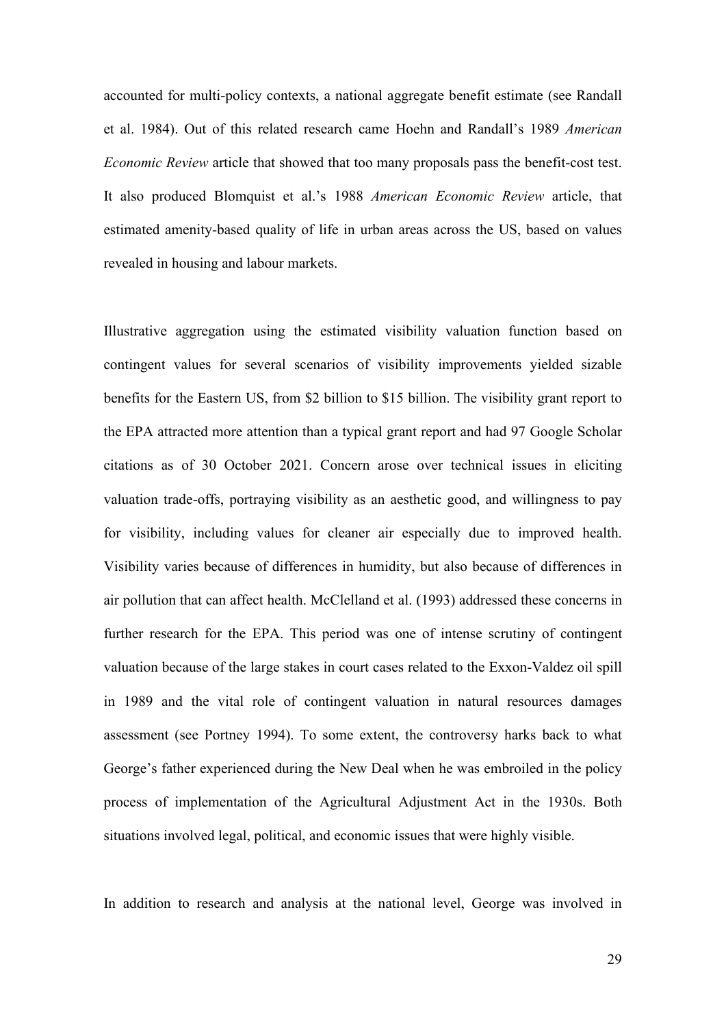accounted for multi-policy contexts, a national aggregate benefit estimate (see Randall et al. 1984). Out of this related research came Hoehn and Randall's 1989 *American Economic Review* article that showed that too many proposals pass the benefit-cost test. It also produced Blomquist et al.'s 1988 *American Economic Review* article, that estimated amenity-based quality of life in urban areas across the US, based on values revealed in housing and labour markets.

Illustrative aggregation using the estimated visibility valuation function based on contingent values for several scenarios of visibility improvements yielded sizable benefits for the Eastern US, from $2 billion to $15 billion. The visibility grant report to the EPA attracted more attention than a typical grant report and had 97 Google Scholar citations as of 30 October 2021. Concern arose over technical issues in eliciting valuation trade-offs, portraying visibility as an aesthetic good, and willingness to pay for visibility, including values for cleaner air especially due to improved health. Visibility varies because of differences in humidity, but also because of differences in air pollution that can affect health. McClelland et al. (1993) addressed these concerns in further research for the EPA. This period was one of intense scrutiny of contingent valuation because of the large stakes in court cases related to the Exxon-Valdez oil spill in 1989 and the vital role of contingent valuation in natural resources damages assessment (see Portney 1994). To some extent, the controversy harks back to what George's father experienced during the New Deal when he was embroiled in the policy process of implementation of the Agricultural Adjustment Act in the 1930s. Both situations involved legal, political, and economic issues that were highly visible.

In addition to research and analysis at the national level, George was involved in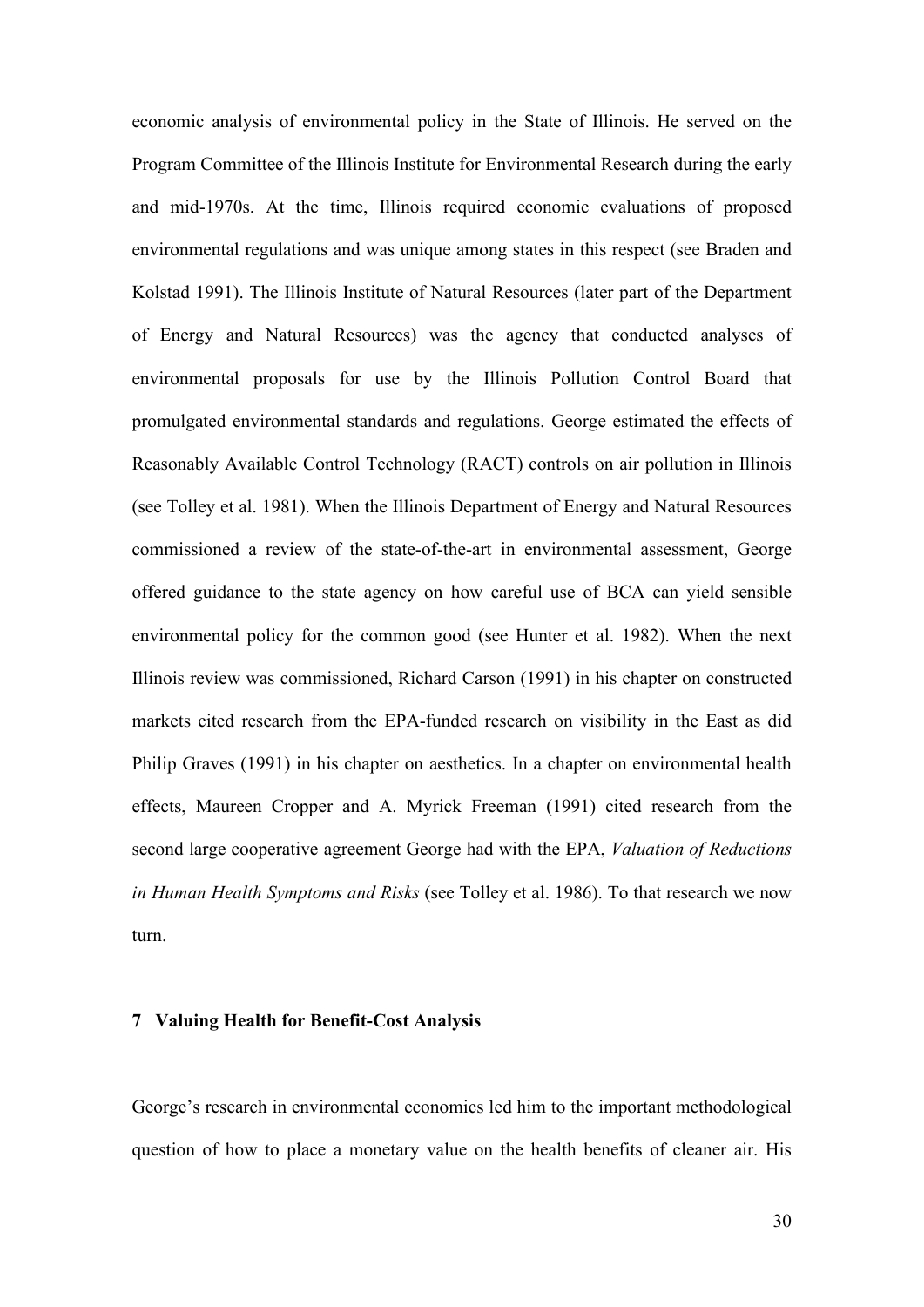economic analysis of environmental policy in the State of Illinois. He served on the Program Committee of the Illinois Institute for Environmental Research during the early and mid-1970s. At the time, Illinois required economic evaluations of proposed environmental regulations and was unique among states in this respect (see Braden and Kolstad 1991). The Illinois Institute of Natural Resources (later part of the Department of Energy and Natural Resources) was the agency that conducted analyses of environmental proposals for use by the Illinois Pollution Control Board that promulgated environmental standards and regulations. George estimated the effects of Reasonably Available Control Technology (RACT) controls on air pollution in Illinois (see Tolley et al. 1981). When the Illinois Department of Energy and Natural Resources commissioned a review of the state-of-the-art in environmental assessment, George offered guidance to the state agency on how careful use of BCA can yield sensible environmental policy for the common good (see Hunter et al. 1982). When the next Illinois review was commissioned, Richard Carson (1991) in his chapter on constructed markets cited research from the EPA-funded research on visibility in the East as did Philip Graves (1991) in his chapter on aesthetics. In a chapter on environmental health effects, Maureen Cropper and A. Myrick Freeman (1991) cited research from the second large cooperative agreement George had with the EPA, *Valuation of Reductions in Human Health Symptoms and Risks* (see Tolley et al. 1986). To that research we now turn.

## 7 Valuing Health for Benefit-Cost Analysis

George's research in environmental economics led him to the important methodological question of how to place a monetary value on the health benefits of cleaner air. His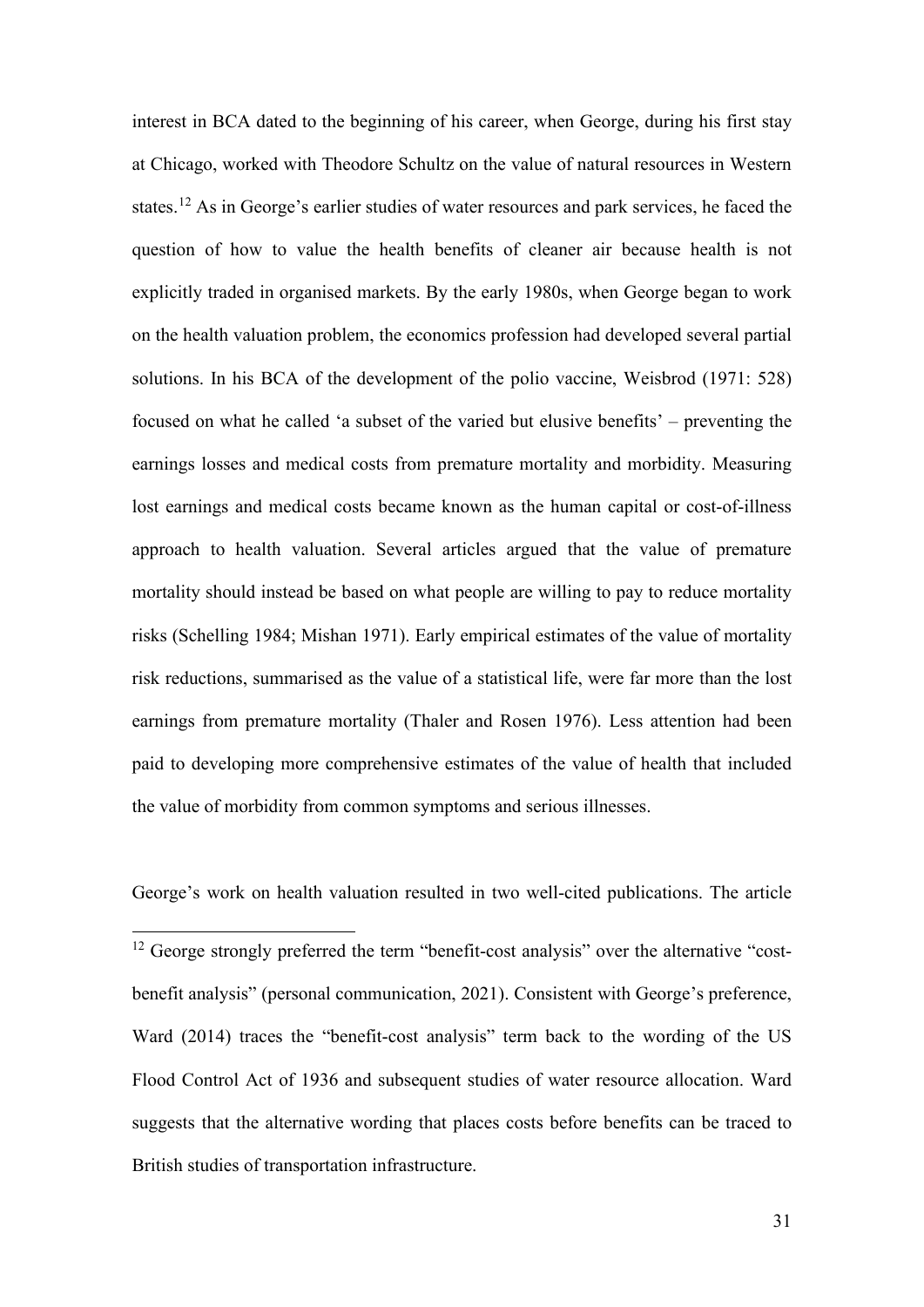interest in BCA dated to the beginning of his career, when George, during his first stay at Chicago, worked with Theodore Schultz on the value of natural resources in Western states.[12] As in George's earlier studies of water resources and park services, he faced the question of how to value the health benefits of cleaner air because health is not explicitly traded in organised markets. By the early 1980s, when George began to work on the health valuation problem, the economics profession had developed several partial solutions. In his BCA of the development of the polio vaccine, Weisbrod (1971: 528) focused on what he called 'a subset of the varied but elusive benefits' – preventing the earnings losses and medical costs from premature mortality and morbidity. Measuring lost earnings and medical costs became known as the human capital or cost-of-illness approach to health valuation. Several articles argued that the value of premature mortality should instead be based on what people are willing to pay to reduce mortality risks (Schelling 1984; Mishan 1971). Early empirical estimates of the value of mortality risk reductions, summarised as the value of a statistical life, were far more than the lost earnings from premature mortality (Thaler and Rosen 1976). Less attention had been paid to developing more comprehensive estimates of the value of health that included the value of morbidity from common symptoms and serious illnesses.

George's work on health valuation resulted in two well-cited publications. The article

---

[12] George strongly preferred the term "benefit-cost analysis" over the alternative "cost-benefit analysis" (personal communication, 2021). Consistent with George's preference, Ward (2014) traces the "benefit-cost analysis" term back to the wording of the US Flood Control Act of 1936 and subsequent studies of water resource allocation. Ward suggests that the alternative wording that places costs before benefits can be traced to British studies of transportation infrastructure.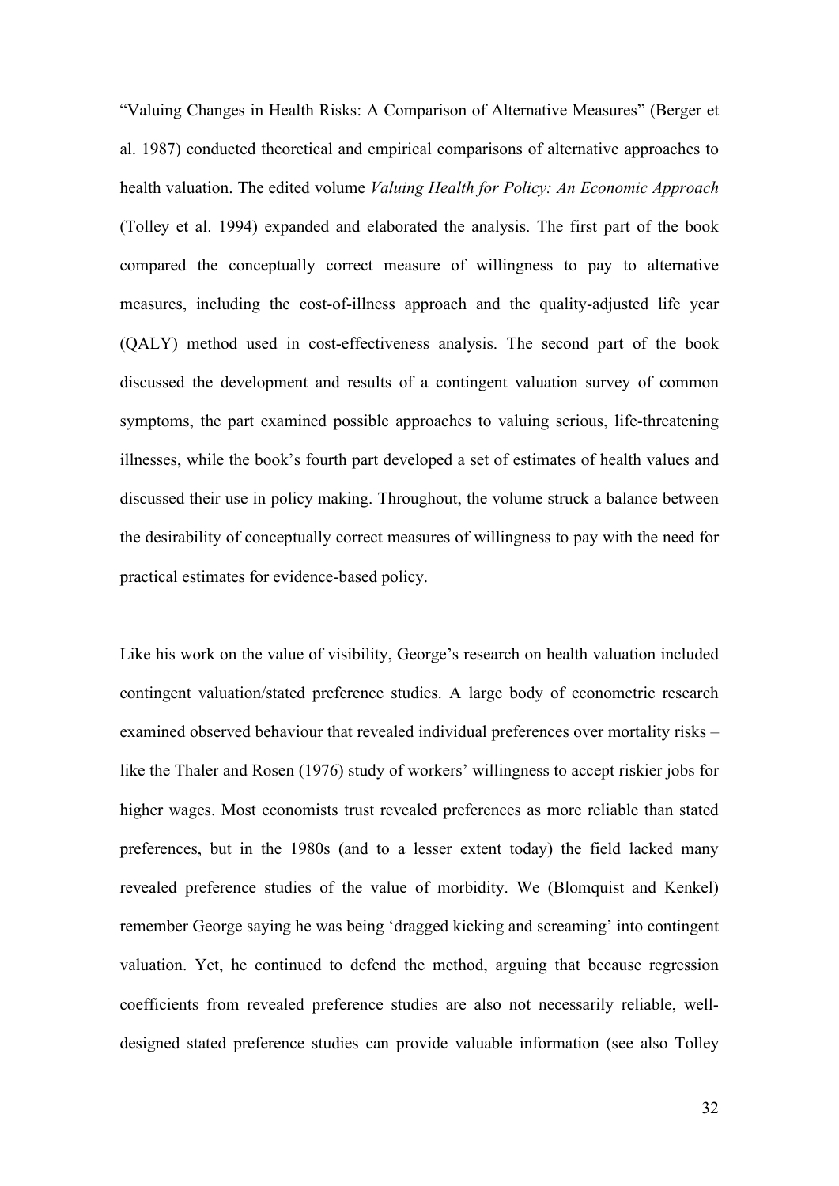"Valuing Changes in Health Risks: A Comparison of Alternative Measures" (Berger et al. 1987) conducted theoretical and empirical comparisons of alternative approaches to health valuation. The edited volume *Valuing Health for Policy: An Economic Approach* (Tolley et al. 1994) expanded and elaborated the analysis. The first part of the book compared the conceptually correct measure of willingness to pay to alternative measures, including the cost-of-illness approach and the quality-adjusted life year (QALY) method used in cost-effectiveness analysis. The second part of the book discussed the development and results of a contingent valuation survey of common symptoms, the part examined possible approaches to valuing serious, life-threatening illnesses, while the book's fourth part developed a set of estimates of health values and discussed their use in policy making. Throughout, the volume struck a balance between the desirability of conceptually correct measures of willingness to pay with the need for practical estimates for evidence-based policy.

Like his work on the value of visibility, George's research on health valuation included contingent valuation/stated preference studies. A large body of econometric research examined observed behaviour that revealed individual preferences over mortality risks – like the Thaler and Rosen (1976) study of workers' willingness to accept riskier jobs for higher wages. Most economists trust revealed preferences as more reliable than stated preferences, but in the 1980s (and to a lesser extent today) the field lacked many revealed preference studies of the value of morbidity. We (Blomquist and Kenkel) remember George saying he was being 'dragged kicking and screaming' into contingent valuation. Yet, he continued to defend the method, arguing that because regression coefficients from revealed preference studies are also not necessarily reliable, well-designed stated preference studies can provide valuable information (see also Tolley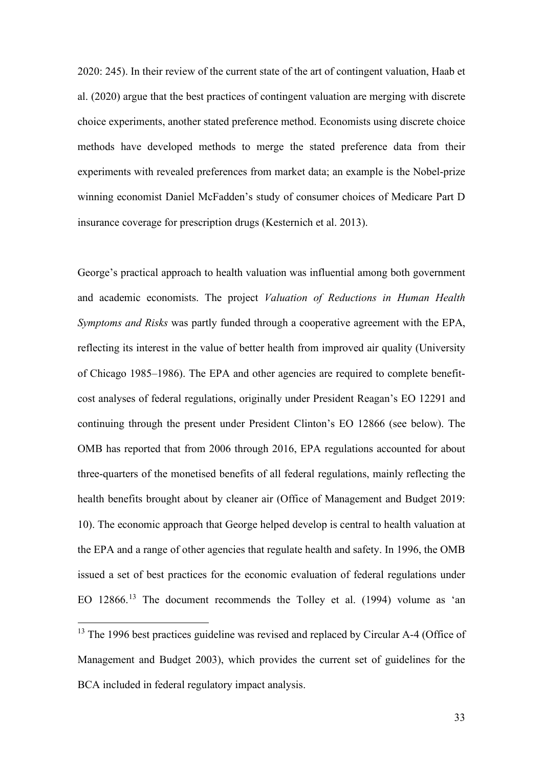2020: 245). In their review of the current state of the art of contingent valuation, Haab et al. (2020) argue that the best practices of contingent valuation are merging with discrete choice experiments, another stated preference method. Economists using discrete choice methods have developed methods to merge the stated preference data from their experiments with revealed preferences from market data; an example is the Nobel-prize winning economist Daniel McFadden's study of consumer choices of Medicare Part D insurance coverage for prescription drugs (Kesternich et al. 2013).

George's practical approach to health valuation was influential among both government and academic economists. The project *Valuation of Reductions in Human Health Symptoms and Risks* was partly funded through a cooperative agreement with the EPA, reflecting its interest in the value of better health from improved air quality (University of Chicago 1985–1986). The EPA and other agencies are required to complete benefit-cost analyses of federal regulations, originally under President Reagan's EO 12291 and continuing through the present under President Clinton's EO 12866 (see below). The OMB has reported that from 2006 through 2016, EPA regulations accounted for about three-quarters of the monetised benefits of all federal regulations, mainly reflecting the health benefits brought about by cleaner air (Office of Management and Budget 2019: 10). The economic approach that George helped develop is central to health valuation at the EPA and a range of other agencies that regulate health and safety. In 1996, the OMB issued a set of best practices for the economic evaluation of federal regulations under EO 12866.[13] The document recommends the Tolley et al. (1994) volume as 'an

[13] The 1996 best practices guideline was revised and replaced by Circular A-4 (Office of Management and Budget 2003), which provides the current set of guidelines for the BCA included in federal regulatory impact analysis.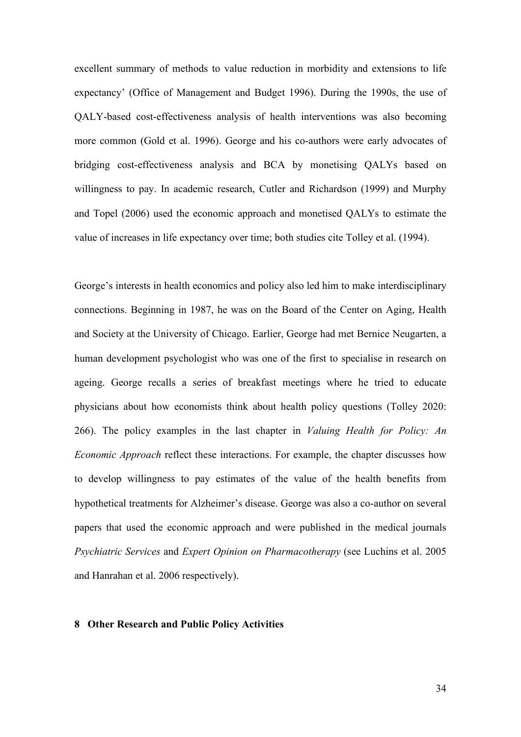excellent summary of methods to value reduction in morbidity and extensions to life expectancy' (Office of Management and Budget 1996). During the 1990s, the use of QALY-based cost-effectiveness analysis of health interventions was also becoming more common (Gold et al. 1996). George and his co-authors were early advocates of bridging cost-effectiveness analysis and BCA by monetising QALYs based on willingness to pay. In academic research, Cutler and Richardson (1999) and Murphy and Topel (2006) used the economic approach and monetised QALYs to estimate the value of increases in life expectancy over time; both studies cite Tolley et al. (1994).

George's interests in health economics and policy also led him to make interdisciplinary connections. Beginning in 1987, he was on the Board of the Center on Aging, Health and Society at the University of Chicago. Earlier, George had met Bernice Neugarten, a human development psychologist who was one of the first to specialise in research on ageing. George recalls a series of breakfast meetings where he tried to educate physicians about how economists think about health policy questions (Tolley 2020: 266). The policy examples in the last chapter in *Valuing Health for Policy: An Economic Approach* reflect these interactions. For example, the chapter discusses how to develop willingness to pay estimates of the value of the health benefits from hypothetical treatments for Alzheimer's disease. George was also a co-author on several papers that used the economic approach and were published in the medical journals *Psychiatric Services* and *Expert Opinion on Pharmacotherapy* (see Luchins et al. 2005 and Hanrahan et al. 2006 respectively).

## 8 Other Research and Public Policy Activities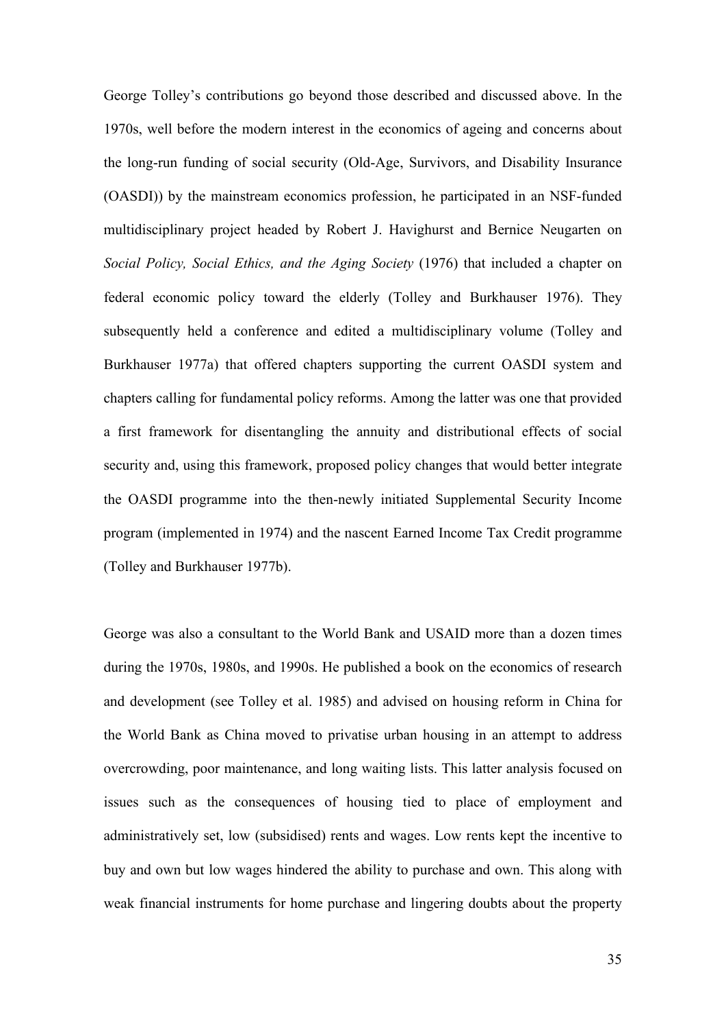George Tolley's contributions go beyond those described and discussed above. In the 1970s, well before the modern interest in the economics of ageing and concerns about the long-run funding of social security (Old-Age, Survivors, and Disability Insurance (OASDI)) by the mainstream economics profession, he participated in an NSF-funded multidisciplinary project headed by Robert J. Havighurst and Bernice Neugarten on *Social Policy, Social Ethics, and the Aging Society* (1976) that included a chapter on federal economic policy toward the elderly (Tolley and Burkhauser 1976). They subsequently held a conference and edited a multidisciplinary volume (Tolley and Burkhauser 1977a) that offered chapters supporting the current OASDI system and chapters calling for fundamental policy reforms. Among the latter was one that provided a first framework for disentangling the annuity and distributional effects of social security and, using this framework, proposed policy changes that would better integrate the OASDI programme into the then-newly initiated Supplemental Security Income program (implemented in 1974) and the nascent Earned Income Tax Credit programme (Tolley and Burkhauser 1977b).

George was also a consultant to the World Bank and USAID more than a dozen times during the 1970s, 1980s, and 1990s. He published a book on the economics of research and development (see Tolley et al. 1985) and advised on housing reform in China for the World Bank as China moved to privatise urban housing in an attempt to address overcrowding, poor maintenance, and long waiting lists. This latter analysis focused on issues such as the consequences of housing tied to place of employment and administratively set, low (subsidised) rents and wages. Low rents kept the incentive to buy and own but low wages hindered the ability to purchase and own. This along with weak financial instruments for home purchase and lingering doubts about the property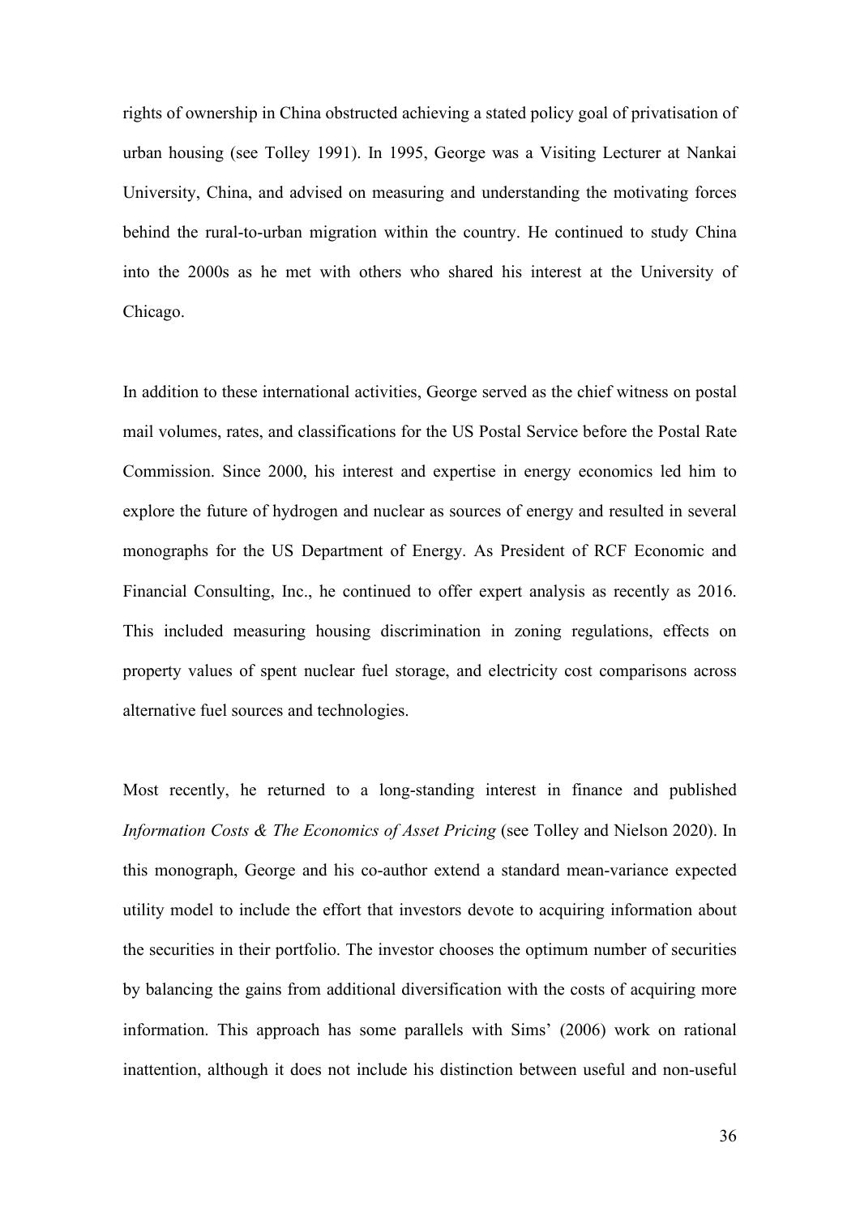rights of ownership in China obstructed achieving a stated policy goal of privatisation of urban housing (see Tolley 1991). In 1995, George was a Visiting Lecturer at Nankai University, China, and advised on measuring and understanding the motivating forces behind the rural-to-urban migration within the country. He continued to study China into the 2000s as he met with others who shared his interest at the University of Chicago.

In addition to these international activities, George served as the chief witness on postal mail volumes, rates, and classifications for the US Postal Service before the Postal Rate Commission. Since 2000, his interest and expertise in energy economics led him to explore the future of hydrogen and nuclear as sources of energy and resulted in several monographs for the US Department of Energy. As President of RCF Economic and Financial Consulting, Inc., he continued to offer expert analysis as recently as 2016. This included measuring housing discrimination in zoning regulations, effects on property values of spent nuclear fuel storage, and electricity cost comparisons across alternative fuel sources and technologies.

Most recently, he returned to a long-standing interest in finance and published *Information Costs & The Economics of Asset Pricing* (see Tolley and Nielson 2020). In this monograph, George and his co-author extend a standard mean-variance expected utility model to include the effort that investors devote to acquiring information about the securities in their portfolio. The investor chooses the optimum number of securities by balancing the gains from additional diversification with the costs of acquiring more information. This approach has some parallels with Sims' (2006) work on rational inattention, although it does not include his distinction between useful and non-useful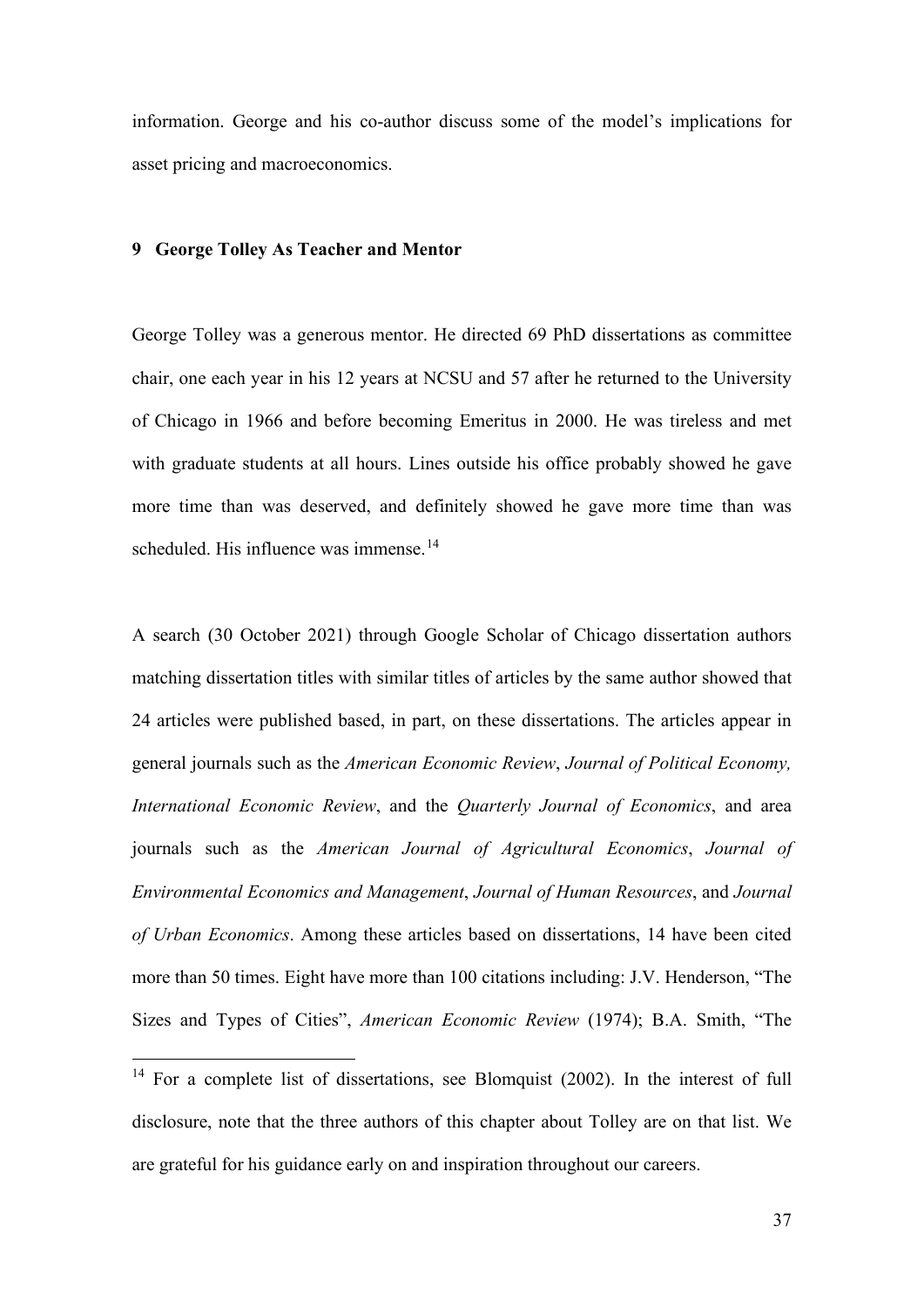information. George and his co-author discuss some of the model's implications for asset pricing and macroeconomics.

## 9 George Tolley As Teacher and Mentor

George Tolley was a generous mentor. He directed 69 PhD dissertations as committee chair, one each year in his 12 years at NCSU and 57 after he returned to the University of Chicago in 1966 and before becoming Emeritus in 2000. He was tireless and met with graduate students at all hours. Lines outside his office probably showed he gave more time than was deserved, and definitely showed he gave more time than was scheduled. His influence was immense.[14]

A search (30 October 2021) through Google Scholar of Chicago dissertation authors matching dissertation titles with similar titles of articles by the same author showed that 24 articles were published based, in part, on these dissertations. The articles appear in general journals such as the *American Economic Review*, *Journal of Political Economy, International Economic Review*, and the *Quarterly Journal of Economics*, and area journals such as the *American Journal of Agricultural Economics*, *Journal of Environmental Economics and Management*, *Journal of Human Resources*, and *Journal of Urban Economics*. Among these articles based on dissertations, 14 have been cited more than 50 times. Eight have more than 100 citations including: J.V. Henderson, "The Sizes and Types of Cities", *American Economic Review* (1974); B.A. Smith, "The

[14] For a complete list of dissertations, see Blomquist (2002). In the interest of full disclosure, note that the three authors of this chapter about Tolley are on that list. We are grateful for his guidance early on and inspiration throughout our careers.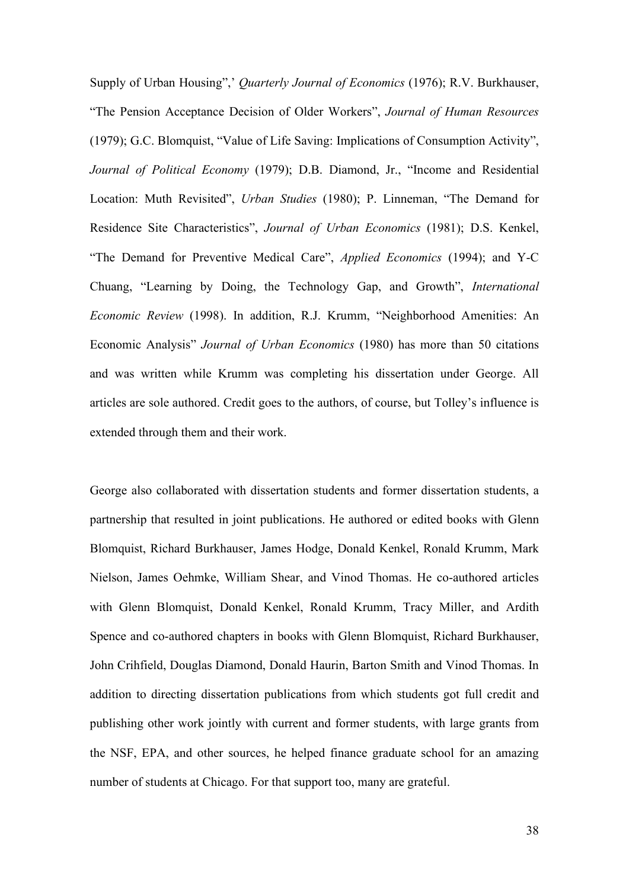Supply of Urban Housing",' *Quarterly Journal of Economics* (1976); R.V. Burkhauser, "The Pension Acceptance Decision of Older Workers", *Journal of Human Resources* (1979); G.C. Blomquist, "Value of Life Saving: Implications of Consumption Activity", *Journal of Political Economy* (1979); D.B. Diamond, Jr., "Income and Residential Location: Muth Revisited", *Urban Studies* (1980); P. Linneman, "The Demand for Residence Site Characteristics", *Journal of Urban Economics* (1981); D.S. Kenkel, "The Demand for Preventive Medical Care", *Applied Economics* (1994); and Y-C Chuang, "Learning by Doing, the Technology Gap, and Growth", *International Economic Review* (1998). In addition, R.J. Krumm, "Neighborhood Amenities: An Economic Analysis" *Journal of Urban Economics* (1980) has more than 50 citations and was written while Krumm was completing his dissertation under George. All articles are sole authored. Credit goes to the authors, of course, but Tolley's influence is extended through them and their work.

George also collaborated with dissertation students and former dissertation students, a partnership that resulted in joint publications. He authored or edited books with Glenn Blomquist, Richard Burkhauser, James Hodge, Donald Kenkel, Ronald Krumm, Mark Nielson, James Oehmke, William Shear, and Vinod Thomas. He co-authored articles with Glenn Blomquist, Donald Kenkel, Ronald Krumm, Tracy Miller, and Ardith Spence and co-authored chapters in books with Glenn Blomquist, Richard Burkhauser, John Crihfield, Douglas Diamond, Donald Haurin, Barton Smith and Vinod Thomas. In addition to directing dissertation publications from which students got full credit and publishing other work jointly with current and former students, with large grants from the NSF, EPA, and other sources, he helped finance graduate school for an amazing number of students at Chicago. For that support too, many are grateful.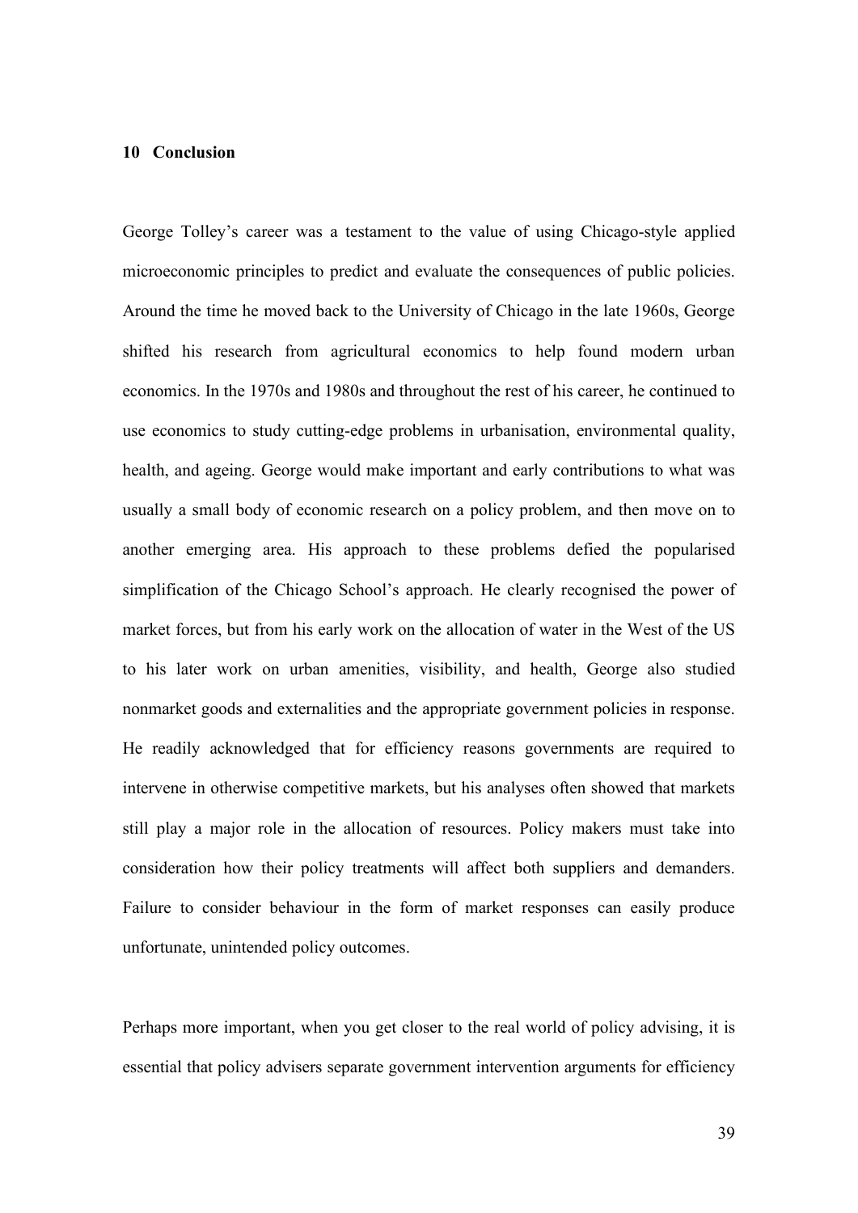## 10 Conclusion

George Tolley's career was a testament to the value of using Chicago-style applied microeconomic principles to predict and evaluate the consequences of public policies. Around the time he moved back to the University of Chicago in the late 1960s, George shifted his research from agricultural economics to help found modern urban economics. In the 1970s and 1980s and throughout the rest of his career, he continued to use economics to study cutting-edge problems in urbanisation, environmental quality, health, and ageing. George would make important and early contributions to what was usually a small body of economic research on a policy problem, and then move on to another emerging area. His approach to these problems defied the popularised simplification of the Chicago School's approach. He clearly recognised the power of market forces, but from his early work on the allocation of water in the West of the US to his later work on urban amenities, visibility, and health, George also studied nonmarket goods and externalities and the appropriate government policies in response. He readily acknowledged that for efficiency reasons governments are required to intervene in otherwise competitive markets, but his analyses often showed that markets still play a major role in the allocation of resources. Policy makers must take into consideration how their policy treatments will affect both suppliers and demanders. Failure to consider behaviour in the form of market responses can easily produce unfortunate, unintended policy outcomes.

Perhaps more important, when you get closer to the real world of policy advising, it is essential that policy advisers separate government intervention arguments for efficiency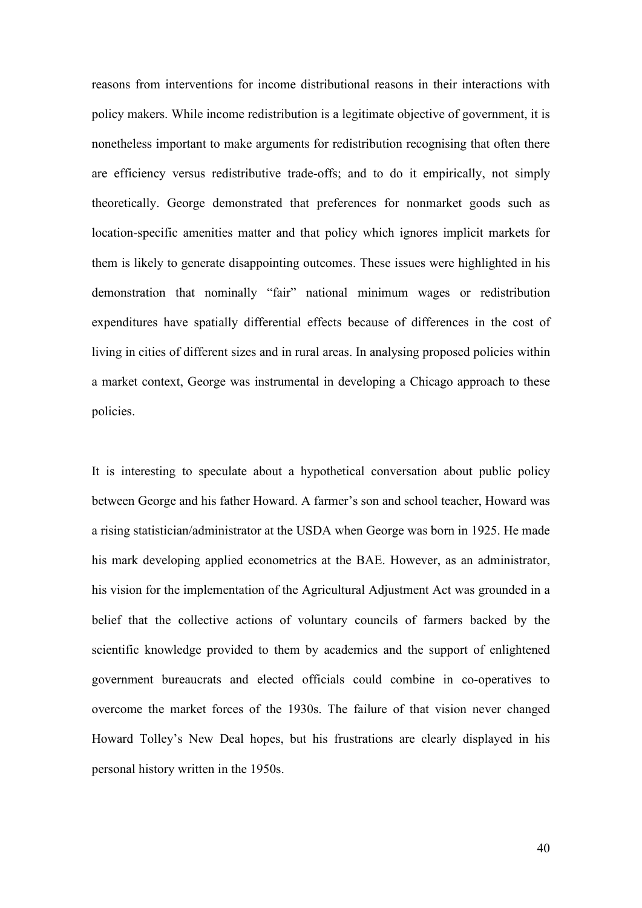reasons from interventions for income distributional reasons in their interactions with policy makers. While income redistribution is a legitimate objective of government, it is nonetheless important to make arguments for redistribution recognising that often there are efficiency versus redistributive trade-offs; and to do it empirically, not simply theoretically. George demonstrated that preferences for nonmarket goods such as location-specific amenities matter and that policy which ignores implicit markets for them is likely to generate disappointing outcomes. These issues were highlighted in his demonstration that nominally "fair" national minimum wages or redistribution expenditures have spatially differential effects because of differences in the cost of living in cities of different sizes and in rural areas. In analysing proposed policies within a market context, George was instrumental in developing a Chicago approach to these policies.

It is interesting to speculate about a hypothetical conversation about public policy between George and his father Howard. A farmer's son and school teacher, Howard was a rising statistician/administrator at the USDA when George was born in 1925. He made his mark developing applied econometrics at the BAE. However, as an administrator, his vision for the implementation of the Agricultural Adjustment Act was grounded in a belief that the collective actions of voluntary councils of farmers backed by the scientific knowledge provided to them by academics and the support of enlightened government bureaucrats and elected officials could combine in co-operatives to overcome the market forces of the 1930s. The failure of that vision never changed Howard Tolley's New Deal hopes, but his frustrations are clearly displayed in his personal history written in the 1950s.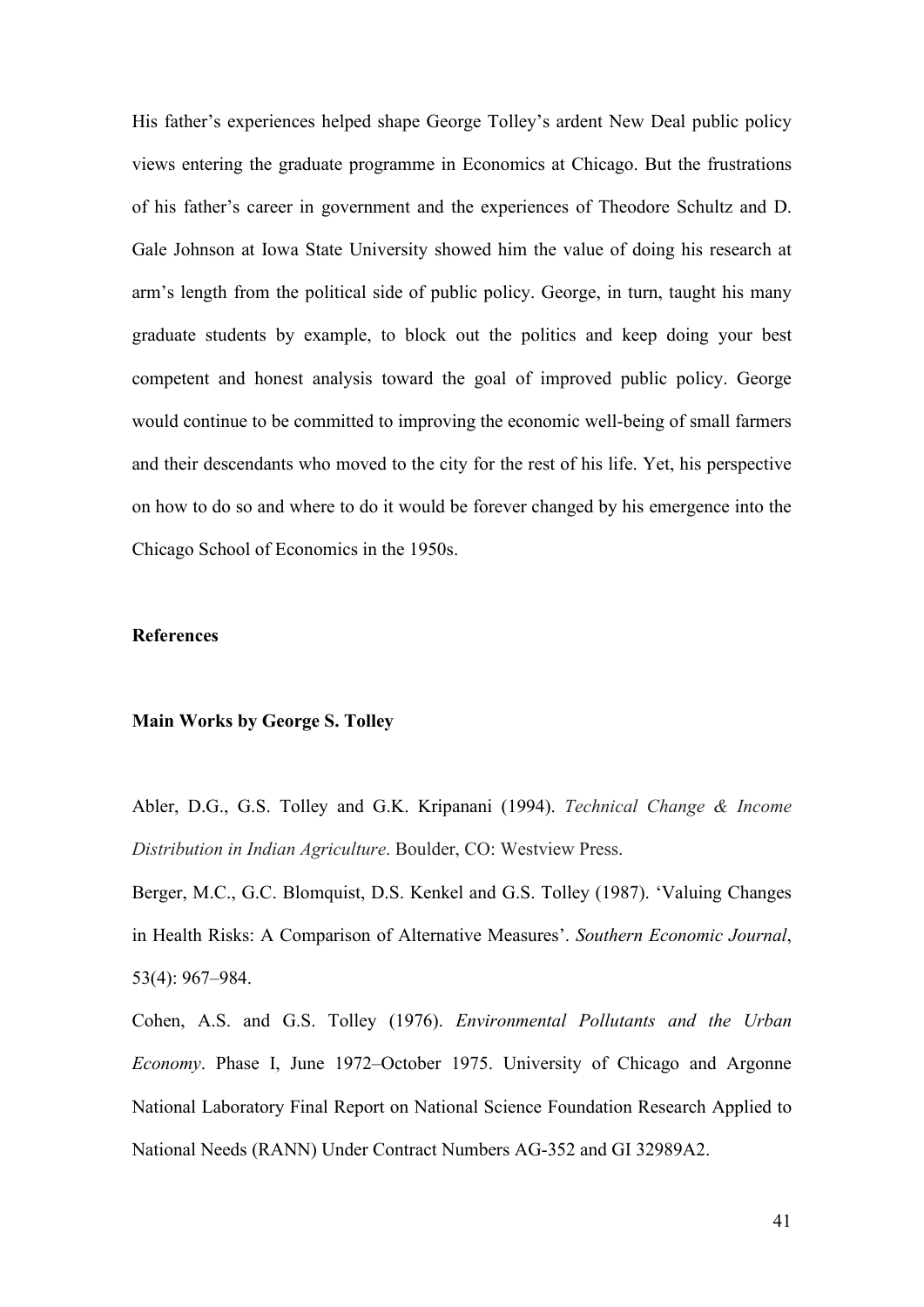His father's experiences helped shape George Tolley's ardent New Deal public policy views entering the graduate programme in Economics at Chicago. But the frustrations of his father's career in government and the experiences of Theodore Schultz and D. Gale Johnson at Iowa State University showed him the value of doing his research at arm's length from the political side of public policy. George, in turn, taught his many graduate students by example, to block out the politics and keep doing your best competent and honest analysis toward the goal of improved public policy. George would continue to be committed to improving the economic well-being of small farmers and their descendants who moved to the city for the rest of his life. Yet, his perspective on how to do so and where to do it would be forever changed by his emergence into the Chicago School of Economics in the 1950s.

## References

### Main Works by George S. Tolley

Abler, D.G., G.S. Tolley and G.K. Kripanani (1994). *Technical Change & Income Distribution in Indian Agriculture*. Boulder, CO: Westview Press.

Berger, M.C., G.C. Blomquist, D.S. Kenkel and G.S. Tolley (1987). 'Valuing Changes in Health Risks: A Comparison of Alternative Measures'. *Southern Economic Journal*, 53(4): 967–984.

Cohen, A.S. and G.S. Tolley (1976). *Environmental Pollutants and the Urban Economy*. Phase I, June 1972–October 1975. University of Chicago and Argonne National Laboratory Final Report on National Science Foundation Research Applied to National Needs (RANN) Under Contract Numbers AG-352 and GI 32989A2.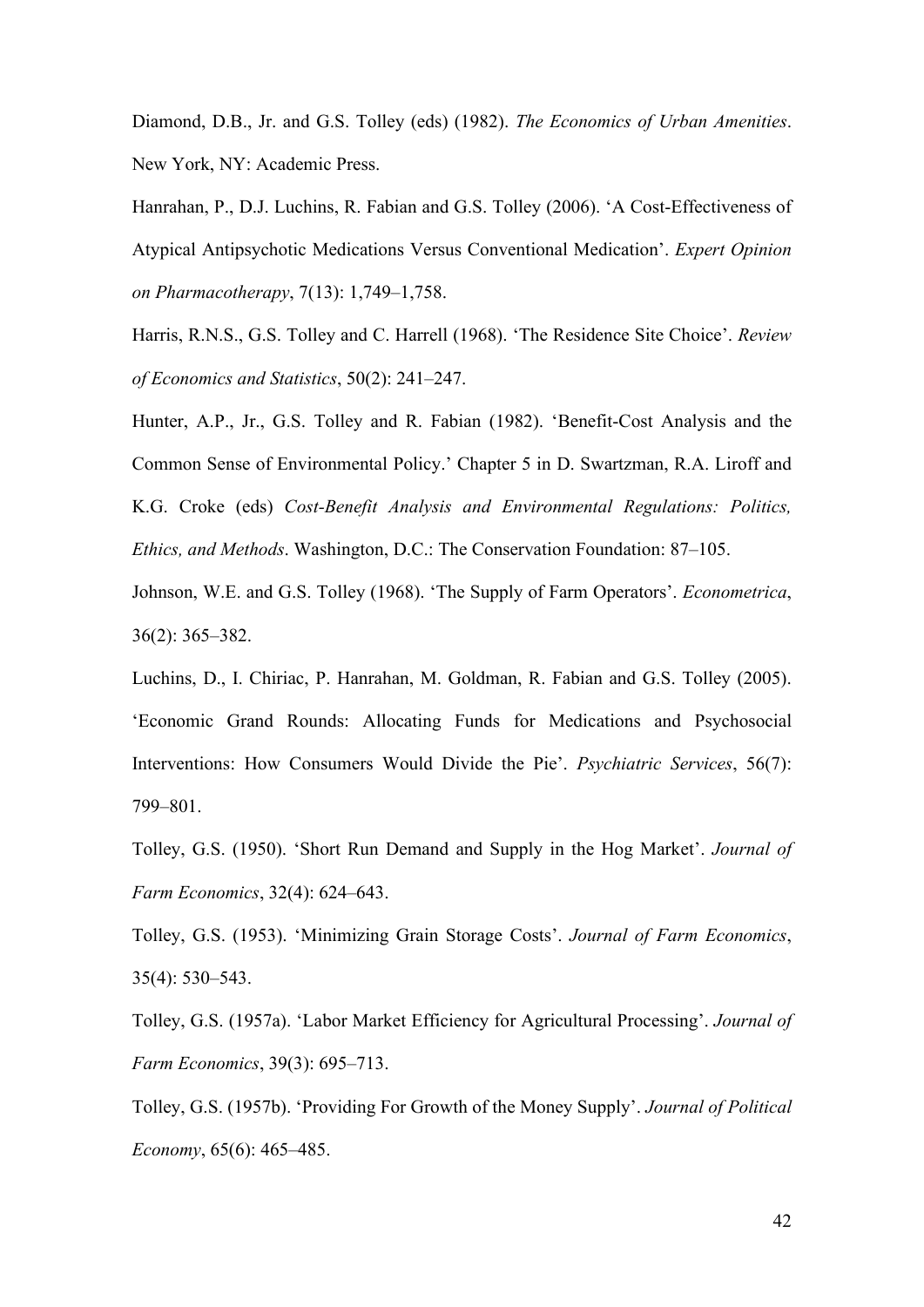Diamond, D.B., Jr. and G.S. Tolley (eds) (1982). *The Economics of Urban Amenities*. New York, NY: Academic Press.

Hanrahan, P., D.J. Luchins, R. Fabian and G.S. Tolley (2006). 'A Cost-Effectiveness of Atypical Antipsychotic Medications Versus Conventional Medication'. *Expert Opinion on Pharmacotherapy*, 7(13): 1,749–1,758.

Harris, R.N.S., G.S. Tolley and C. Harrell (1968). 'The Residence Site Choice'. *Review of Economics and Statistics*, 50(2): 241–247.

Hunter, A.P., Jr., G.S. Tolley and R. Fabian (1982). 'Benefit-Cost Analysis and the Common Sense of Environmental Policy.' Chapter 5 in D. Swartzman, R.A. Liroff and K.G. Croke (eds) *Cost-Benefit Analysis and Environmental Regulations: Politics, Ethics, and Methods*. Washington, D.C.: The Conservation Foundation: 87–105.

Johnson, W.E. and G.S. Tolley (1968). 'The Supply of Farm Operators'. *Econometrica*, 36(2): 365–382.

Luchins, D., I. Chiriac, P. Hanrahan, M. Goldman, R. Fabian and G.S. Tolley (2005). 'Economic Grand Rounds: Allocating Funds for Medications and Psychosocial Interventions: How Consumers Would Divide the Pie'. *Psychiatric Services*, 56(7): 799–801.

Tolley, G.S. (1950). 'Short Run Demand and Supply in the Hog Market'. *Journal of Farm Economics*, 32(4): 624–643.

Tolley, G.S. (1953). 'Minimizing Grain Storage Costs'. *Journal of Farm Economics*, 35(4): 530–543.

Tolley, G.S. (1957a). 'Labor Market Efficiency for Agricultural Processing'. *Journal of Farm Economics*, 39(3): 695–713.

Tolley, G.S. (1957b). 'Providing For Growth of the Money Supply'. *Journal of Political Economy*, 65(6): 465–485.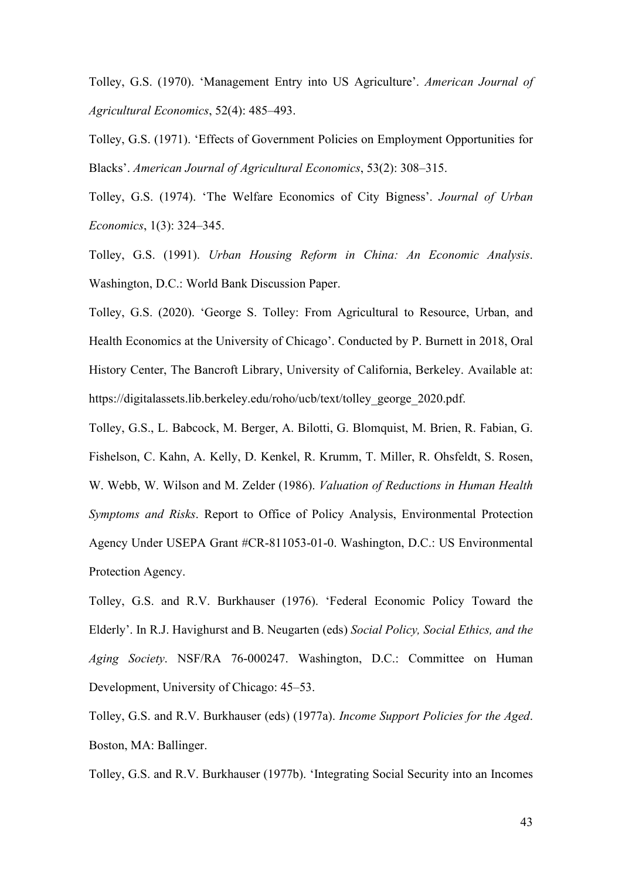Tolley, G.S. (1970). 'Management Entry into US Agriculture'. *American Journal of Agricultural Economics*, 52(4): 485–493.

Tolley, G.S. (1971). 'Effects of Government Policies on Employment Opportunities for Blacks'. *American Journal of Agricultural Economics*, 53(2): 308–315.

Tolley, G.S. (1974). 'The Welfare Economics of City Bigness'. *Journal of Urban Economics*, 1(3): 324–345.

Tolley, G.S. (1991). *Urban Housing Reform in China: An Economic Analysis*. Washington, D.C.: World Bank Discussion Paper.

Tolley, G.S. (2020). 'George S. Tolley: From Agricultural to Resource, Urban, and Health Economics at the University of Chicago'. Conducted by P. Burnett in 2018, Oral History Center, The Bancroft Library, University of California, Berkeley. Available at: https://digitalassets.lib.berkeley.edu/roho/ucb/text/tolley_george_2020.pdf.

Tolley, G.S., L. Babcock, M. Berger, A. Bilotti, G. Blomquist, M. Brien, R. Fabian, G. Fishelson, C. Kahn, A. Kelly, D. Kenkel, R. Krumm, T. Miller, R. Ohsfeldt, S. Rosen, W. Webb, W. Wilson and M. Zelder (1986). *Valuation of Reductions in Human Health Symptoms and Risks*. Report to Office of Policy Analysis, Environmental Protection Agency Under USEPA Grant #CR-811053-01-0. Washington, D.C.: US Environmental Protection Agency.

Tolley, G.S. and R.V. Burkhauser (1976). 'Federal Economic Policy Toward the Elderly'. In R.J. Havighurst and B. Neugarten (eds) *Social Policy, Social Ethics, and the Aging Society*. NSF/RA 76-000247. Washington, D.C.: Committee on Human Development, University of Chicago: 45–53.

Tolley, G.S. and R.V. Burkhauser (eds) (1977a). *Income Support Policies for the Aged*. Boston, MA: Ballinger.

Tolley, G.S. and R.V. Burkhauser (1977b). 'Integrating Social Security into an Incomes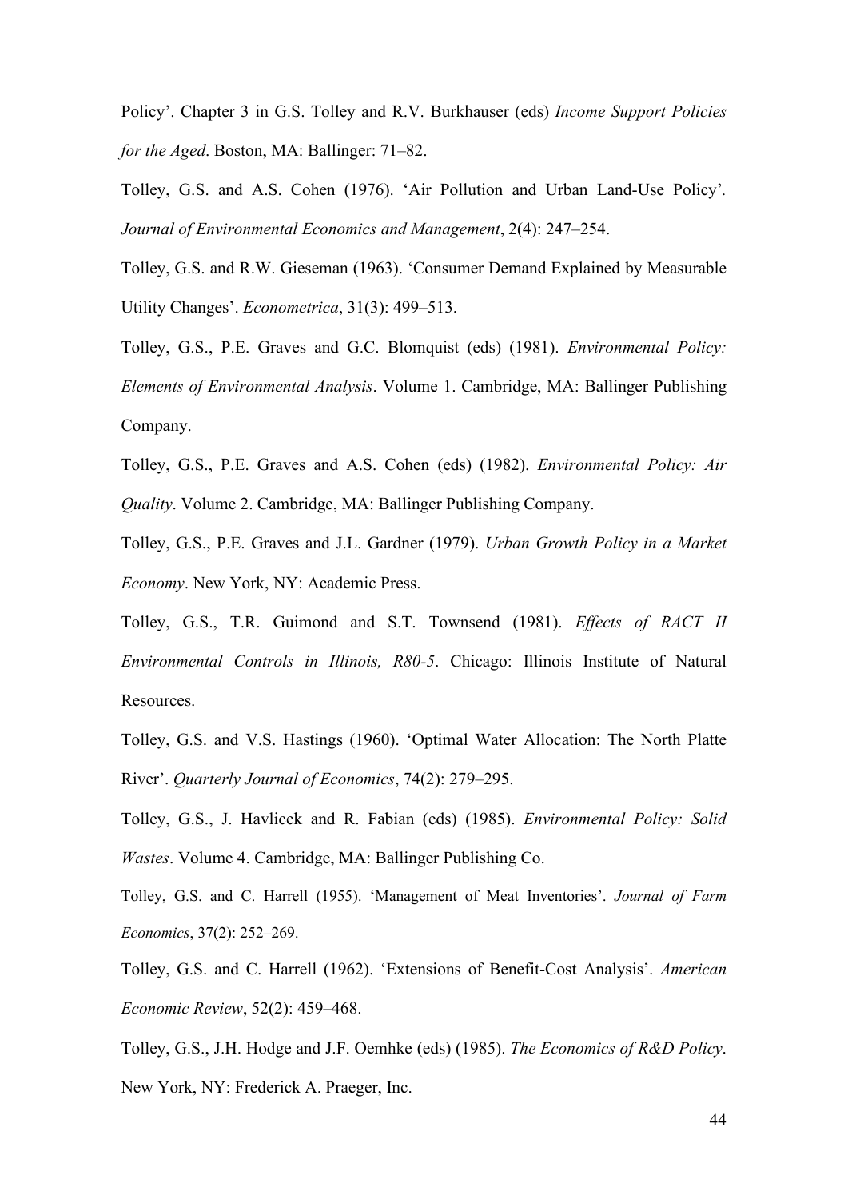Policy'. Chapter 3 in G.S. Tolley and R.V. Burkhauser (eds) *Income Support Policies for the Aged*. Boston, MA: Ballinger: 71–82.

Tolley, G.S. and A.S. Cohen (1976). 'Air Pollution and Urban Land-Use Policy'. *Journal of Environmental Economics and Management*, 2(4): 247–254.

Tolley, G.S. and R.W. Gieseman (1963). 'Consumer Demand Explained by Measurable Utility Changes'. *Econometrica*, 31(3): 499–513.

Tolley, G.S., P.E. Graves and G.C. Blomquist (eds) (1981). *Environmental Policy: Elements of Environmental Analysis*. Volume 1. Cambridge, MA: Ballinger Publishing Company.

Tolley, G.S., P.E. Graves and A.S. Cohen (eds) (1982). *Environmental Policy: Air Quality*. Volume 2. Cambridge, MA: Ballinger Publishing Company.

Tolley, G.S., P.E. Graves and J.L. Gardner (1979). *Urban Growth Policy in a Market Economy*. New York, NY: Academic Press.

Tolley, G.S., T.R. Guimond and S.T. Townsend (1981). *Effects of RACT II Environmental Controls in Illinois, R80-5*. Chicago: Illinois Institute of Natural Resources.

Tolley, G.S. and V.S. Hastings (1960). 'Optimal Water Allocation: The North Platte River'. *Quarterly Journal of Economics*, 74(2): 279–295.

Tolley, G.S., J. Havlicek and R. Fabian (eds) (1985). *Environmental Policy: Solid Wastes*. Volume 4. Cambridge, MA: Ballinger Publishing Co.

Tolley, G.S. and C. Harrell (1955). 'Management of Meat Inventories'. *Journal of Farm Economics*, 37(2): 252–269.

Tolley, G.S. and C. Harrell (1962). 'Extensions of Benefit-Cost Analysis'. *American Economic Review*, 52(2): 459–468.

Tolley, G.S., J.H. Hodge and J.F. Oemhke (eds) (1985). *The Economics of R&D Policy*. New York, NY: Frederick A. Praeger, Inc.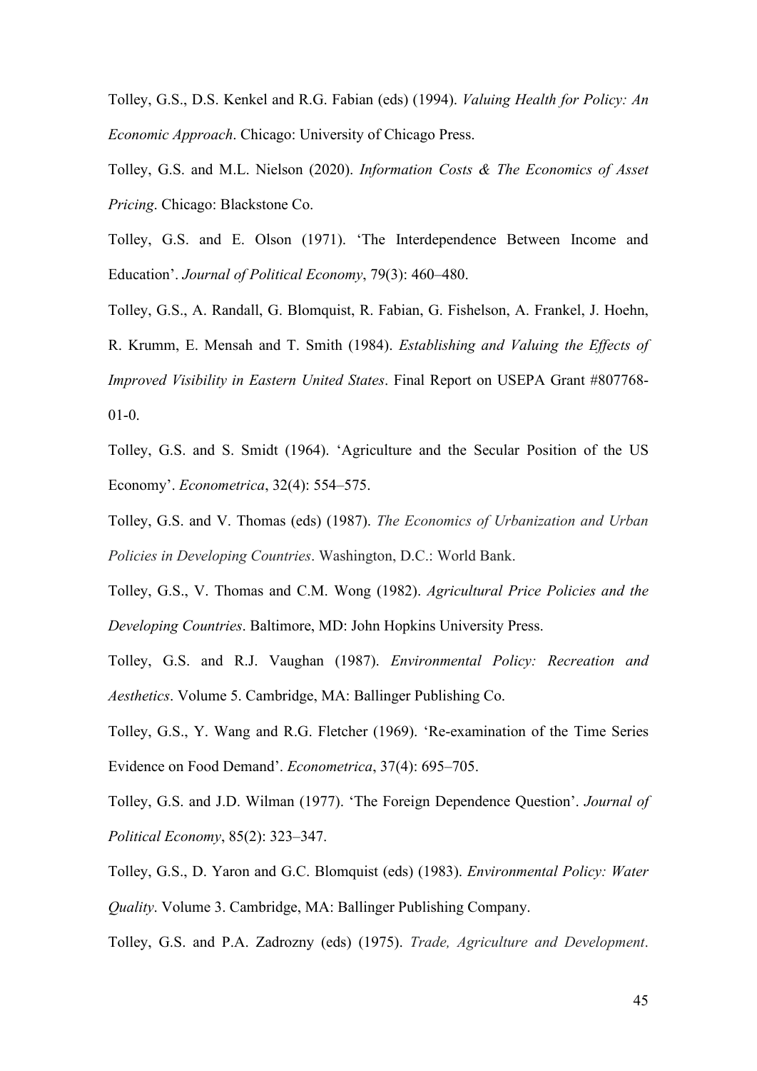Tolley, G.S., D.S. Kenkel and R.G. Fabian (eds) (1994). *Valuing Health for Policy: An Economic Approach*. Chicago: University of Chicago Press.

Tolley, G.S. and M.L. Nielson (2020). *Information Costs & The Economics of Asset Pricing*. Chicago: Blackstone Co.

Tolley, G.S. and E. Olson (1971). 'The Interdependence Between Income and Education'. *Journal of Political Economy*, 79(3): 460–480.

Tolley, G.S., A. Randall, G. Blomquist, R. Fabian, G. Fishelson, A. Frankel, J. Hoehn, R. Krumm, E. Mensah and T. Smith (1984). *Establishing and Valuing the Effects of Improved Visibility in Eastern United States*. Final Report on USEPA Grant #807768-01-0.

Tolley, G.S. and S. Smidt (1964). 'Agriculture and the Secular Position of the US Economy'. *Econometrica*, 32(4): 554–575.

Tolley, G.S. and V. Thomas (eds) (1987). *The Economics of Urbanization and Urban Policies in Developing Countries*. Washington, D.C.: World Bank.

Tolley, G.S., V. Thomas and C.M. Wong (1982). *Agricultural Price Policies and the Developing Countries*. Baltimore, MD: John Hopkins University Press.

Tolley, G.S. and R.J. Vaughan (1987). *Environmental Policy: Recreation and Aesthetics*. Volume 5. Cambridge, MA: Ballinger Publishing Co.

Tolley, G.S., Y. Wang and R.G. Fletcher (1969). 'Re-examination of the Time Series Evidence on Food Demand'. *Econometrica*, 37(4): 695–705.

Tolley, G.S. and J.D. Wilman (1977). 'The Foreign Dependence Question'. *Journal of Political Economy*, 85(2): 323–347.

Tolley, G.S., D. Yaron and G.C. Blomquist (eds) (1983). *Environmental Policy: Water Quality*. Volume 3. Cambridge, MA: Ballinger Publishing Company.

Tolley, G.S. and P.A. Zadrozny (eds) (1975). *Trade, Agriculture and Development*.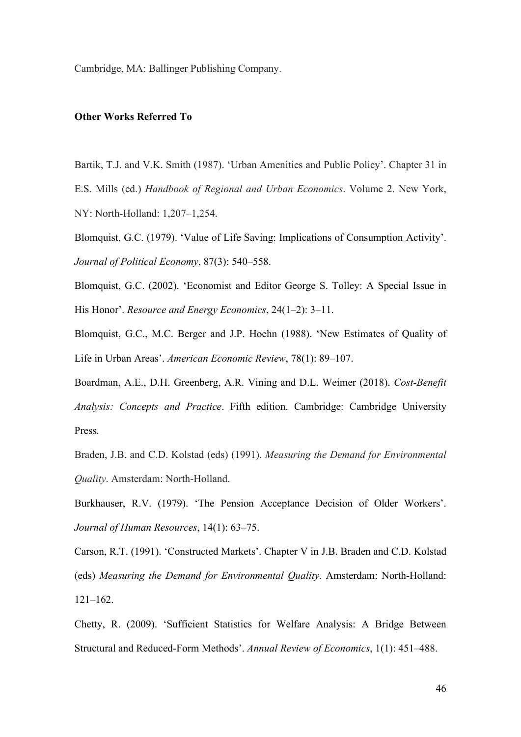Cambridge, MA: Ballinger Publishing Company.

**Other Works Referred To**

Bartik, T.J. and V.K. Smith (1987). 'Urban Amenities and Public Policy'. Chapter 31 in E.S. Mills (ed.) *Handbook of Regional and Urban Economics*. Volume 2. New York, NY: North-Holland: 1,207–1,254.

Blomquist, G.C. (1979). 'Value of Life Saving: Implications of Consumption Activity'. *Journal of Political Economy*, 87(3): 540–558.

Blomquist, G.C. (2002). 'Economist and Editor George S. Tolley: A Special Issue in His Honor'. *Resource and Energy Economics*, 24(1–2): 3–11.

Blomquist, G.C., M.C. Berger and J.P. Hoehn (1988). 'New Estimates of Quality of Life in Urban Areas'. *American Economic Review*, 78(1): 89–107.

Boardman, A.E., D.H. Greenberg, A.R. Vining and D.L. Weimer (2018). *Cost-Benefit Analysis: Concepts and Practice*. Fifth edition. Cambridge: Cambridge University Press.

Braden, J.B. and C.D. Kolstad (eds) (1991). *Measuring the Demand for Environmental Quality*. Amsterdam: North-Holland.

Burkhauser, R.V. (1979). 'The Pension Acceptance Decision of Older Workers'. *Journal of Human Resources*, 14(1): 63–75.

Carson, R.T. (1991). 'Constructed Markets'. Chapter V in J.B. Braden and C.D. Kolstad (eds) *Measuring the Demand for Environmental Quality*. Amsterdam: North-Holland: 121–162.

Chetty, R. (2009). 'Sufficient Statistics for Welfare Analysis: A Bridge Between Structural and Reduced-Form Methods'. *Annual Review of Economics*, 1(1): 451–488.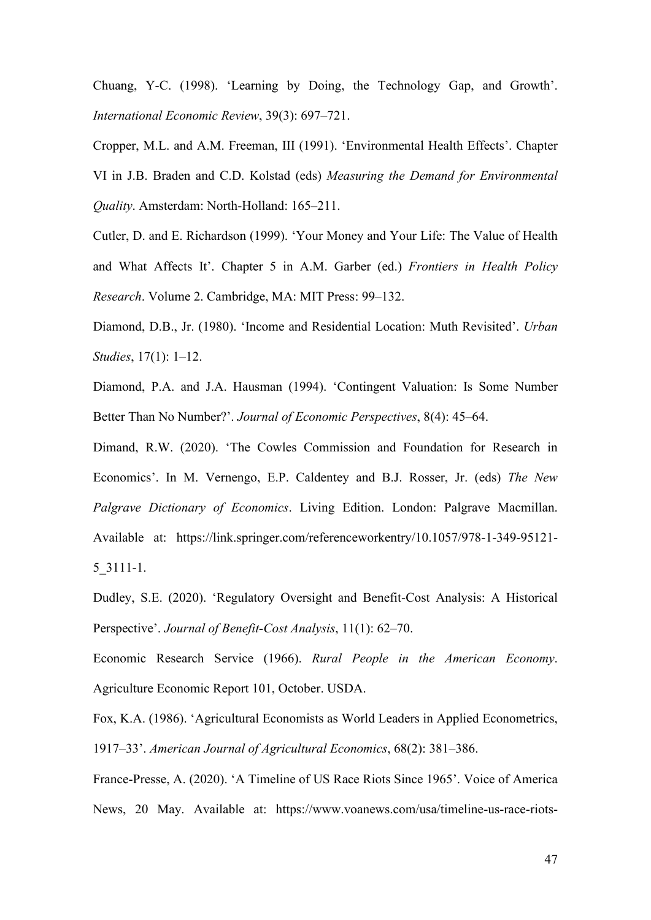Chuang, Y-C. (1998). 'Learning by Doing, the Technology Gap, and Growth'. *International Economic Review*, 39(3): 697–721.

Cropper, M.L. and A.M. Freeman, III (1991). 'Environmental Health Effects'. Chapter VI in J.B. Braden and C.D. Kolstad (eds) *Measuring the Demand for Environmental Quality*. Amsterdam: North-Holland: 165–211.

Cutler, D. and E. Richardson (1999). 'Your Money and Your Life: The Value of Health and What Affects It'. Chapter 5 in A.M. Garber (ed.) *Frontiers in Health Policy Research*. Volume 2. Cambridge, MA: MIT Press: 99–132.

Diamond, D.B., Jr. (1980). 'Income and Residential Location: Muth Revisited'. *Urban Studies*, 17(1): 1–12.

Diamond, P.A. and J.A. Hausman (1994). 'Contingent Valuation: Is Some Number Better Than No Number?'. *Journal of Economic Perspectives*, 8(4): 45–64.

Dimand, R.W. (2020). 'The Cowles Commission and Foundation for Research in Economics'. In M. Vernengo, E.P. Caldentey and B.J. Rosser, Jr. (eds) *The New Palgrave Dictionary of Economics*. Living Edition. London: Palgrave Macmillan. Available at: https://link.springer.com/referenceworkentry/10.1057/978-1-349-95121-5_3111-1.

Dudley, S.E. (2020). 'Regulatory Oversight and Benefit-Cost Analysis: A Historical Perspective'. *Journal of Benefit-Cost Analysis*, 11(1): 62–70.

Economic Research Service (1966). *Rural People in the American Economy*. Agriculture Economic Report 101, October. USDA.

Fox, K.A. (1986). 'Agricultural Economists as World Leaders in Applied Econometrics, 1917–33'. *American Journal of Agricultural Economics*, 68(2): 381–386.

France-Presse, A. (2020). 'A Timeline of US Race Riots Since 1965'. Voice of America News, 20 May. Available at: https://www.voanews.com/usa/timeline-us-race-riots-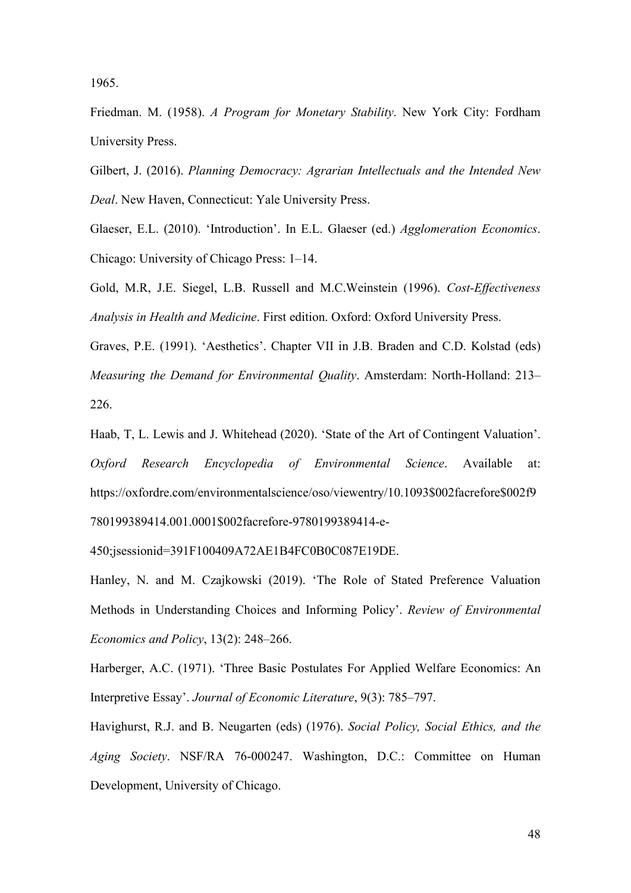1965.

Friedman. M. (1958). *A Program for Monetary Stability*. New York City: Fordham University Press.

Gilbert, J. (2016). *Planning Democracy: Agrarian Intellectuals and the Intended New Deal*. New Haven, Connecticut: Yale University Press.

Glaeser, E.L. (2010). 'Introduction'. In E.L. Glaeser (ed.) *Agglomeration Economics*. Chicago: University of Chicago Press: 1–14.

Gold, M.R, J.E. Siegel, L.B. Russell and M.C.Weinstein (1996). *Cost-Effectiveness Analysis in Health and Medicine*. First edition. Oxford: Oxford University Press.

Graves, P.E. (1991). 'Aesthetics'. Chapter VII in J.B. Braden and C.D. Kolstad (eds) *Measuring the Demand for Environmental Quality*. Amsterdam: North-Holland: 213–226.

Haab, T, L. Lewis and J. Whitehead (2020). 'State of the Art of Contingent Valuation'. *Oxford Research Encyclopedia of Environmental Science*. Available at: https://oxfordre.com/environmentalscience/oso/viewentry/10.1093$002facrefore$002f9780199389414.001.0001$002facrefore-9780199389414-e-450;jsessionid=391F100409A72AE1B4FC0B0C087E19DE.

Hanley, N. and M. Czajkowski (2019). 'The Role of Stated Preference Valuation Methods in Understanding Choices and Informing Policy'. *Review of Environmental Economics and Policy*, 13(2): 248–266.

Harberger, A.C. (1971). 'Three Basic Postulates For Applied Welfare Economics: An Interpretive Essay'. *Journal of Economic Literature*, 9(3): 785–797.

Havighurst, R.J. and B. Neugarten (eds) (1976). *Social Policy, Social Ethics, and the Aging Society*. NSF/RA 76-000247. Washington, D.C.: Committee on Human Development, University of Chicago.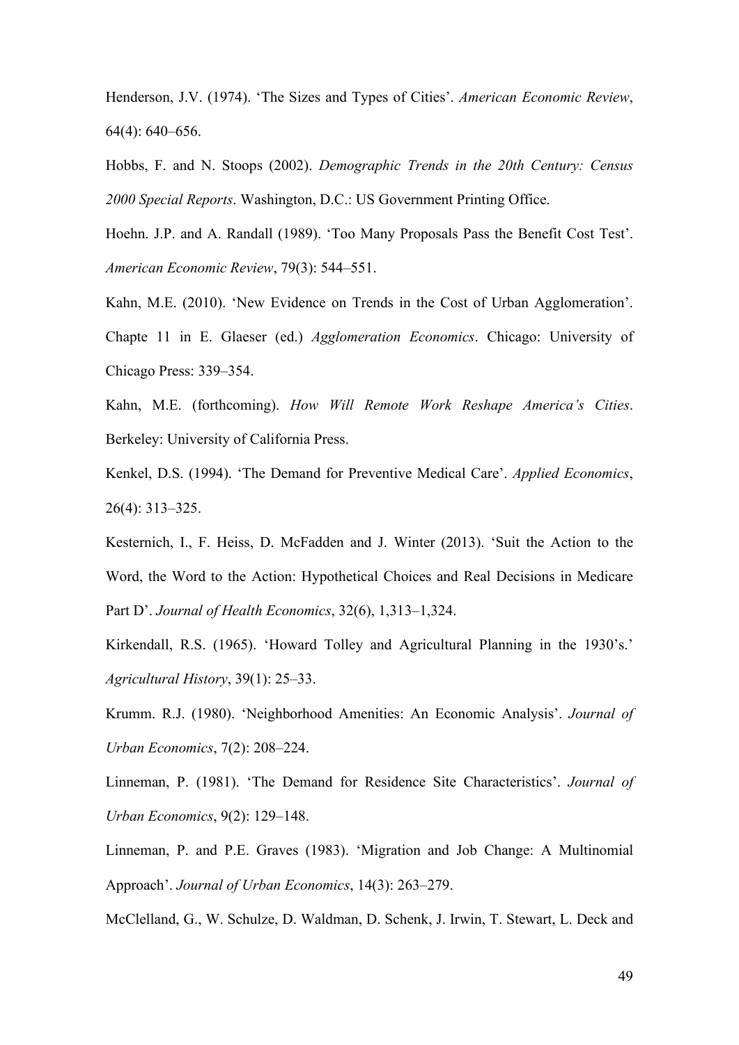Henderson, J.V. (1974). 'The Sizes and Types of Cities'. *American Economic Review*, 64(4): 640–656.

Hobbs, F. and N. Stoops (2002). *Demographic Trends in the 20th Century: Census 2000 Special Reports*. Washington, D.C.: US Government Printing Office.

Hoehn. J.P. and A. Randall (1989). 'Too Many Proposals Pass the Benefit Cost Test'. *American Economic Review*, 79(3): 544–551.

Kahn, M.E. (2010). 'New Evidence on Trends in the Cost of Urban Agglomeration'. Chapte 11 in E. Glaeser (ed.) *Agglomeration Economics*. Chicago: University of Chicago Press: 339–354.

Kahn, M.E. (forthcoming). *How Will Remote Work Reshape America's Cities*. Berkeley: University of California Press.

Kenkel, D.S. (1994). 'The Demand for Preventive Medical Care'. *Applied Economics*, 26(4): 313–325.

Kesternich, I., F. Heiss, D. McFadden and J. Winter (2013). 'Suit the Action to the Word, the Word to the Action: Hypothetical Choices and Real Decisions in Medicare Part D'. *Journal of Health Economics*, 32(6), 1,313–1,324.

Kirkendall, R.S. (1965). 'Howard Tolley and Agricultural Planning in the 1930's.' *Agricultural History*, 39(1): 25–33.

Krumm. R.J. (1980). 'Neighborhood Amenities: An Economic Analysis'. *Journal of Urban Economics*, 7(2): 208–224.

Linneman, P. (1981). 'The Demand for Residence Site Characteristics'. *Journal of Urban Economics*, 9(2): 129–148.

Linneman, P. and P.E. Graves (1983). 'Migration and Job Change: A Multinomial Approach'. *Journal of Urban Economics*, 14(3): 263–279.

McClelland, G., W. Schulze, D. Waldman, D. Schenk, J. Irwin, T. Stewart, L. Deck and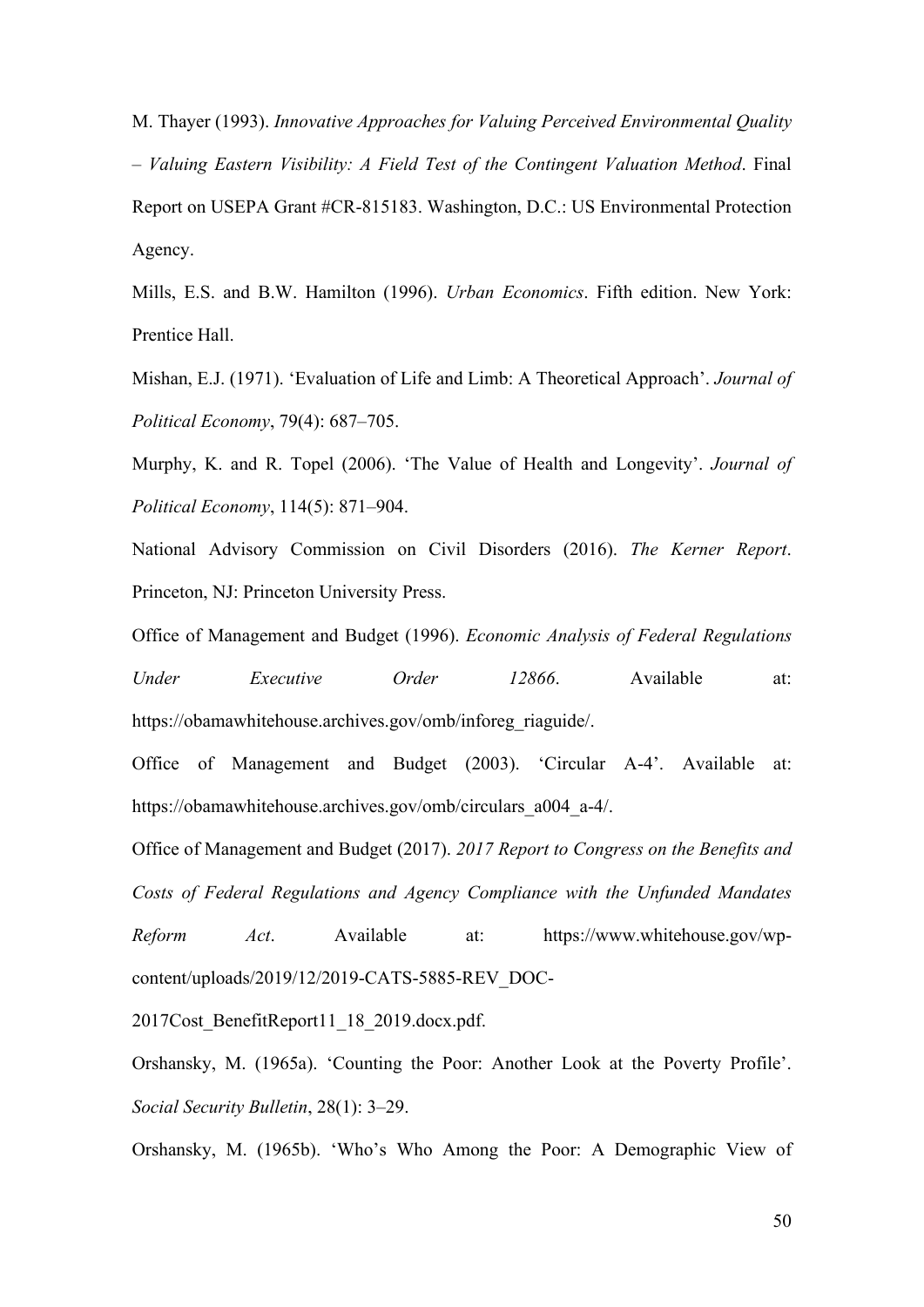M. Thayer (1993). *Innovative Approaches for Valuing Perceived Environmental Quality – Valuing Eastern Visibility: A Field Test of the Contingent Valuation Method*. Final Report on USEPA Grant #CR-815183. Washington, D.C.: US Environmental Protection Agency.

Mills, E.S. and B.W. Hamilton (1996). *Urban Economics*. Fifth edition. New York: Prentice Hall.

Mishan, E.J. (1971). 'Evaluation of Life and Limb: A Theoretical Approach'. *Journal of Political Economy*, 79(4): 687–705.

Murphy, K. and R. Topel (2006). 'The Value of Health and Longevity'. *Journal of Political Economy*, 114(5): 871–904.

National Advisory Commission on Civil Disorders (2016). *The Kerner Report*. Princeton, NJ: Princeton University Press.

Office of Management and Budget (1996). *Economic Analysis of Federal Regulations Under Executive Order 12866*. Available at: https://obamawhitehouse.archives.gov/omb/inforeg_riaguide/.

Office of Management and Budget (2003). 'Circular A-4'. Available at: https://obamawhitehouse.archives.gov/omb/circulars_a004_a-4/.

Office of Management and Budget (2017). *2017 Report to Congress on the Benefits and Costs of Federal Regulations and Agency Compliance with the Unfunded Mandates Reform Act*. Available at: https://www.whitehouse.gov/wp-content/uploads/2019/12/2019-CATS-5885-REV_DOC-2017Cost_BenefitReport11_18_2019.docx.pdf.

Orshansky, M. (1965a). 'Counting the Poor: Another Look at the Poverty Profile'. *Social Security Bulletin*, 28(1): 3–29.

Orshansky, M. (1965b). 'Who's Who Among the Poor: A Demographic View of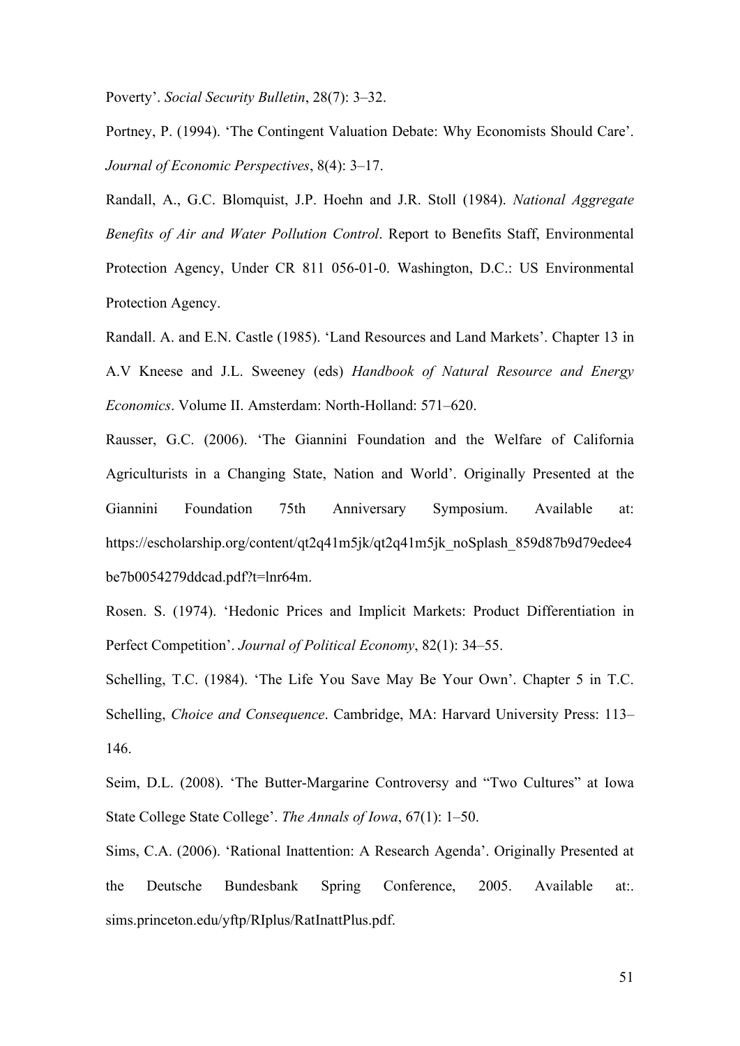Poverty'. *Social Security Bulletin*, 28(7): 3–32.

Portney, P. (1994). 'The Contingent Valuation Debate: Why Economists Should Care'. *Journal of Economic Perspectives*, 8(4): 3–17.

Randall, A., G.C. Blomquist, J.P. Hoehn and J.R. Stoll (1984). *National Aggregate Benefits of Air and Water Pollution Control*. Report to Benefits Staff, Environmental Protection Agency, Under CR 811 056-01-0. Washington, D.C.: US Environmental Protection Agency.

Randall. A. and E.N. Castle (1985). 'Land Resources and Land Markets'. Chapter 13 in A.V Kneese and J.L. Sweeney (eds) *Handbook of Natural Resource and Energy Economics*. Volume II. Amsterdam: North-Holland: 571–620.

Rausser, G.C. (2006). 'The Giannini Foundation and the Welfare of California Agriculturists in a Changing State, Nation and World'. Originally Presented at the Giannini Foundation 75th Anniversary Symposium. Available at: https://escholarship.org/content/qt2q41m5jk/qt2q41m5jk_noSplash_859d87b9d79edee4be7b0054279ddcad.pdf?t=lnr64m.

Rosen. S. (1974). 'Hedonic Prices and Implicit Markets: Product Differentiation in Perfect Competition'. *Journal of Political Economy*, 82(1): 34–55.

Schelling, T.C. (1984). 'The Life You Save May Be Your Own'. Chapter 5 in T.C. Schelling, *Choice and Consequence*. Cambridge, MA: Harvard University Press: 113–146.

Seim, D.L. (2008). 'The Butter-Margarine Controversy and "Two Cultures" at Iowa State College State College'. *The Annals of Iowa*, 67(1): 1–50.

Sims, C.A. (2006). 'Rational Inattention: A Research Agenda'. Originally Presented at the Deutsche Bundesbank Spring Conference, 2005. Available at:. sims.princeton.edu/yftp/RIplus/RatInattPlus.pdf.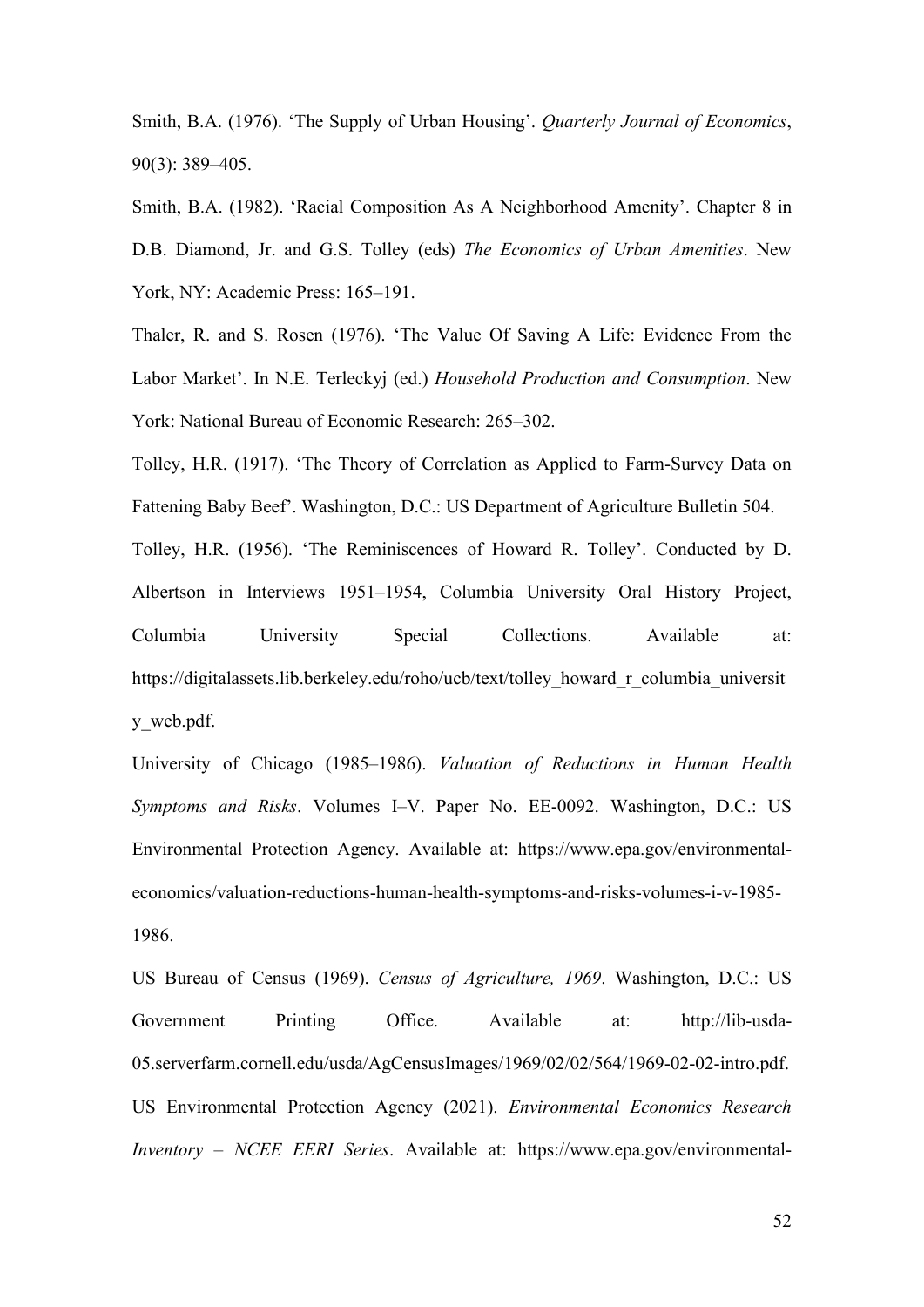Smith, B.A. (1976). 'The Supply of Urban Housing'. *Quarterly Journal of Economics*, 90(3): 389–405.

Smith, B.A. (1982). 'Racial Composition As A Neighborhood Amenity'. Chapter 8 in D.B. Diamond, Jr. and G.S. Tolley (eds) *The Economics of Urban Amenities*. New York, NY: Academic Press: 165–191.

Thaler, R. and S. Rosen (1976). 'The Value Of Saving A Life: Evidence From the Labor Market'. In N.E. Terleckyj (ed.) *Household Production and Consumption*. New York: National Bureau of Economic Research: 265–302.

Tolley, H.R. (1917). 'The Theory of Correlation as Applied to Farm-Survey Data on Fattening Baby Beef'. Washington, D.C.: US Department of Agriculture Bulletin 504.

Tolley, H.R. (1956). 'The Reminiscences of Howard R. Tolley'. Conducted by D. Albertson in Interviews 1951–1954, Columbia University Oral History Project, Columbia University Special Collections. Available at: https://digitalassets.lib.berkeley.edu/roho/ucb/text/tolley_howard_r_columbia_university_web.pdf.

University of Chicago (1985–1986). *Valuation of Reductions in Human Health Symptoms and Risks*. Volumes I–V. Paper No. EE-0092. Washington, D.C.: US Environmental Protection Agency. Available at: https://www.epa.gov/environmental-economics/valuation-reductions-human-health-symptoms-and-risks-volumes-i-v-1985-1986.

US Bureau of Census (1969). *Census of Agriculture, 1969*. Washington, D.C.: US Government Printing Office. Available at: http://lib-usda-05.serverfarm.cornell.edu/usda/AgCensusImages/1969/02/02/564/1969-02-02-intro.pdf.

US Environmental Protection Agency (2021). *Environmental Economics Research Inventory – NCEE EERI Series*. Available at: https://www.epa.gov/environmental-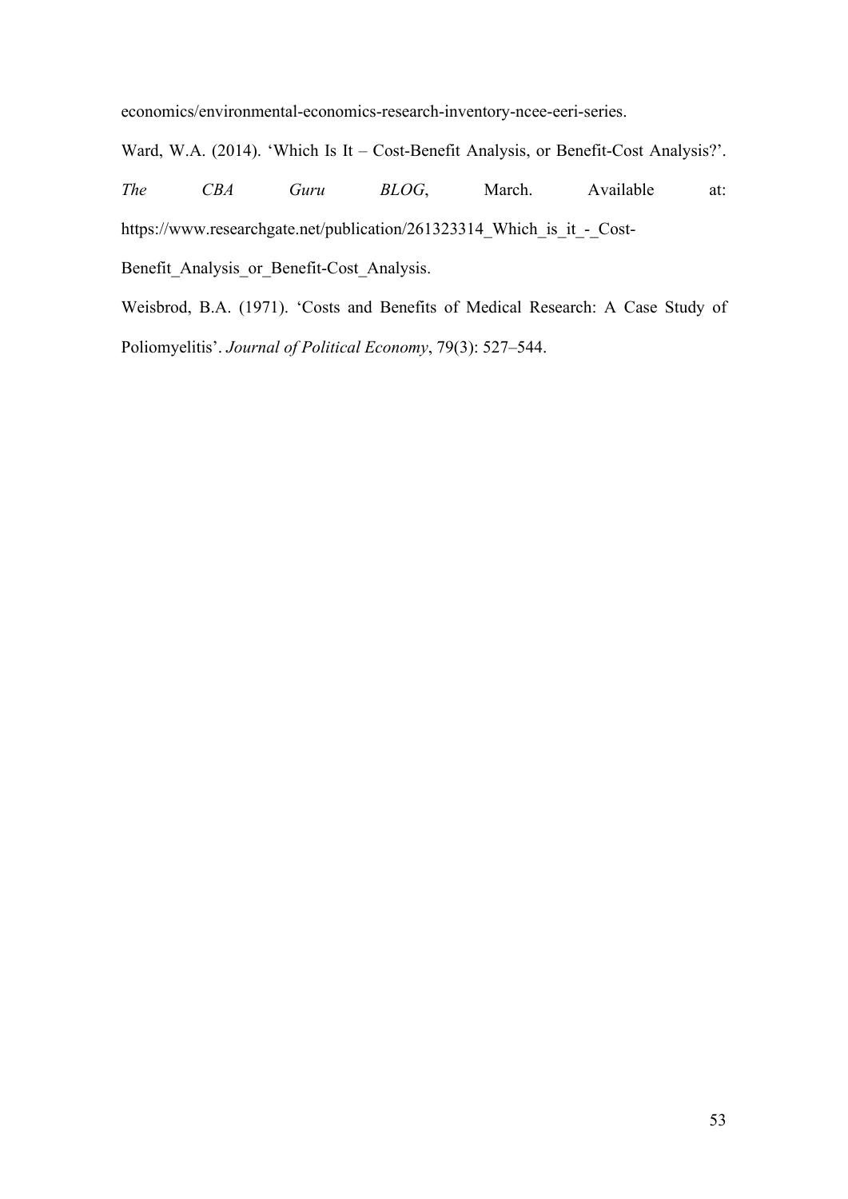economics/environmental-economics-research-inventory-ncee-eeri-series.

Ward, W.A. (2014). 'Which Is It – Cost-Benefit Analysis, or Benefit-Cost Analysis?'. *The CBA Guru BLOG*, March. Available at: https://www.researchgate.net/publication/261323314_Which_is_it_-_Cost-Benefit_Analysis_or_Benefit-Cost_Analysis.

Weisbrod, B.A. (1971). 'Costs and Benefits of Medical Research: A Case Study of Poliomyelitis'. *Journal of Political Economy*, 79(3): 527–544.